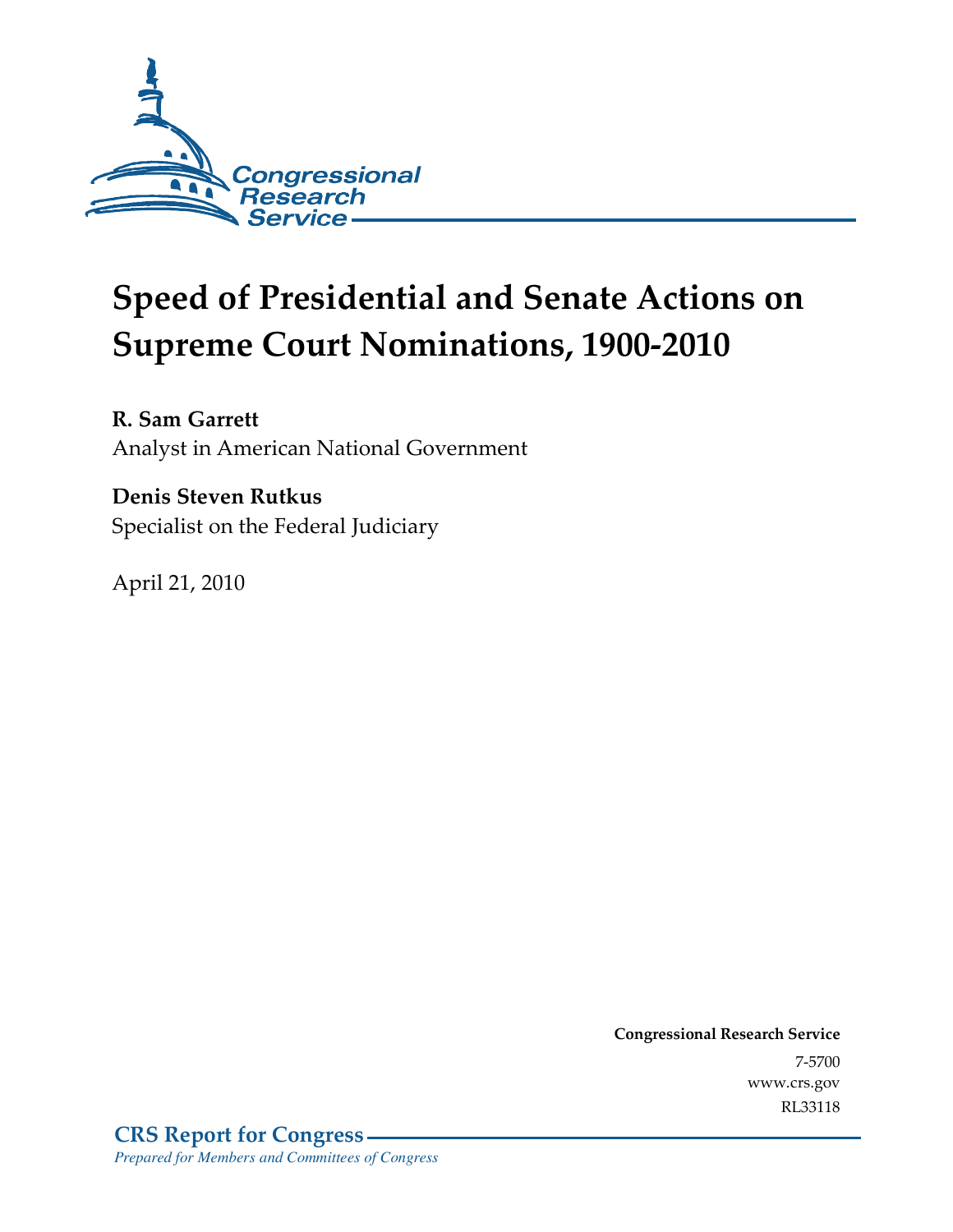Congressional Research Service

# Speed of Presidential and Senate Actions on Supreme Court Nominations, 1900-2010

**R. Sam Garrett**
Analyst in American National Government

**Denis Steven Rutkus**
Specialist on the Federal Judiciary

April 21, 2010

**Congressional Research Service**
7-5700
www.crs.gov
RL33118

**CRS Report for Congress**
*Prepared for Members and Committees of Congress*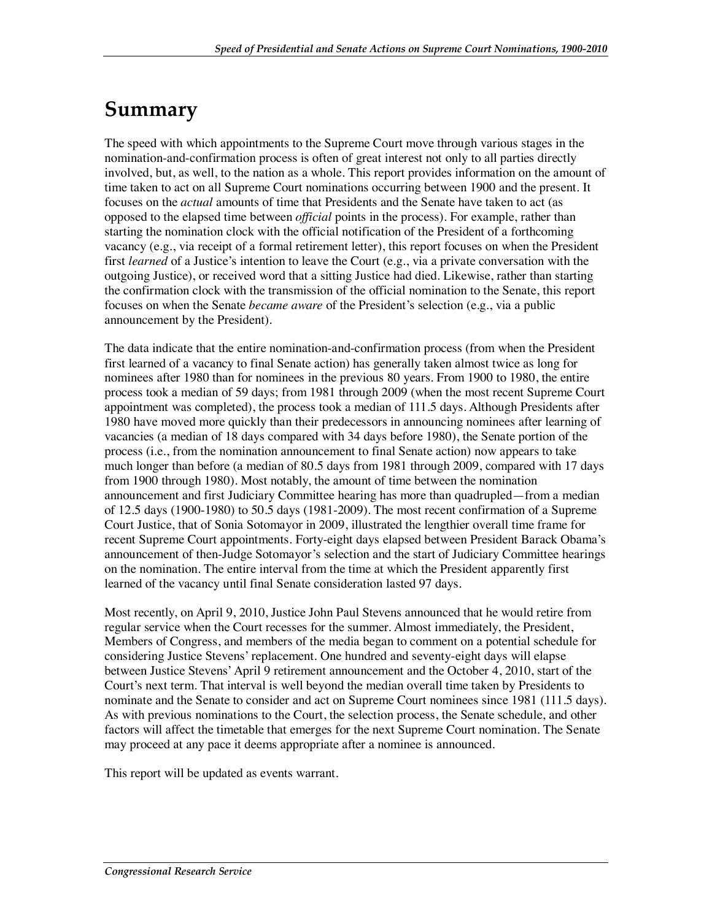# Summary

The speed with which appointments to the Supreme Court move through various stages in the nomination-and-confirmation process is often of great interest not only to all parties directly involved, but, as well, to the nation as a whole. This report provides information on the amount of time taken to act on all Supreme Court nominations occurring between 1900 and the present. It focuses on the *actual* amounts of time that Presidents and the Senate have taken to act (as opposed to the elapsed time between *official* points in the process). For example, rather than starting the nomination clock with the official notification of the President of a forthcoming vacancy (e.g., via receipt of a formal retirement letter), this report focuses on when the President first *learned* of a Justice's intention to leave the Court (e.g., via a private conversation with the outgoing Justice), or received word that a sitting Justice had died. Likewise, rather than starting the confirmation clock with the transmission of the official nomination to the Senate, this report focuses on when the Senate *became aware* of the President's selection (e.g., via a public announcement by the President).

The data indicate that the entire nomination-and-confirmation process (from when the President first learned of a vacancy to final Senate action) has generally taken almost twice as long for nominees after 1980 than for nominees in the previous 80 years. From 1900 to 1980, the entire process took a median of 59 days; from 1981 through 2009 (when the most recent Supreme Court appointment was completed), the process took a median of 111.5 days. Although Presidents after 1980 have moved more quickly than their predecessors in announcing nominees after learning of vacancies (a median of 18 days compared with 34 days before 1980), the Senate portion of the process (i.e., from the nomination announcement to final Senate action) now appears to take much longer than before (a median of 80.5 days from 1981 through 2009, compared with 17 days from 1900 through 1980). Most notably, the amount of time between the nomination announcement and first Judiciary Committee hearing has more than quadrupled—from a median of 12.5 days (1900-1980) to 50.5 days (1981-2009). The most recent confirmation of a Supreme Court Justice, that of Sonia Sotomayor in 2009, illustrated the lengthier overall time frame for recent Supreme Court appointments. Forty-eight days elapsed between President Barack Obama's announcement of then-Judge Sotomayor's selection and the start of Judiciary Committee hearings on the nomination. The entire interval from the time at which the President apparently first learned of the vacancy until final Senate consideration lasted 97 days.

Most recently, on April 9, 2010, Justice John Paul Stevens announced that he would retire from regular service when the Court recesses for the summer. Almost immediately, the President, Members of Congress, and members of the media began to comment on a potential schedule for considering Justice Stevens' replacement. One hundred and seventy-eight days will elapse between Justice Stevens' April 9 retirement announcement and the October 4, 2010, start of the Court's next term. That interval is well beyond the median overall time taken by Presidents to nominate and the Senate to consider and act on Supreme Court nominees since 1981 (111.5 days). As with previous nominations to the Court, the selection process, the Senate schedule, and other factors will affect the timetable that emerges for the next Supreme Court nomination. The Senate may proceed at any pace it deems appropriate after a nominee is announced.

This report will be updated as events warrant.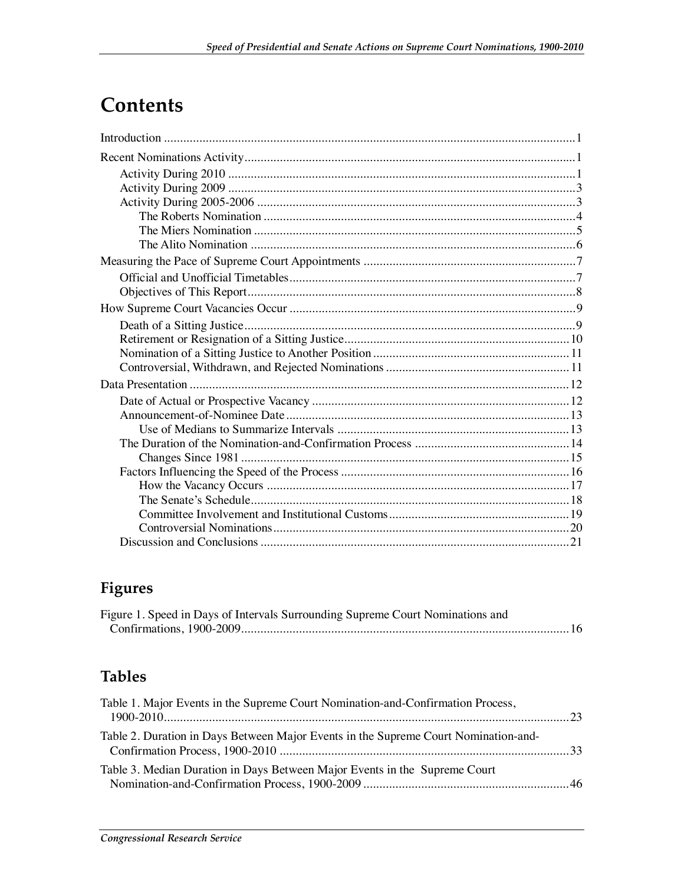# Contents

Introduction ..................................................................................................................................1

Recent Nominations Activity........................................................................................................1

- Activity During 2010 ............................................................................................................1
- Activity During 2009 ............................................................................................................3
- Activity During 2005-2006 ...................................................................................................3
  - The Roberts Nomination ..................................................................................................4
  - The Miers Nomination .....................................................................................................5
  - The Alito Nomination ......................................................................................................6

Measuring the Pace of Supreme Court Appointments ...................................................................7

- Official and Unofficial Timetables..........................................................................................7
- Objectives of This Report.......................................................................................................8

How Supreme Court Vacancies Occur ..........................................................................................9

- Death of a Sitting Justice........................................................................................................9
- Retirement or Resignation of a Sitting Justice......................................................................10
- Nomination of a Sitting Justice to Another Position .............................................................11
- Controversial, Withdrawn, and Rejected Nominations ..........................................................11

Data Presentation .......................................................................................................................12

- Date of Actual or Prospective Vacancy .................................................................................12
- Announcement-of-Nominee Date .........................................................................................13
  - Use of Medians to Summarize Intervals .........................................................................13
- The Duration of the Nomination-and-Confirmation Process .................................................14
  - Changes Since 1981 .......................................................................................................15
- Factors Influencing the Speed of the Process .......................................................................16
  - How the Vacancy Occurs ...............................................................................................17
  - The Senate's Schedule....................................................................................................18
  - Committee Involvement and Institutional Customs.........................................................19
  - Controversial Nominations.............................................................................................20
- Discussion and Conclusions .................................................................................................21

## Figures

Figure 1. Speed in Days of Intervals Surrounding Supreme Court Nominations and Confirmations, 1900-2009.......................................................................................................16

## Tables

Table 1. Major Events in the Supreme Court Nomination-and-Confirmation Process, 1900-2010..............................................................................................................................23

Table 2. Duration in Days Between Major Events in the Supreme Court Nomination-and-Confirmation Process, 1900-2010 ...........................................................................................33

Table 3. Median Duration in Days Between Major Events in the Supreme Court Nomination-and-Confirmation Process, 1900-2009 .................................................................46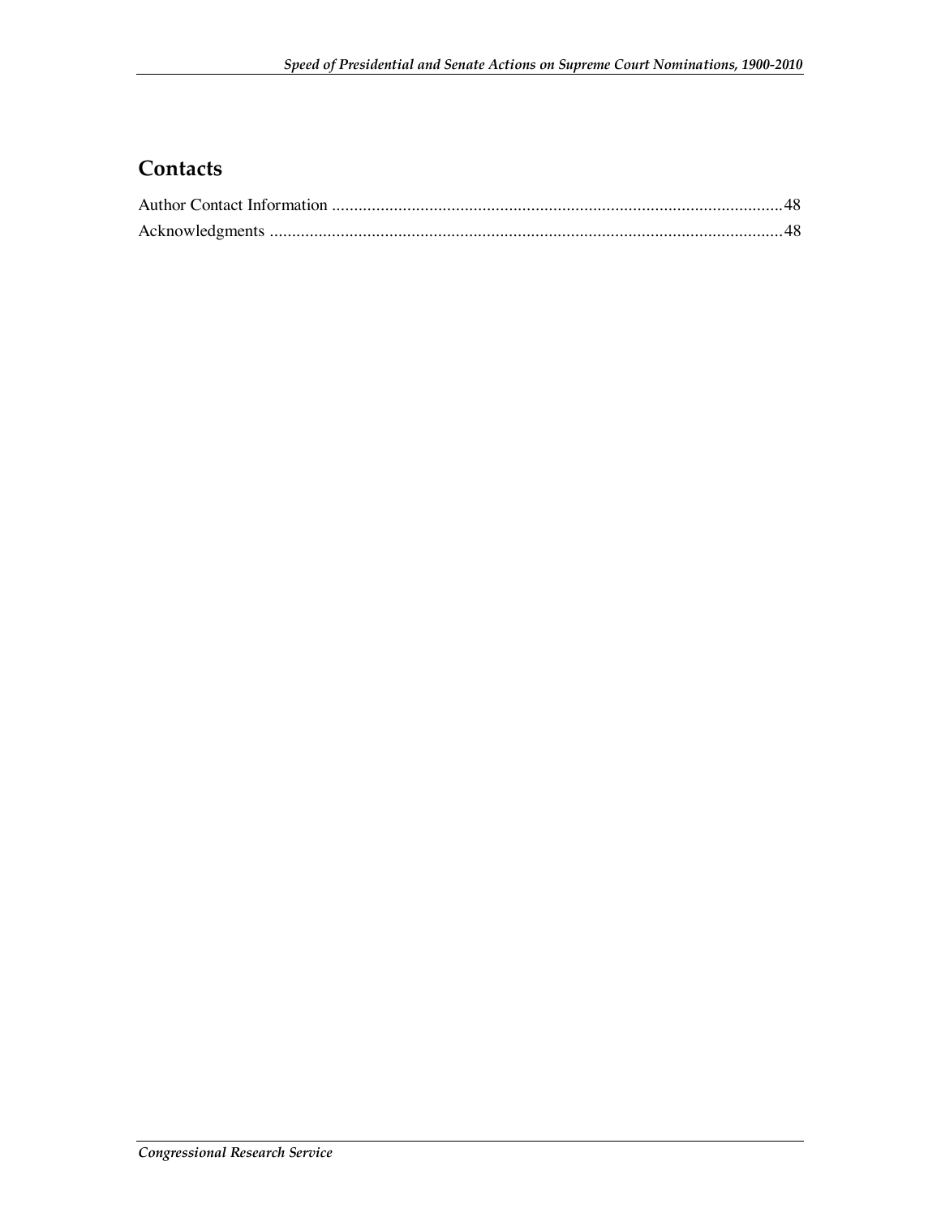## Contacts

Author Contact Information .....................................................................................................48
Acknowledgments ...................................................................................................................48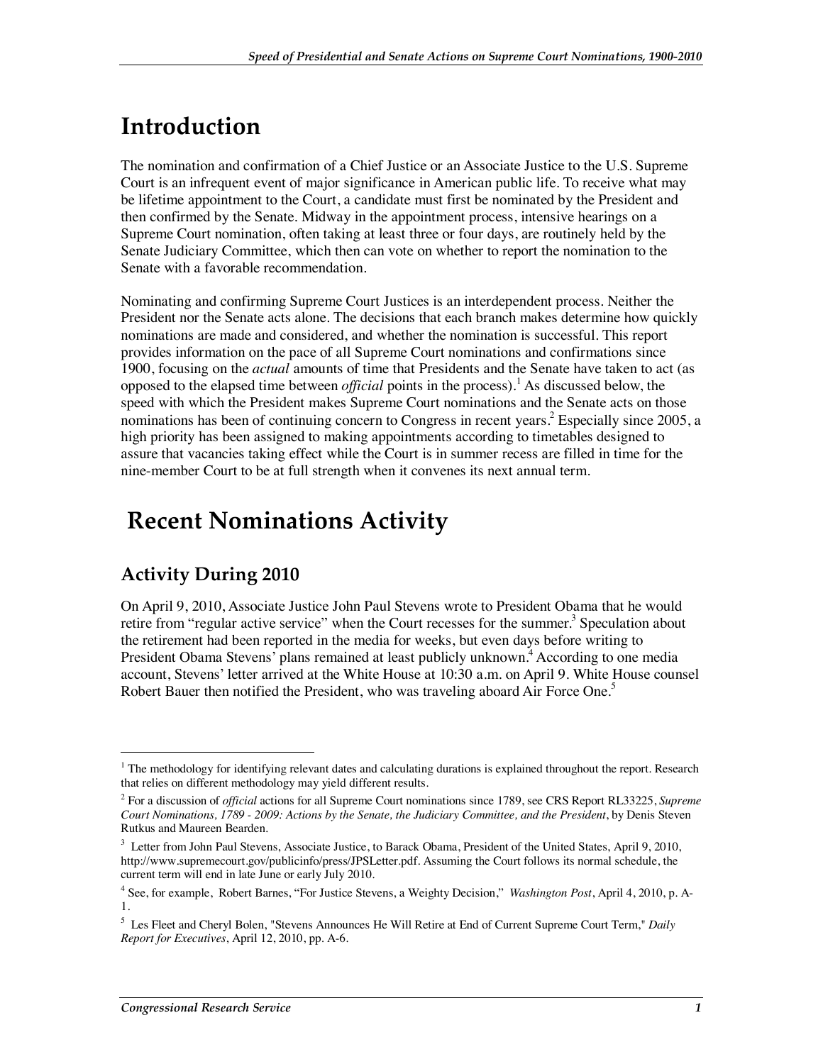# Introduction

The nomination and confirmation of a Chief Justice or an Associate Justice to the U.S. Supreme Court is an infrequent event of major significance in American public life. To receive what may be lifetime appointment to the Court, a candidate must first be nominated by the President and then confirmed by the Senate. Midway in the appointment process, intensive hearings on a Supreme Court nomination, often taking at least three or four days, are routinely held by the Senate Judiciary Committee, which then can vote on whether to report the nomination to the Senate with a favorable recommendation.

Nominating and confirming Supreme Court Justices is an interdependent process. Neither the President nor the Senate acts alone. The decisions that each branch makes determine how quickly nominations are made and considered, and whether the nomination is successful. This report provides information on the pace of all Supreme Court nominations and confirmations since 1900, focusing on the *actual* amounts of time that Presidents and the Senate have taken to act (as opposed to the elapsed time between *official* points in the process).[1] As discussed below, the speed with which the President makes Supreme Court nominations and the Senate acts on those nominations has been of continuing concern to Congress in recent years.[2] Especially since 2005, a high priority has been assigned to making appointments according to timetables designed to assure that vacancies taking effect while the Court is in summer recess are filled in time for the nine-member Court to be at full strength when it convenes its next annual term.

# Recent Nominations Activity

## Activity During 2010

On April 9, 2010, Associate Justice John Paul Stevens wrote to President Obama that he would retire from "regular active service" when the Court recesses for the summer.[3] Speculation about the retirement had been reported in the media for weeks, but even days before writing to President Obama Stevens' plans remained at least publicly unknown.[4] According to one media account, Stevens' letter arrived at the White House at 10:30 a.m. on April 9. White House counsel Robert Bauer then notified the President, who was traveling aboard Air Force One.[5]

---

[1] The methodology for identifying relevant dates and calculating durations is explained throughout the report. Research that relies on different methodology may yield different results.

[2] For a discussion of *official* actions for all Supreme Court nominations since 1789, see CRS Report RL33225, *Supreme Court Nominations, 1789 - 2009: Actions by the Senate, the Judiciary Committee, and the President*, by Denis Steven Rutkus and Maureen Bearden.

[3] Letter from John Paul Stevens, Associate Justice, to Barack Obama, President of the United States, April 9, 2010, http://www.supremecourt.gov/publicinfo/press/JPSLetter.pdf. Assuming the Court follows its normal schedule, the current term will end in late June or early July 2010.

[4] See, for example, Robert Barnes, "For Justice Stevens, a Weighty Decision," *Washington Post*, April 4, 2010, p. A-1.

[5] Les Fleet and Cheryl Bolen, "Stevens Announces He Will Retire at End of Current Supreme Court Term," *Daily Report for Executives*, April 12, 2010, pp. A-6.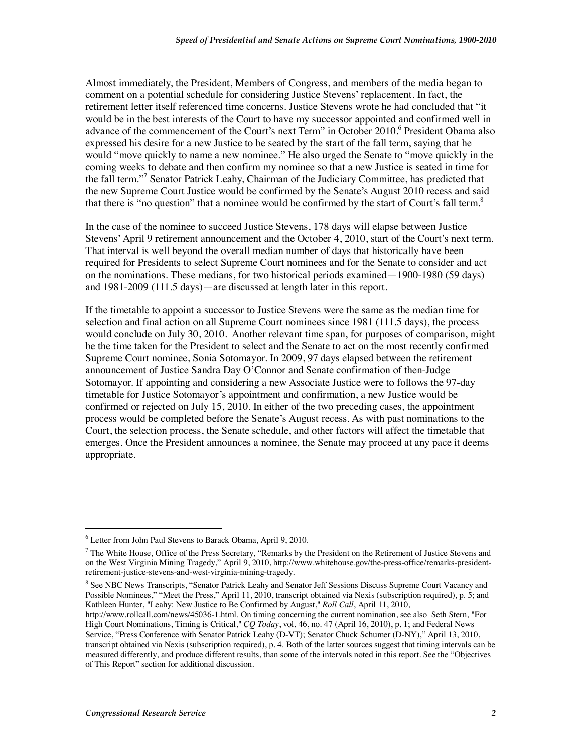Almost immediately, the President, Members of Congress, and members of the media began to comment on a potential schedule for considering Justice Stevens' replacement. In fact, the retirement letter itself referenced time concerns. Justice Stevens wrote he had concluded that "it would be in the best interests of the Court to have my successor appointed and confirmed well in advance of the commencement of the Court's next Term" in October 2010.[6] President Obama also expressed his desire for a new Justice to be seated by the start of the fall term, saying that he would "move quickly to name a new nominee." He also urged the Senate to "move quickly in the coming weeks to debate and then confirm my nominee so that a new Justice is seated in time for the fall term."[7] Senator Patrick Leahy, Chairman of the Judiciary Committee, has predicted that the new Supreme Court Justice would be confirmed by the Senate's August 2010 recess and said that there is "no question" that a nominee would be confirmed by the start of Court's fall term.[8]

In the case of the nominee to succeed Justice Stevens, 178 days will elapse between Justice Stevens' April 9 retirement announcement and the October 4, 2010, start of the Court's next term. That interval is well beyond the overall median number of days that historically have been required for Presidents to select Supreme Court nominees and for the Senate to consider and act on the nominations. These medians, for two historical periods examined—1900-1980 (59 days) and 1981-2009 (111.5 days)—are discussed at length later in this report.

If the timetable to appoint a successor to Justice Stevens were the same as the median time for selection and final action on all Supreme Court nominees since 1981 (111.5 days), the process would conclude on July 30, 2010. Another relevant time span, for purposes of comparison, might be the time taken for the President to select and the Senate to act on the most recently confirmed Supreme Court nominee, Sonia Sotomayor. In 2009, 97 days elapsed between the retirement announcement of Justice Sandra Day O'Connor and Senate confirmation of then-Judge Sotomayor. If appointing and considering a new Associate Justice were to follows the 97-day timetable for Justice Sotomayor's appointment and confirmation, a new Justice would be confirmed or rejected on July 15, 2010. In either of the two preceding cases, the appointment process would be completed before the Senate's August recess. As with past nominations to the Court, the selection process, the Senate schedule, and other factors will affect the timetable that emerges. Once the President announces a nominee, the Senate may proceed at any pace it deems appropriate.

---

[6] Letter from John Paul Stevens to Barack Obama, April 9, 2010.

[7] The White House, Office of the Press Secretary, "Remarks by the President on the Retirement of Justice Stevens and on the West Virginia Mining Tragedy," April 9, 2010, http://www.whitehouse.gov/the-press-office/remarks-president-retirement-justice-stevens-and-west-virginia-mining-tragedy.

[8] See NBC News Transcripts, "Senator Patrick Leahy and Senator Jeff Sessions Discuss Supreme Court Vacancy and Possible Nominees," "Meet the Press," April 11, 2010, transcript obtained via Nexis (subscription required), p. 5; and Kathleen Hunter, "Leahy: New Justice to Be Confirmed by August," *Roll Call*, April 11, 2010, http://www.rollcall.com/news/45036-1.html. On timing concerning the current nomination, see also Seth Stern, "For High Court Nominations, Timing is Critical," *CQ Today*, vol. 46, no. 47 (April 16, 2010), p. 1; and Federal News Service, "Press Conference with Senator Patrick Leahy (D-VT); Senator Chuck Schumer (D-NY)," April 13, 2010, transcript obtained via Nexis (subscription required), p. 4. Both of the latter sources suggest that timing intervals can be measured differently, and produce different results, than some of the intervals noted in this report. See the "Objectives of This Report" section for additional discussion.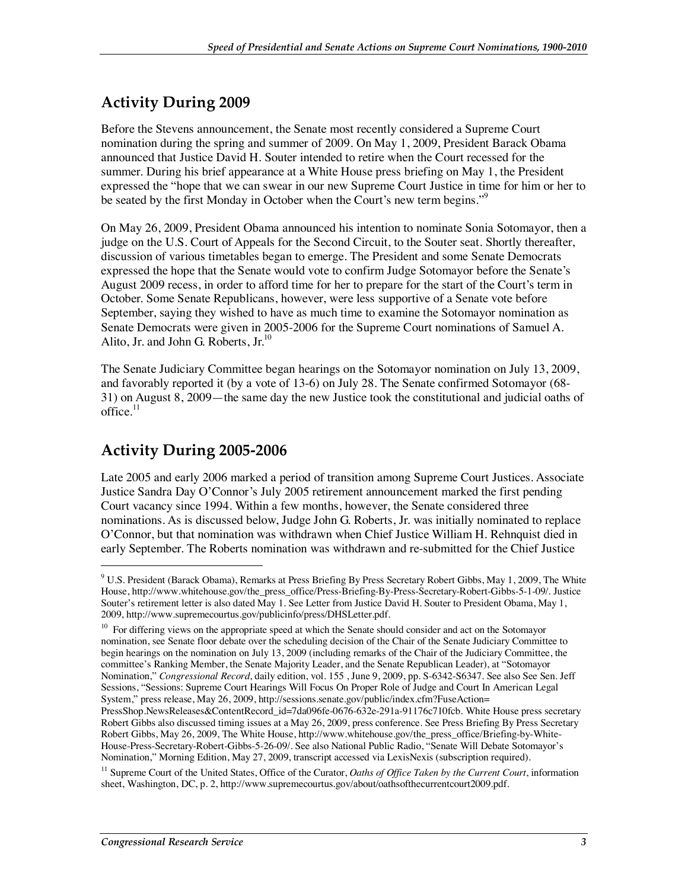## Activity During 2009

Before the Stevens announcement, the Senate most recently considered a Supreme Court nomination during the spring and summer of 2009. On May 1, 2009, President Barack Obama announced that Justice David H. Souter intended to retire when the Court recessed for the summer. During his brief appearance at a White House press briefing on May 1, the President expressed the "hope that we can swear in our new Supreme Court Justice in time for him or her to be seated by the first Monday in October when the Court's new term begins."[9]

On May 26, 2009, President Obama announced his intention to nominate Sonia Sotomayor, then a judge on the U.S. Court of Appeals for the Second Circuit, to the Souter seat. Shortly thereafter, discussion of various timetables began to emerge. The President and some Senate Democrats expressed the hope that the Senate would vote to confirm Judge Sotomayor before the Senate's August 2009 recess, in order to afford time for her to prepare for the start of the Court's term in October. Some Senate Republicans, however, were less supportive of a Senate vote before September, saying they wished to have as much time to examine the Sotomayor nomination as Senate Democrats were given in 2005-2006 for the Supreme Court nominations of Samuel A. Alito, Jr. and John G. Roberts, Jr.[10]

The Senate Judiciary Committee began hearings on the Sotomayor nomination on July 13, 2009, and favorably reported it (by a vote of 13-6) on July 28. The Senate confirmed Sotomayor (68-31) on August 8, 2009—the same day the new Justice took the constitutional and judicial oaths of office.[11]

## Activity During 2005-2006

Late 2005 and early 2006 marked a period of transition among Supreme Court Justices. Associate Justice Sandra Day O'Connor's July 2005 retirement announcement marked the first pending Court vacancy since 1994. Within a few months, however, the Senate considered three nominations. As is discussed below, Judge John G. Roberts, Jr. was initially nominated to replace O'Connor, but that nomination was withdrawn when Chief Justice William H. Rehnquist died in early September. The Roberts nomination was withdrawn and re-submitted for the Chief Justice

---

[9] U.S. President (Barack Obama), Remarks at Press Briefing By Press Secretary Robert Gibbs, May 1, 2009, The White House, http://www.whitehouse.gov/the_press_office/Press-Briefing-By-Press-Secretary-Robert-Gibbs-5-1-09/. Justice Souter's retirement letter is also dated May 1. See Letter from Justice David H. Souter to President Obama, May 1, 2009, http://www.supremecourtus.gov/publicinfo/press/DHSLetter.pdf.

[10] For differing views on the appropriate speed at which the Senate should consider and act on the Sotomayor nomination, see Senate floor debate over the scheduling decision of the Chair of the Senate Judiciary Committee to begin hearings on the nomination on July 13, 2009 (including remarks of the Chair of the Judiciary Committee, the committee's Ranking Member, the Senate Majority Leader, and the Senate Republican Leader), at "Sotomayor Nomination," *Congressional Record*, daily edition, vol. 155 , June 9, 2009, pp. S-6342-S6347. See also See Sen. Jeff Sessions, "Sessions: Supreme Court Hearings Will Focus On Proper Role of Judge and Court In American Legal System," press release, May 26, 2009, http://sessions.senate.gov/public/index.cfm?FuseAction=PressShop.NewsReleases&ContentRecord_id=7da096fe-0676-632e-291a-91176c710fcb. White House press secretary Robert Gibbs also discussed timing issues at a May 26, 2009, press conference. See Press Briefing By Press Secretary Robert Gibbs, May 26, 2009, The White House, http://www.whitehouse.gov/the_press_office/Briefing-by-White-House-Press-Secretary-Robert-Gibbs-5-26-09/. See also National Public Radio, "Senate Will Debate Sotomayor's Nomination," Morning Edition, May 27, 2009, transcript accessed via LexisNexis (subscription required).

[11] Supreme Court of the United States, Office of the Curator, *Oaths of Office Taken by the Current Court*, information sheet, Washington, DC, p. 2, http://www.supremecourtus.gov/about/oathsofthecurrentcourt2009.pdf.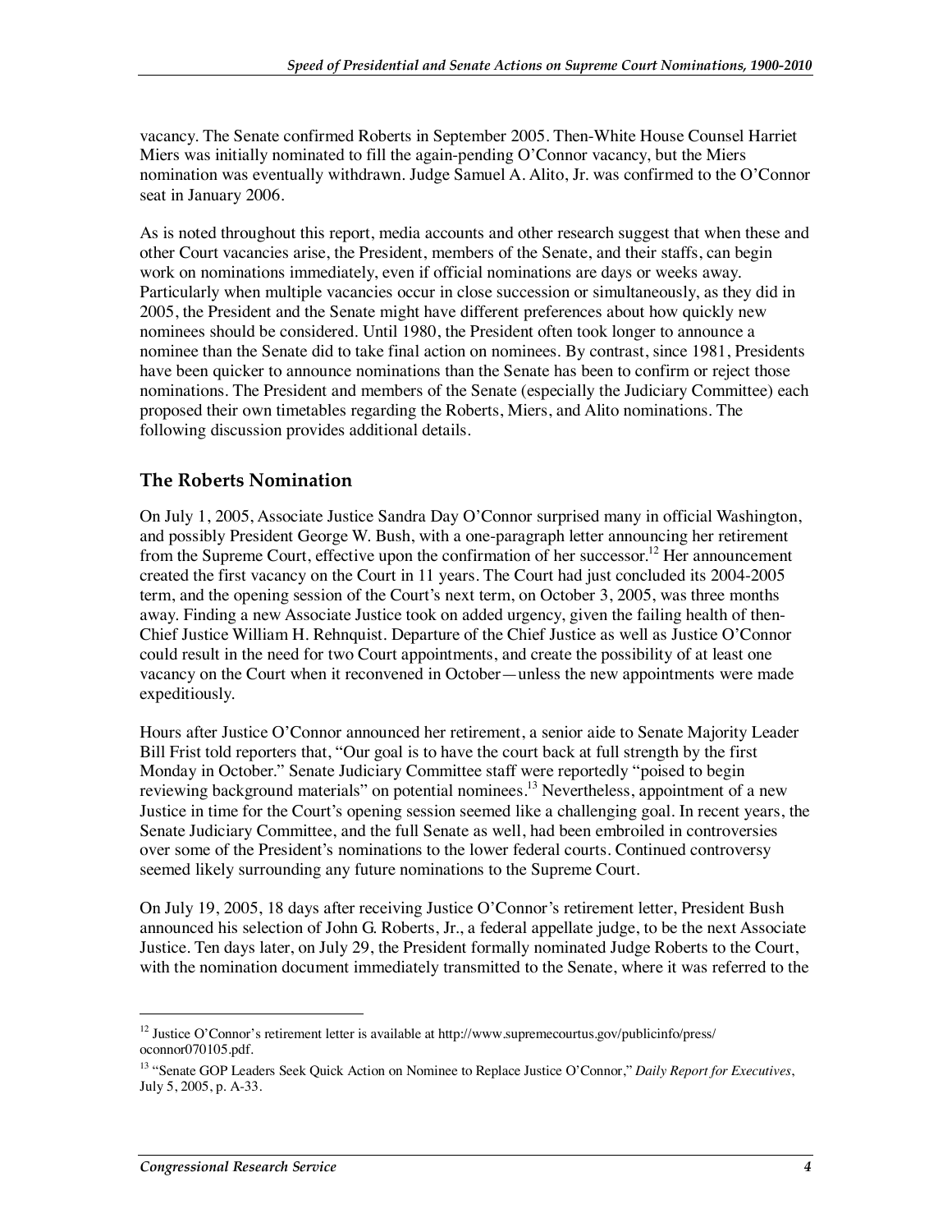vacancy. The Senate confirmed Roberts in September 2005. Then-White House Counsel Harriet Miers was initially nominated to fill the again-pending O'Connor vacancy, but the Miers nomination was eventually withdrawn. Judge Samuel A. Alito, Jr. was confirmed to the O'Connor seat in January 2006.

As is noted throughout this report, media accounts and other research suggest that when these and other Court vacancies arise, the President, members of the Senate, and their staffs, can begin work on nominations immediately, even if official nominations are days or weeks away. Particularly when multiple vacancies occur in close succession or simultaneously, as they did in 2005, the President and the Senate might have different preferences about how quickly new nominees should be considered. Until 1980, the President often took longer to announce a nominee than the Senate did to take final action on nominees. By contrast, since 1981, Presidents have been quicker to announce nominations than the Senate has been to confirm or reject those nominations. The President and members of the Senate (especially the Judiciary Committee) each proposed their own timetables regarding the Roberts, Miers, and Alito nominations. The following discussion provides additional details.

## The Roberts Nomination

On July 1, 2005, Associate Justice Sandra Day O'Connor surprised many in official Washington, and possibly President George W. Bush, with a one-paragraph letter announcing her retirement from the Supreme Court, effective upon the confirmation of her successor.[12] Her announcement created the first vacancy on the Court in 11 years. The Court had just concluded its 2004-2005 term, and the opening session of the Court's next term, on October 3, 2005, was three months away. Finding a new Associate Justice took on added urgency, given the failing health of then-Chief Justice William H. Rehnquist. Departure of the Chief Justice as well as Justice O'Connor could result in the need for two Court appointments, and create the possibility of at least one vacancy on the Court when it reconvened in October—unless the new appointments were made expeditiously.

Hours after Justice O'Connor announced her retirement, a senior aide to Senate Majority Leader Bill Frist told reporters that, "Our goal is to have the court back at full strength by the first Monday in October." Senate Judiciary Committee staff were reportedly "poised to begin reviewing background materials" on potential nominees.[13] Nevertheless, appointment of a new Justice in time for the Court's opening session seemed like a challenging goal. In recent years, the Senate Judiciary Committee, and the full Senate as well, had been embroiled in controversies over some of the President's nominations to the lower federal courts. Continued controversy seemed likely surrounding any future nominations to the Supreme Court.

On July 19, 2005, 18 days after receiving Justice O'Connor's retirement letter, President Bush announced his selection of John G. Roberts, Jr., a federal appellate judge, to be the next Associate Justice. Ten days later, on July 29, the President formally nominated Judge Roberts to the Court, with the nomination document immediately transmitted to the Senate, where it was referred to the

[12] Justice O'Connor's retirement letter is available at http://www.supremecourtus.gov/publicinfo/press/oconnor070105.pdf.

[13] "Senate GOP Leaders Seek Quick Action on Nominee to Replace Justice O'Connor," *Daily Report for Executives*, July 5, 2005, p. A-33.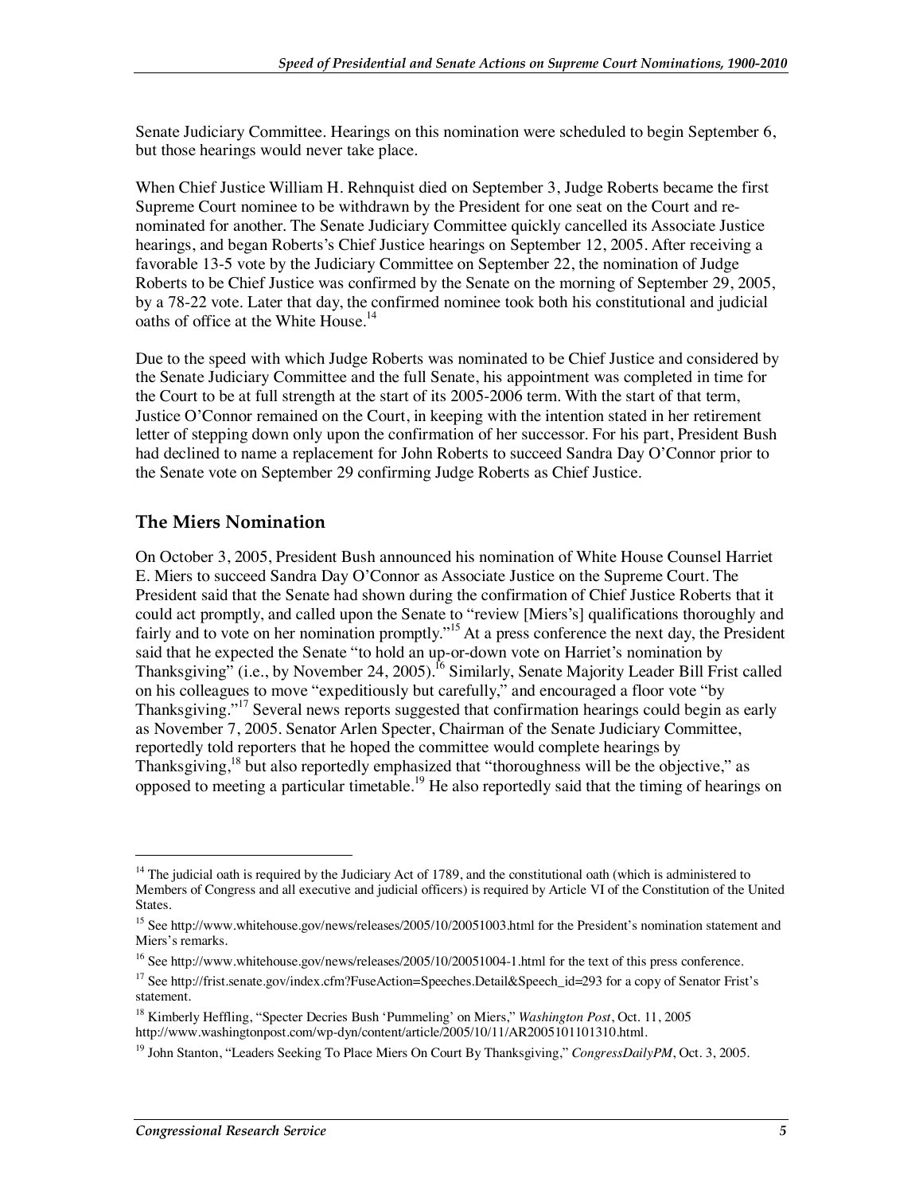Senate Judiciary Committee. Hearings on this nomination were scheduled to begin September 6, but those hearings would never take place.

When Chief Justice William H. Rehnquist died on September 3, Judge Roberts became the first Supreme Court nominee to be withdrawn by the President for one seat on the Court and re-nominated for another. The Senate Judiciary Committee quickly cancelled its Associate Justice hearings, and began Roberts's Chief Justice hearings on September 12, 2005. After receiving a favorable 13-5 vote by the Judiciary Committee on September 22, the nomination of Judge Roberts to be Chief Justice was confirmed by the Senate on the morning of September 29, 2005, by a 78-22 vote. Later that day, the confirmed nominee took both his constitutional and judicial oaths of office at the White House.[14]

Due to the speed with which Judge Roberts was nominated to be Chief Justice and considered by the Senate Judiciary Committee and the full Senate, his appointment was completed in time for the Court to be at full strength at the start of its 2005-2006 term. With the start of that term, Justice O'Connor remained on the Court, in keeping with the intention stated in her retirement letter of stepping down only upon the confirmation of her successor. For his part, President Bush had declined to name a replacement for John Roberts to succeed Sandra Day O'Connor prior to the Senate vote on September 29 confirming Judge Roberts as Chief Justice.

## The Miers Nomination

On October 3, 2005, President Bush announced his nomination of White House Counsel Harriet E. Miers to succeed Sandra Day O'Connor as Associate Justice on the Supreme Court. The President said that the Senate had shown during the confirmation of Chief Justice Roberts that it could act promptly, and called upon the Senate to "review [Miers's] qualifications thoroughly and fairly and to vote on her nomination promptly."[15] At a press conference the next day, the President said that he expected the Senate "to hold an up-or-down vote on Harriet's nomination by Thanksgiving" (i.e., by November 24, 2005).[16] Similarly, Senate Majority Leader Bill Frist called on his colleagues to move "expeditiously but carefully," and encouraged a floor vote "by Thanksgiving."[17] Several news reports suggested that confirmation hearings could begin as early as November 7, 2005. Senator Arlen Specter, Chairman of the Senate Judiciary Committee, reportedly told reporters that he hoped the committee would complete hearings by Thanksgiving,[18] but also reportedly emphasized that "thoroughness will be the objective," as opposed to meeting a particular timetable.[19] He also reportedly said that the timing of hearings on

---

[14] The judicial oath is required by the Judiciary Act of 1789, and the constitutional oath (which is administered to Members of Congress and all executive and judicial officers) is required by Article VI of the Constitution of the United States.

[15] See http://www.whitehouse.gov/news/releases/2005/10/20051003.html for the President's nomination statement and Miers's remarks.

[16] See http://www.whitehouse.gov/news/releases/2005/10/20051004-1.html for the text of this press conference.

[17] See http://frist.senate.gov/index.cfm?FuseAction=Speeches.Detail&Speech_id=293 for a copy of Senator Frist's statement.

[18] Kimberly Heffling, "Specter Decries Bush 'Pummeling' on Miers," *Washington Post*, Oct. 11, 2005 http://www.washingtonpost.com/wp-dyn/content/article/2005/10/11/AR2005101101310.html.

[19] John Stanton, "Leaders Seeking To Place Miers On Court By Thanksgiving," *CongressDailyPM*, Oct. 3, 2005.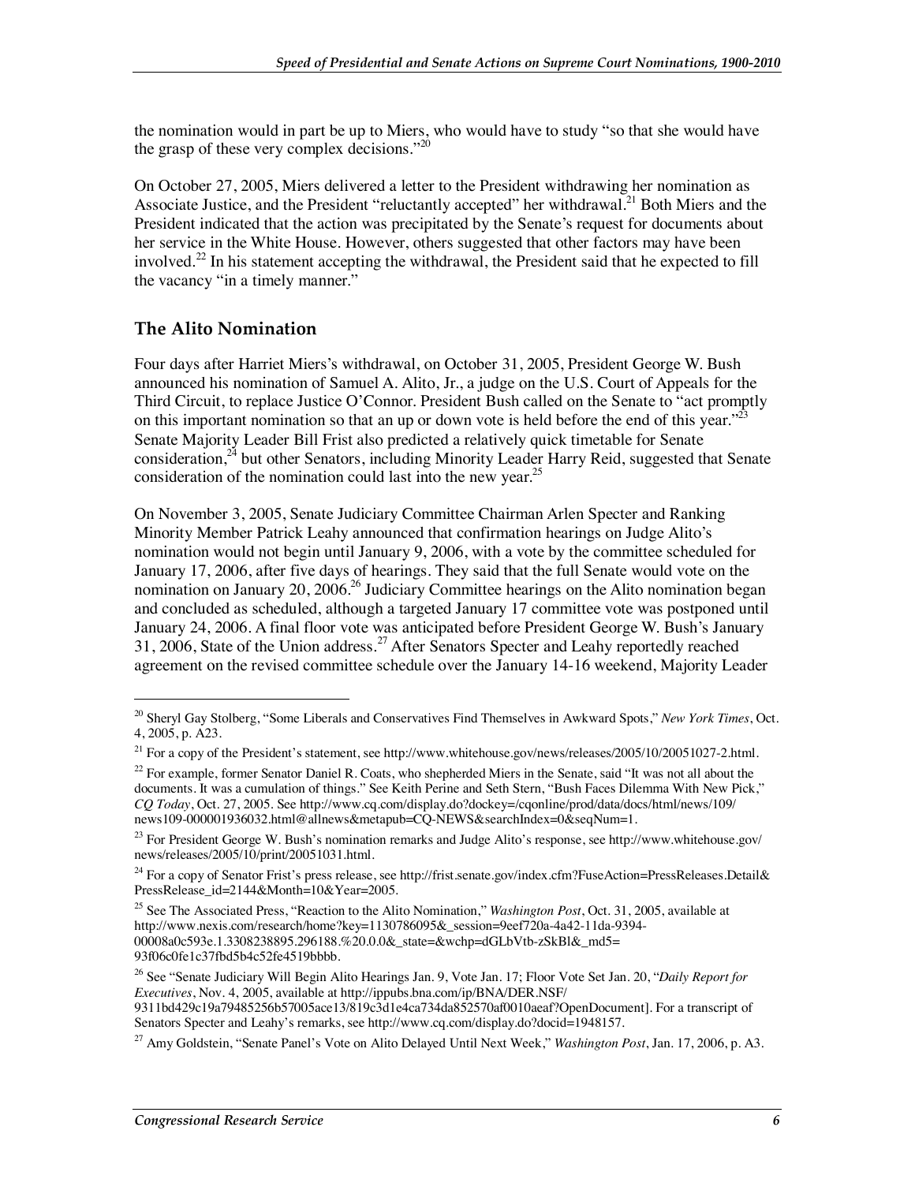the nomination would in part be up to Miers, who would have to study "so that she would have the grasp of these very complex decisions."[20]

On October 27, 2005, Miers delivered a letter to the President withdrawing her nomination as Associate Justice, and the President "reluctantly accepted" her withdrawal.[21] Both Miers and the President indicated that the action was precipitated by the Senate's request for documents about her service in the White House. However, others suggested that other factors may have been involved.[22] In his statement accepting the withdrawal, the President said that he expected to fill the vacancy "in a timely manner."

## The Alito Nomination

Four days after Harriet Miers's withdrawal, on October 31, 2005, President George W. Bush announced his nomination of Samuel A. Alito, Jr., a judge on the U.S. Court of Appeals for the Third Circuit, to replace Justice O'Connor. President Bush called on the Senate to "act promptly on this important nomination so that an up or down vote is held before the end of this year."[23] Senate Majority Leader Bill Frist also predicted a relatively quick timetable for Senate consideration,[24] but other Senators, including Minority Leader Harry Reid, suggested that Senate consideration of the nomination could last into the new year.[25]

On November 3, 2005, Senate Judiciary Committee Chairman Arlen Specter and Ranking Minority Member Patrick Leahy announced that confirmation hearings on Judge Alito's nomination would not begin until January 9, 2006, with a vote by the committee scheduled for January 17, 2006, after five days of hearings. They said that the full Senate would vote on the nomination on January 20, 2006.[26] Judiciary Committee hearings on the Alito nomination began and concluded as scheduled, although a targeted January 17 committee vote was postponed until January 24, 2006. A final floor vote was anticipated before President George W. Bush's January 31, 2006, State of the Union address.[27] After Senators Specter and Leahy reportedly reached agreement on the revised committee schedule over the January 14-16 weekend, Majority Leader

---

[20] Sheryl Gay Stolberg, "Some Liberals and Conservatives Find Themselves in Awkward Spots," *New York Times*, Oct. 4, 2005, p. A23.

[21] For a copy of the President's statement, see http://www.whitehouse.gov/news/releases/2005/10/20051027-2.html.

[22] For example, former Senator Daniel R. Coats, who shepherded Miers in the Senate, said "It was not all about the documents. It was a cumulation of things." See Keith Perine and Seth Stern, "Bush Faces Dilemma With New Pick," *CQ Today*, Oct. 27, 2005. See http://www.cq.com/display.do?dockey=/cqonline/prod/data/docs/html/news/109/news109-000001936032.html@allnews&metapub=CQ-NEWS&searchIndex=0&seqNum=1.

[23] For President George W. Bush's nomination remarks and Judge Alito's response, see http://www.whitehouse.gov/news/releases/2005/10/print/20051031.html.

[24] For a copy of Senator Frist's press release, see http://frist.senate.gov/index.cfm?FuseAction=PressReleases.Detail&PressRelease_id=2144&Month=10&Year=2005.

[25] See The Associated Press, "Reaction to the Alito Nomination," *Washington Post*, Oct. 31, 2005, available at http://www.nexis.com/research/home?key=1130786095&_session=9eef720a-4a42-11da-9394-00008a0c593e.1.3308238895.296188.%20.0.0&_state=&wchp=dGLbVtb-zSkBl&_md5=93f06c0fe1c37fbd5b4c52fe4519bbbb.

[26] See "Senate Judiciary Will Begin Alito Hearings Jan. 9, Vote Jan. 17; Floor Vote Set Jan. 20, "*Daily Report for Executives*, Nov. 4, 2005, available at http://ippubs.bna.com/ip/BNA/DER.NSF/9311bd429c19a79485256b57005ace13/819c3d1e4ca734da852570af0010aeaf?OpenDocument]. For a transcript of Senators Specter and Leahy's remarks, see http://www.cq.com/display.do?docid=1948157.

[27] Amy Goldstein, "Senate Panel's Vote on Alito Delayed Until Next Week," *Washington Post*, Jan. 17, 2006, p. A3.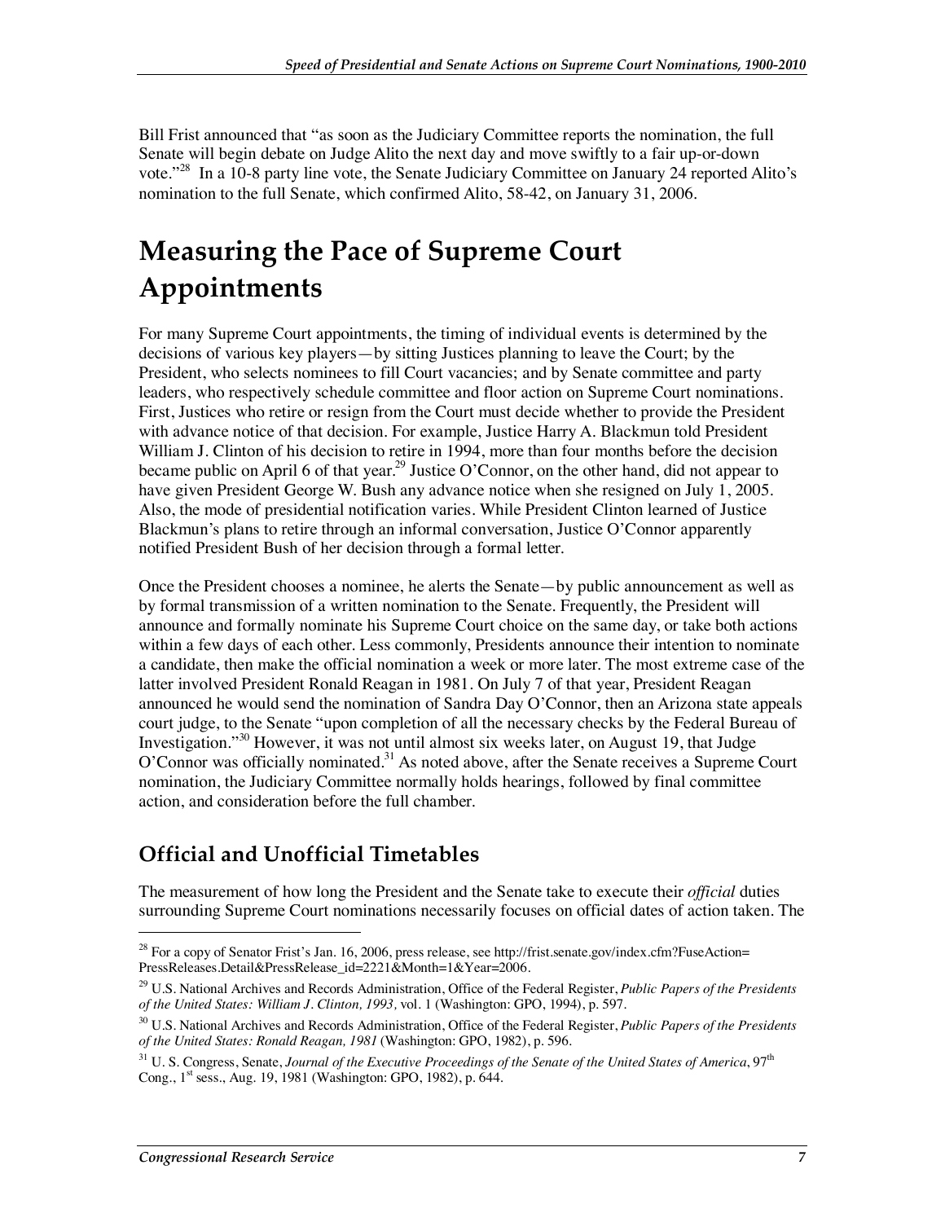Bill Frist announced that "as soon as the Judiciary Committee reports the nomination, the full Senate will begin debate on Judge Alito the next day and move swiftly to a fair up-or-down vote."[28] In a 10-8 party line vote, the Senate Judiciary Committee on January 24 reported Alito's nomination to the full Senate, which confirmed Alito, 58-42, on January 31, 2006.

# Measuring the Pace of Supreme Court Appointments

For many Supreme Court appointments, the timing of individual events is determined by the decisions of various key players—by sitting Justices planning to leave the Court; by the President, who selects nominees to fill Court vacancies; and by Senate committee and party leaders, who respectively schedule committee and floor action on Supreme Court nominations. First, Justices who retire or resign from the Court must decide whether to provide the President with advance notice of that decision. For example, Justice Harry A. Blackmun told President William J. Clinton of his decision to retire in 1994, more than four months before the decision became public on April 6 of that year.[29] Justice O'Connor, on the other hand, did not appear to have given President George W. Bush any advance notice when she resigned on July 1, 2005. Also, the mode of presidential notification varies. While President Clinton learned of Justice Blackmun's plans to retire through an informal conversation, Justice O'Connor apparently notified President Bush of her decision through a formal letter.

Once the President chooses a nominee, he alerts the Senate—by public announcement as well as by formal transmission of a written nomination to the Senate. Frequently, the President will announce and formally nominate his Supreme Court choice on the same day, or take both actions within a few days of each other. Less commonly, Presidents announce their intention to nominate a candidate, then make the official nomination a week or more later. The most extreme case of the latter involved President Ronald Reagan in 1981. On July 7 of that year, President Reagan announced he would send the nomination of Sandra Day O'Connor, then an Arizona state appeals court judge, to the Senate "upon completion of all the necessary checks by the Federal Bureau of Investigation."[30] However, it was not until almost six weeks later, on August 19, that Judge O'Connor was officially nominated.[31] As noted above, after the Senate receives a Supreme Court nomination, the Judiciary Committee normally holds hearings, followed by final committee action, and consideration before the full chamber.

## Official and Unofficial Timetables

The measurement of how long the President and the Senate take to execute their *official* duties surrounding Supreme Court nominations necessarily focuses on official dates of action taken. The

---

[28] For a copy of Senator Frist's Jan. 16, 2006, press release, see http://frist.senate.gov/index.cfm?FuseAction=PressReleases.Detail&PressRelease_id=2221&Month=1&Year=2006.

[29] U.S. National Archives and Records Administration, Office of the Federal Register, *Public Papers of the Presidents of the United States: William J. Clinton, 1993,* vol. 1 (Washington: GPO, 1994), p. 597.

[30] U.S. National Archives and Records Administration, Office of the Federal Register, *Public Papers of the Presidents of the United States: Ronald Reagan, 1981* (Washington: GPO, 1982), p. 596.

[31] U. S. Congress, Senate, *Journal of the Executive Proceedings of the Senate of the United States of America*, 97th Cong., 1st sess., Aug. 19, 1981 (Washington: GPO, 1982), p. 644.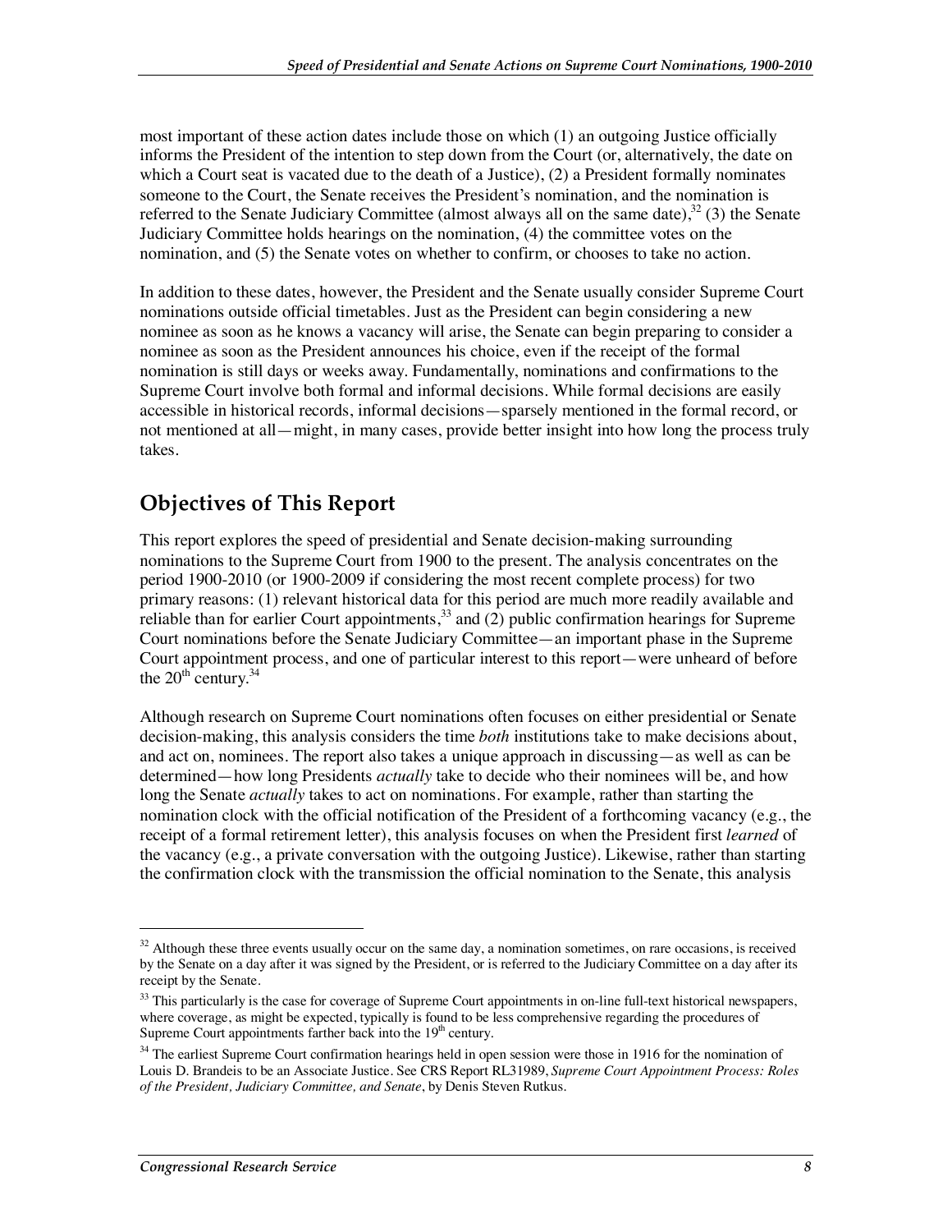most important of these action dates include those on which (1) an outgoing Justice officially informs the President of the intention to step down from the Court (or, alternatively, the date on which a Court seat is vacated due to the death of a Justice), (2) a President formally nominates someone to the Court, the Senate receives the President's nomination, and the nomination is referred to the Senate Judiciary Committee (almost always all on the same date),[32] (3) the Senate Judiciary Committee holds hearings on the nomination, (4) the committee votes on the nomination, and (5) the Senate votes on whether to confirm, or chooses to take no action.

In addition to these dates, however, the President and the Senate usually consider Supreme Court nominations outside official timetables. Just as the President can begin considering a new nominee as soon as he knows a vacancy will arise, the Senate can begin preparing to consider a nominee as soon as the President announces his choice, even if the receipt of the formal nomination is still days or weeks away. Fundamentally, nominations and confirmations to the Supreme Court involve both formal and informal decisions. While formal decisions are easily accessible in historical records, informal decisions—sparsely mentioned in the formal record, or not mentioned at all—might, in many cases, provide better insight into how long the process truly takes.

## Objectives of This Report

This report explores the speed of presidential and Senate decision-making surrounding nominations to the Supreme Court from 1900 to the present. The analysis concentrates on the period 1900-2010 (or 1900-2009 if considering the most recent complete process) for two primary reasons: (1) relevant historical data for this period are much more readily available and reliable than for earlier Court appointments,[33] and (2) public confirmation hearings for Supreme Court nominations before the Senate Judiciary Committee—an important phase in the Supreme Court appointment process, and one of particular interest to this report—were unheard of before the 20th century.[34]

Although research on Supreme Court nominations often focuses on either presidential or Senate decision-making, this analysis considers the time *both* institutions take to make decisions about, and act on, nominees. The report also takes a unique approach in discussing—as well as can be determined—how long Presidents *actually* take to decide who their nominees will be, and how long the Senate *actually* takes to act on nominations. For example, rather than starting the nomination clock with the official notification of the President of a forthcoming vacancy (e.g., the receipt of a formal retirement letter), this analysis focuses on when the President first *learned* of the vacancy (e.g., a private conversation with the outgoing Justice). Likewise, rather than starting the confirmation clock with the transmission the official nomination to the Senate, this analysis

---

[32] Although these three events usually occur on the same day, a nomination sometimes, on rare occasions, is received by the Senate on a day after it was signed by the President, or is referred to the Judiciary Committee on a day after its receipt by the Senate.

[33] This particularly is the case for coverage of Supreme Court appointments in on-line full-text historical newspapers, where coverage, as might be expected, typically is found to be less comprehensive regarding the procedures of Supreme Court appointments farther back into the 19th century.

[34] The earliest Supreme Court confirmation hearings held in open session were those in 1916 for the nomination of Louis D. Brandeis to be an Associate Justice. See CRS Report RL31989, *Supreme Court Appointment Process: Roles of the President, Judiciary Committee, and Senate*, by Denis Steven Rutkus.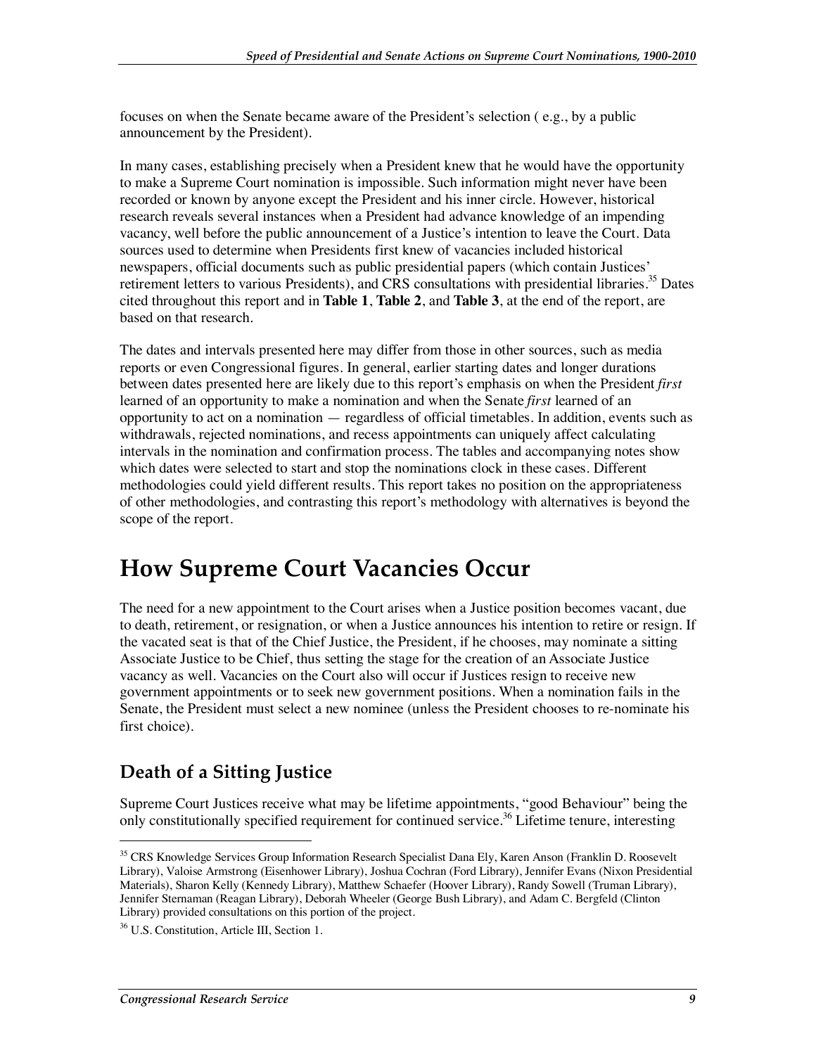focuses on when the Senate became aware of the President's selection ( e.g., by a public announcement by the President).

In many cases, establishing precisely when a President knew that he would have the opportunity to make a Supreme Court nomination is impossible. Such information might never have been recorded or known by anyone except the President and his inner circle. However, historical research reveals several instances when a President had advance knowledge of an impending vacancy, well before the public announcement of a Justice's intention to leave the Court. Data sources used to determine when Presidents first knew of vacancies included historical newspapers, official documents such as public presidential papers (which contain Justices' retirement letters to various Presidents), and CRS consultations with presidential libraries.[35] Dates cited throughout this report and in **Table 1**, **Table 2**, and **Table 3**, at the end of the report, are based on that research.

The dates and intervals presented here may differ from those in other sources, such as media reports or even Congressional figures. In general, earlier starting dates and longer durations between dates presented here are likely due to this report's emphasis on when the President *first* learned of an opportunity to make a nomination and when the Senate *first* learned of an opportunity to act on a nomination — regardless of official timetables. In addition, events such as withdrawals, rejected nominations, and recess appointments can uniquely affect calculating intervals in the nomination and confirmation process. The tables and accompanying notes show which dates were selected to start and stop the nominations clock in these cases. Different methodologies could yield different results. This report takes no position on the appropriateness of other methodologies, and contrasting this report's methodology with alternatives is beyond the scope of the report.

# How Supreme Court Vacancies Occur

The need for a new appointment to the Court arises when a Justice position becomes vacant, due to death, retirement, or resignation, or when a Justice announces his intention to retire or resign. If the vacated seat is that of the Chief Justice, the President, if he chooses, may nominate a sitting Associate Justice to be Chief, thus setting the stage for the creation of an Associate Justice vacancy as well. Vacancies on the Court also will occur if Justices resign to receive new government appointments or to seek new government positions. When a nomination fails in the Senate, the President must select a new nominee (unless the President chooses to re-nominate his first choice).

## Death of a Sitting Justice

Supreme Court Justices receive what may be lifetime appointments, "good Behaviour" being the only constitutionally specified requirement for continued service.[36] Lifetime tenure, interesting

---

[35] CRS Knowledge Services Group Information Research Specialist Dana Ely, Karen Anson (Franklin D. Roosevelt Library), Valoise Armstrong (Eisenhower Library), Joshua Cochran (Ford Library), Jennifer Evans (Nixon Presidential Materials), Sharon Kelly (Kennedy Library), Matthew Schaefer (Hoover Library), Randy Sowell (Truman Library), Jennifer Sternaman (Reagan Library), Deborah Wheeler (George Bush Library), and Adam C. Bergfeld (Clinton Library) provided consultations on this portion of the project.

[36] U.S. Constitution, Article III, Section 1.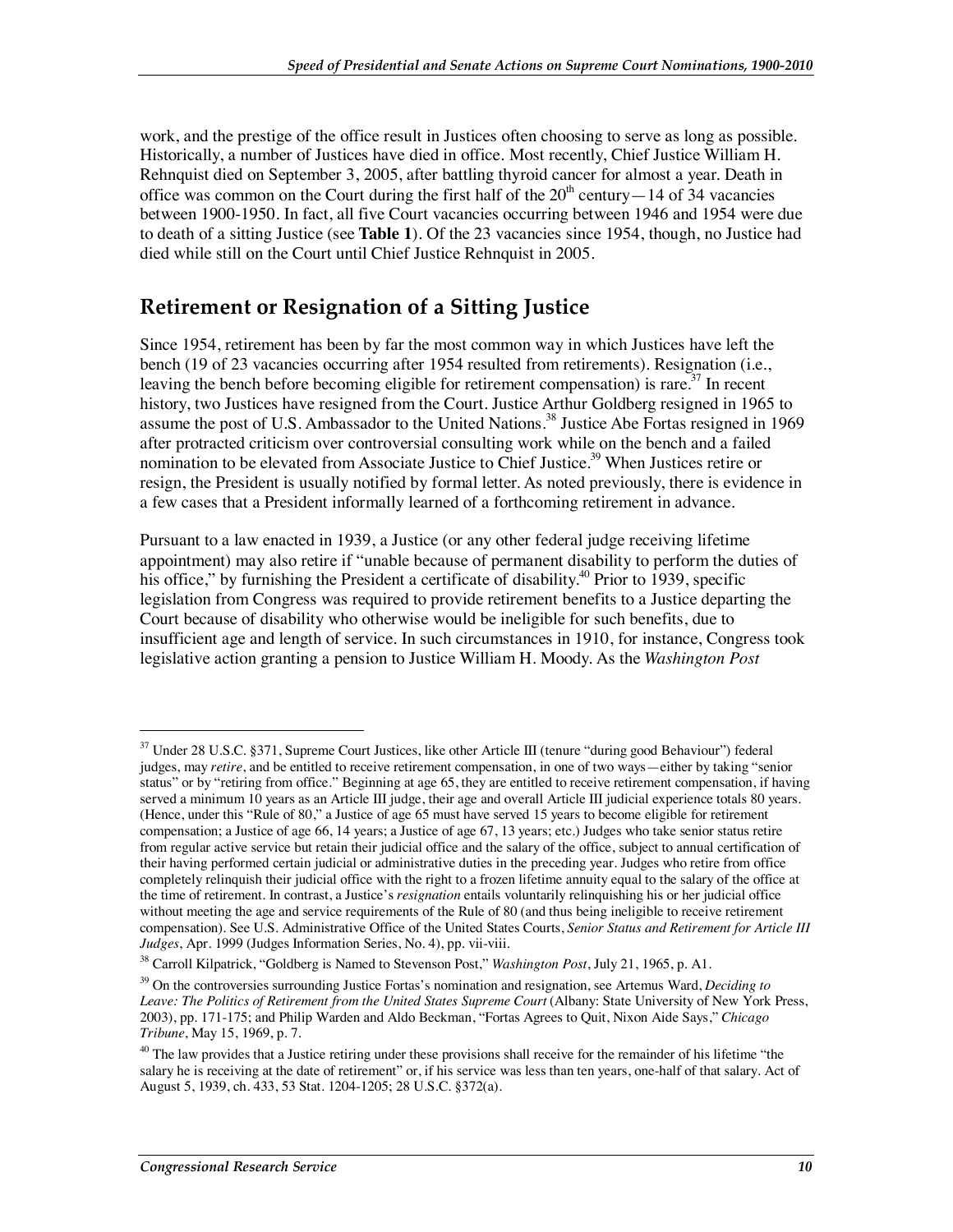work, and the prestige of the office result in Justices often choosing to serve as long as possible. Historically, a number of Justices have died in office. Most recently, Chief Justice William H. Rehnquist died on September 3, 2005, after battling thyroid cancer for almost a year. Death in office was common on the Court during the first half of the 20th century—14 of 34 vacancies between 1900-1950. In fact, all five Court vacancies occurring between 1946 and 1954 were due to death of a sitting Justice (see **Table 1**). Of the 23 vacancies since 1954, though, no Justice had died while still on the Court until Chief Justice Rehnquist in 2005.

## Retirement or Resignation of a Sitting Justice

Since 1954, retirement has been by far the most common way in which Justices have left the bench (19 of 23 vacancies occurring after 1954 resulted from retirements). Resignation (i.e., leaving the bench before becoming eligible for retirement compensation) is rare.[37] In recent history, two Justices have resigned from the Court. Justice Arthur Goldberg resigned in 1965 to assume the post of U.S. Ambassador to the United Nations.[38] Justice Abe Fortas resigned in 1969 after protracted criticism over controversial consulting work while on the bench and a failed nomination to be elevated from Associate Justice to Chief Justice.[39] When Justices retire or resign, the President is usually notified by formal letter. As noted previously, there is evidence in a few cases that a President informally learned of a forthcoming retirement in advance.

Pursuant to a law enacted in 1939, a Justice (or any other federal judge receiving lifetime appointment) may also retire if "unable because of permanent disability to perform the duties of his office," by furnishing the President a certificate of disability.[40] Prior to 1939, specific legislation from Congress was required to provide retirement benefits to a Justice departing the Court because of disability who otherwise would be ineligible for such benefits, due to insufficient age and length of service. In such circumstances in 1910, for instance, Congress took legislative action granting a pension to Justice William H. Moody. As the *Washington Post*

---

[37] Under 28 U.S.C. §371, Supreme Court Justices, like other Article III (tenure "during good Behaviour") federal judges, may *retire*, and be entitled to receive retirement compensation, in one of two ways—either by taking "senior status" or by "retiring from office." Beginning at age 65, they are entitled to receive retirement compensation, if having served a minimum 10 years as an Article III judge, their age and overall Article III judicial experience totals 80 years. (Hence, under this "Rule of 80," a Justice of age 65 must have served 15 years to become eligible for retirement compensation; a Justice of age 66, 14 years; a Justice of age 67, 13 years; etc.) Judges who take senior status retire from regular active service but retain their judicial office and the salary of the office, subject to annual certification of their having performed certain judicial or administrative duties in the preceding year. Judges who retire from office completely relinquish their judicial office with the right to a frozen lifetime annuity equal to the salary of the office at the time of retirement. In contrast, a Justice's *resignation* entails voluntarily relinquishing his or her judicial office without meeting the age and service requirements of the Rule of 80 (and thus being ineligible to receive retirement compensation). See U.S. Administrative Office of the United States Courts, *Senior Status and Retirement for Article III Judges*, Apr. 1999 (Judges Information Series, No. 4), pp. vii-viii.

[38] Carroll Kilpatrick, "Goldberg is Named to Stevenson Post," *Washington Post*, July 21, 1965, p. A1.

[39] On the controversies surrounding Justice Fortas's nomination and resignation, see Artemus Ward, *Deciding to Leave: The Politics of Retirement from the United States Supreme Court* (Albany: State University of New York Press, 2003), pp. 171-175; and Philip Warden and Aldo Beckman, "Fortas Agrees to Quit, Nixon Aide Says," *Chicago Tribune*, May 15, 1969, p. 7.

[40] The law provides that a Justice retiring under these provisions shall receive for the remainder of his lifetime "the salary he is receiving at the date of retirement" or, if his service was less than ten years, one-half of that salary. Act of August 5, 1939, ch. 433, 53 Stat. 1204-1205; 28 U.S.C. §372(a).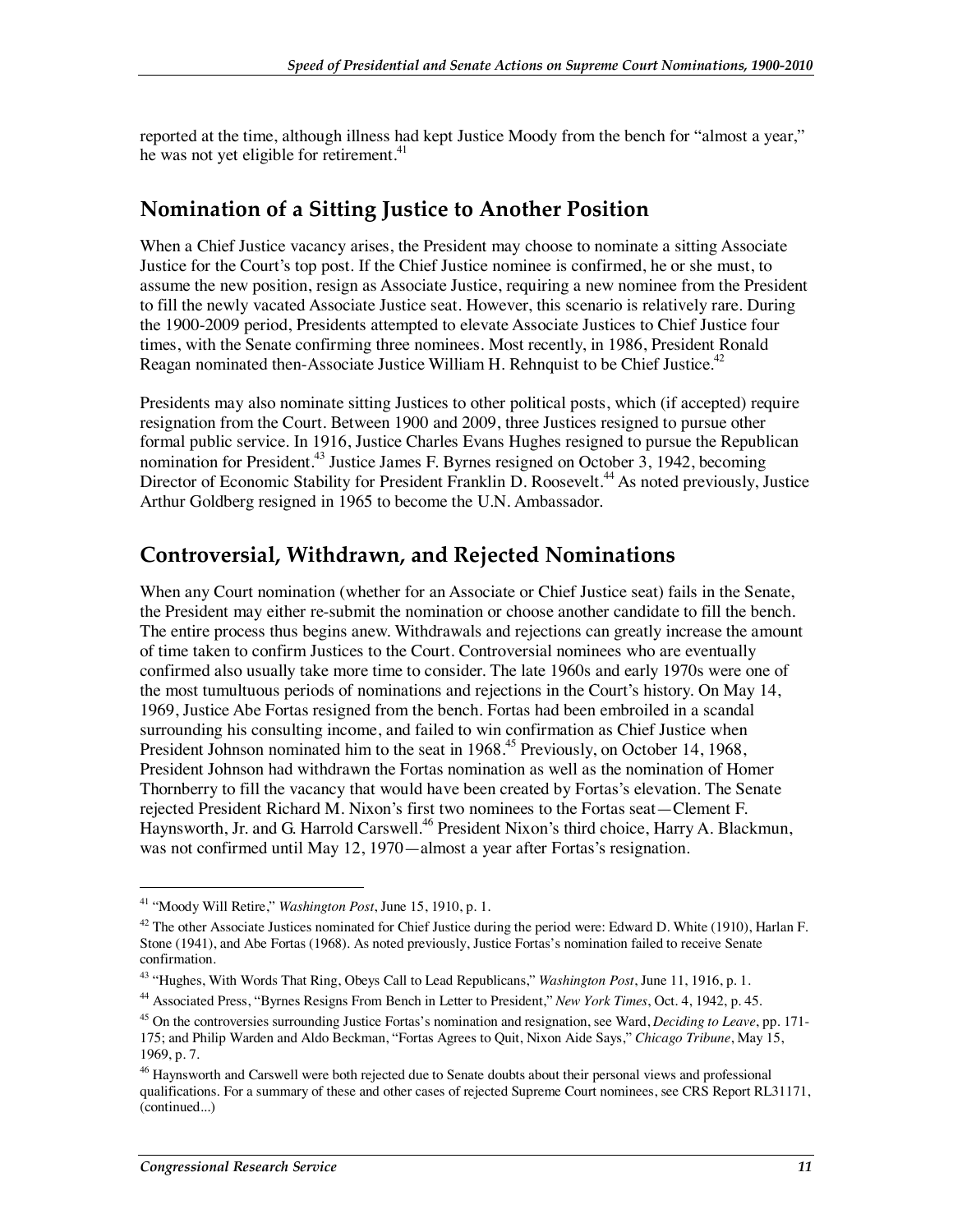reported at the time, although illness had kept Justice Moody from the bench for "almost a year," he was not yet eligible for retirement.[41]

## Nomination of a Sitting Justice to Another Position

When a Chief Justice vacancy arises, the President may choose to nominate a sitting Associate Justice for the Court's top post. If the Chief Justice nominee is confirmed, he or she must, to assume the new position, resign as Associate Justice, requiring a new nominee from the President to fill the newly vacated Associate Justice seat. However, this scenario is relatively rare. During the 1900-2009 period, Presidents attempted to elevate Associate Justices to Chief Justice four times, with the Senate confirming three nominees. Most recently, in 1986, President Ronald Reagan nominated then-Associate Justice William H. Rehnquist to be Chief Justice.[42]

Presidents may also nominate sitting Justices to other political posts, which (if accepted) require resignation from the Court. Between 1900 and 2009, three Justices resigned to pursue other formal public service. In 1916, Justice Charles Evans Hughes resigned to pursue the Republican nomination for President.[43] Justice James F. Byrnes resigned on October 3, 1942, becoming Director of Economic Stability for President Franklin D. Roosevelt.[44] As noted previously, Justice Arthur Goldberg resigned in 1965 to become the U.N. Ambassador.

## Controversial, Withdrawn, and Rejected Nominations

When any Court nomination (whether for an Associate or Chief Justice seat) fails in the Senate, the President may either re-submit the nomination or choose another candidate to fill the bench. The entire process thus begins anew. Withdrawals and rejections can greatly increase the amount of time taken to confirm Justices to the Court. Controversial nominees who are eventually confirmed also usually take more time to consider. The late 1960s and early 1970s were one of the most tumultuous periods of nominations and rejections in the Court's history. On May 14, 1969, Justice Abe Fortas resigned from the bench. Fortas had been embroiled in a scandal surrounding his consulting income, and failed to win confirmation as Chief Justice when President Johnson nominated him to the seat in 1968.[45] Previously, on October 14, 1968, President Johnson had withdrawn the Fortas nomination as well as the nomination of Homer Thornberry to fill the vacancy that would have been created by Fortas's elevation. The Senate rejected President Richard M. Nixon's first two nominees to the Fortas seat—Clement F. Haynsworth, Jr. and G. Harrold Carswell.[46] President Nixon's third choice, Harry A. Blackmun, was not confirmed until May 12, 1970—almost a year after Fortas's resignation.

---

[41] "Moody Will Retire," *Washington Post*, June 15, 1910, p. 1.

[42] The other Associate Justices nominated for Chief Justice during the period were: Edward D. White (1910), Harlan F. Stone (1941), and Abe Fortas (1968). As noted previously, Justice Fortas's nomination failed to receive Senate confirmation.

[43] "Hughes, With Words That Ring, Obeys Call to Lead Republicans," *Washington Post*, June 11, 1916, p. 1.

[44] Associated Press, "Byrnes Resigns From Bench in Letter to President," *New York Times*, Oct. 4, 1942, p. 45.

[45] On the controversies surrounding Justice Fortas's nomination and resignation, see Ward, *Deciding to Leave*, pp. 171-175; and Philip Warden and Aldo Beckman, "Fortas Agrees to Quit, Nixon Aide Says," *Chicago Tribune*, May 15, 1969, p. 7.

[46] Haynsworth and Carswell were both rejected due to Senate doubts about their personal views and professional qualifications. For a summary of these and other cases of rejected Supreme Court nominees, see CRS Report RL31171, (continued...)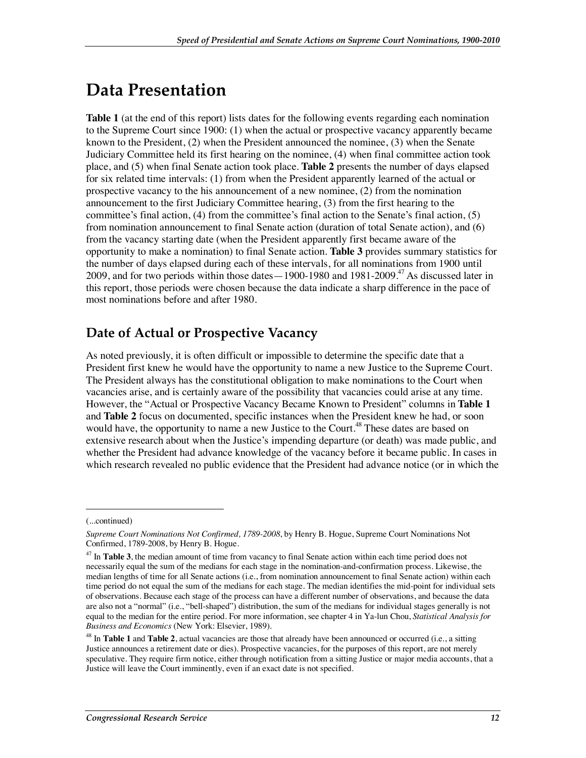# Data Presentation

**Table 1** (at the end of this report) lists dates for the following events regarding each nomination to the Supreme Court since 1900: (1) when the actual or prospective vacancy apparently became known to the President, (2) when the President announced the nominee, (3) when the Senate Judiciary Committee held its first hearing on the nominee, (4) when final committee action took place, and (5) when final Senate action took place. **Table 2** presents the number of days elapsed for six related time intervals: (1) from when the President apparently learned of the actual or prospective vacancy to the his announcement of a new nominee, (2) from the nomination announcement to the first Judiciary Committee hearing, (3) from the first hearing to the committee's final action, (4) from the committee's final action to the Senate's final action, (5) from nomination announcement to final Senate action (duration of total Senate action), and (6) from the vacancy starting date (when the President apparently first became aware of the opportunity to make a nomination) to final Senate action. **Table 3** provides summary statistics for the number of days elapsed during each of these intervals, for all nominations from 1900 until 2009, and for two periods within those dates—1900-1980 and 1981-2009.[47] As discussed later in this report, those periods were chosen because the data indicate a sharp difference in the pace of most nominations before and after 1980.

## Date of Actual or Prospective Vacancy

As noted previously, it is often difficult or impossible to determine the specific date that a President first knew he would have the opportunity to name a new Justice to the Supreme Court. The President always has the constitutional obligation to make nominations to the Court when vacancies arise, and is certainly aware of the possibility that vacancies could arise at any time. However, the "Actual or Prospective Vacancy Became Known to President" columns in **Table 1** and **Table 2** focus on documented, specific instances when the President knew he had, or soon would have, the opportunity to name a new Justice to the Court.[48] These dates are based on extensive research about when the Justice's impending departure (or death) was made public, and whether the President had advance knowledge of the vacancy before it became public. In cases in which research revealed no public evidence that the President had advance notice (or in which the

---

(...continued)

*Supreme Court Nominations Not Confirmed, 1789-2008*, by Henry B. Hogue, Supreme Court Nominations Not Confirmed, 1789-2008, by Henry B. Hogue.

[47] In **Table 3**, the median amount of time from vacancy to final Senate action within each time period does not necessarily equal the sum of the medians for each stage in the nomination-and-confirmation process. Likewise, the median lengths of time for all Senate actions (i.e., from nomination announcement to final Senate action) within each time period do not equal the sum of the medians for each stage. The median identifies the mid-point for individual sets of observations. Because each stage of the process can have a different number of observations, and because the data are also not a "normal" (i.e., "bell-shaped") distribution, the sum of the medians for individual stages generally is not equal to the median for the entire period. For more information, see chapter 4 in Ya-lun Chou, *Statistical Analysis for Business and Economics* (New York: Elsevier, 1989).

[48] In **Table 1** and **Table 2**, actual vacancies are those that already have been announced or occurred (i.e., a sitting Justice announces a retirement date or dies). Prospective vacancies, for the purposes of this report, are not merely speculative. They require firm notice, either through notification from a sitting Justice or major media accounts, that a Justice will leave the Court imminently, even if an exact date is not specified.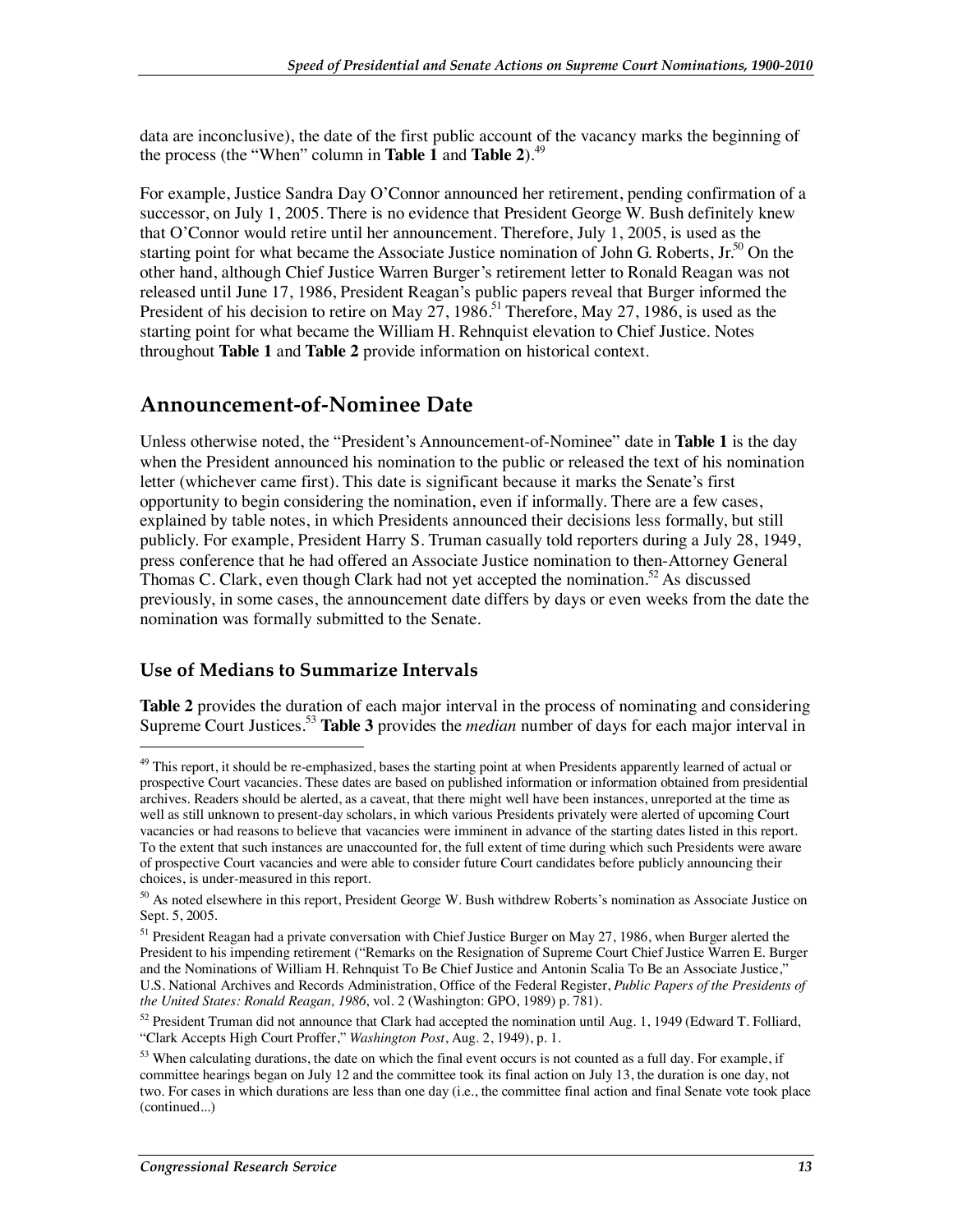data are inconclusive), the date of the first public account of the vacancy marks the beginning of the process (the "When" column in **Table 1** and **Table 2**).[49]

For example, Justice Sandra Day O'Connor announced her retirement, pending confirmation of a successor, on July 1, 2005. There is no evidence that President George W. Bush definitely knew that O'Connor would retire until her announcement. Therefore, July 1, 2005, is used as the starting point for what became the Associate Justice nomination of John G. Roberts, Jr.[50] On the other hand, although Chief Justice Warren Burger's retirement letter to Ronald Reagan was not released until June 17, 1986, President Reagan's public papers reveal that Burger informed the President of his decision to retire on May 27, 1986.[51] Therefore, May 27, 1986, is used as the starting point for what became the William H. Rehnquist elevation to Chief Justice. Notes throughout **Table 1** and **Table 2** provide information on historical context.

## Announcement-of-Nominee Date

Unless otherwise noted, the "President's Announcement-of-Nominee" date in **Table 1** is the day when the President announced his nomination to the public or released the text of his nomination letter (whichever came first). This date is significant because it marks the Senate's first opportunity to begin considering the nomination, even if informally. There are a few cases, explained by table notes, in which Presidents announced their decisions less formally, but still publicly. For example, President Harry S. Truman casually told reporters during a July 28, 1949, press conference that he had offered an Associate Justice nomination to then-Attorney General Thomas C. Clark, even though Clark had not yet accepted the nomination.[52] As discussed previously, in some cases, the announcement date differs by days or even weeks from the date the nomination was formally submitted to the Senate.

### Use of Medians to Summarize Intervals

**Table 2** provides the duration of each major interval in the process of nominating and considering Supreme Court Justices.[53] **Table 3** provides the *median* number of days for each major interval in

---

[49] This report, it should be re-emphasized, bases the starting point at when Presidents apparently learned of actual or prospective Court vacancies. These dates are based on published information or information obtained from presidential archives. Readers should be alerted, as a caveat, that there might well have been instances, unreported at the time as well as still unknown to present-day scholars, in which various Presidents privately were alerted of upcoming Court vacancies or had reasons to believe that vacancies were imminent in advance of the starting dates listed in this report. To the extent that such instances are unaccounted for, the full extent of time during which such Presidents were aware of prospective Court vacancies and were able to consider future Court candidates before publicly announcing their choices, is under-measured in this report.

[50] As noted elsewhere in this report, President George W. Bush withdrew Roberts's nomination as Associate Justice on Sept. 5, 2005.

[51] President Reagan had a private conversation with Chief Justice Burger on May 27, 1986, when Burger alerted the President to his impending retirement ("Remarks on the Resignation of Supreme Court Chief Justice Warren E. Burger and the Nominations of William H. Rehnquist To Be Chief Justice and Antonin Scalia To Be an Associate Justice," U.S. National Archives and Records Administration, Office of the Federal Register, *Public Papers of the Presidents of the United States: Ronald Reagan, 1986*, vol. 2 (Washington: GPO, 1989) p. 781).

[52] President Truman did not announce that Clark had accepted the nomination until Aug. 1, 1949 (Edward T. Folliard, "Clark Accepts High Court Proffer," *Washington Post*, Aug. 2, 1949), p. 1.

[53] When calculating durations, the date on which the final event occurs is not counted as a full day. For example, if committee hearings began on July 12 and the committee took its final action on July 13, the duration is one day, not two. For cases in which durations are less than one day (i.e., the committee final action and final Senate vote took place (continued...)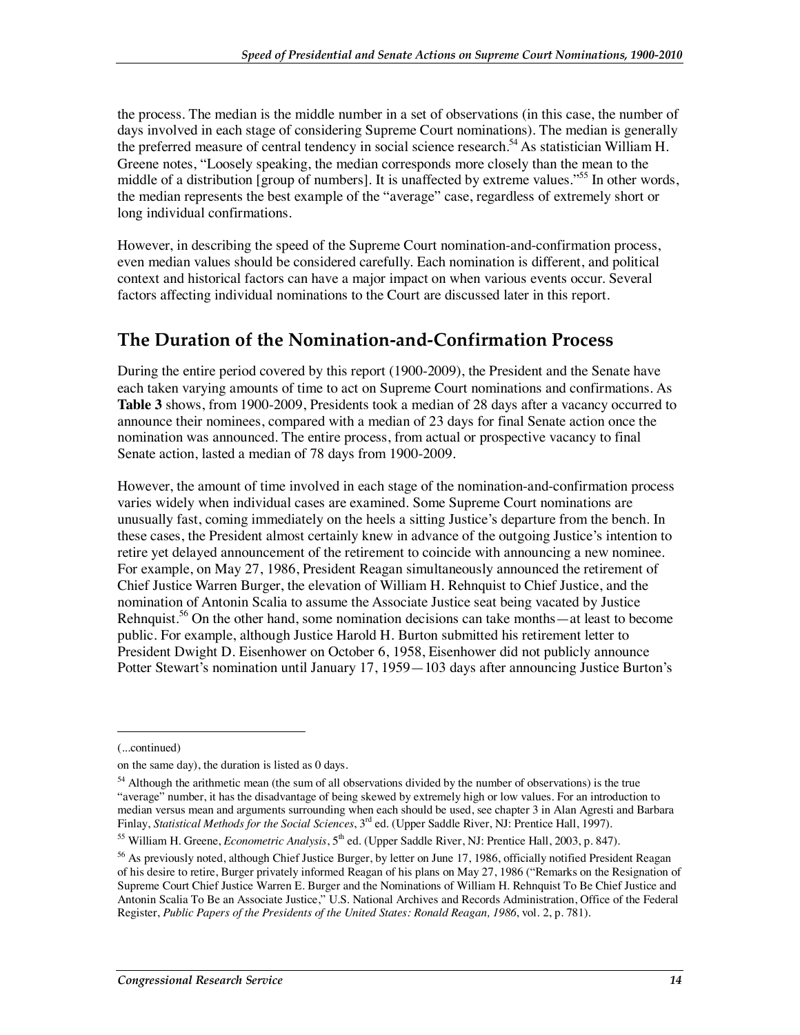the process. The median is the middle number in a set of observations (in this case, the number of days involved in each stage of considering Supreme Court nominations). The median is generally the preferred measure of central tendency in social science research.[54] As statistician William H. Greene notes, "Loosely speaking, the median corresponds more closely than the mean to the middle of a distribution [group of numbers]. It is unaffected by extreme values."[55] In other words, the median represents the best example of the "average" case, regardless of extremely short or long individual confirmations.

However, in describing the speed of the Supreme Court nomination-and-confirmation process, even median values should be considered carefully. Each nomination is different, and political context and historical factors can have a major impact on when various events occur. Several factors affecting individual nominations to the Court are discussed later in this report.

## The Duration of the Nomination-and-Confirmation Process

During the entire period covered by this report (1900-2009), the President and the Senate have each taken varying amounts of time to act on Supreme Court nominations and confirmations. As **Table 3** shows, from 1900-2009, Presidents took a median of 28 days after a vacancy occurred to announce their nominees, compared with a median of 23 days for final Senate action once the nomination was announced. The entire process, from actual or prospective vacancy to final Senate action, lasted a median of 78 days from 1900-2009.

However, the amount of time involved in each stage of the nomination-and-confirmation process varies widely when individual cases are examined. Some Supreme Court nominations are unusually fast, coming immediately on the heels a sitting Justice's departure from the bench. In these cases, the President almost certainly knew in advance of the outgoing Justice's intention to retire yet delayed announcement of the retirement to coincide with announcing a new nominee. For example, on May 27, 1986, President Reagan simultaneously announced the retirement of Chief Justice Warren Burger, the elevation of William H. Rehnquist to Chief Justice, and the nomination of Antonin Scalia to assume the Associate Justice seat being vacated by Justice Rehnquist.[56] On the other hand, some nomination decisions can take months—at least to become public. For example, although Justice Harold H. Burton submitted his retirement letter to President Dwight D. Eisenhower on October 6, 1958, Eisenhower did not publicly announce Potter Stewart's nomination until January 17, 1959—103 days after announcing Justice Burton's

---

(...continued)

on the same day), the duration is listed as 0 days.

[54] Although the arithmetic mean (the sum of all observations divided by the number of observations) is the true "average" number, it has the disadvantage of being skewed by extremely high or low values. For an introduction to median versus mean and arguments surrounding when each should be used, see chapter 3 in Alan Agresti and Barbara Finlay, *Statistical Methods for the Social Sciences*, 3rd ed. (Upper Saddle River, NJ: Prentice Hall, 1997).

[55] William H. Greene, *Econometric Analysis*, 5th ed. (Upper Saddle River, NJ: Prentice Hall, 2003, p. 847).

[56] As previously noted, although Chief Justice Burger, by letter on June 17, 1986, officially notified President Reagan of his desire to retire, Burger privately informed Reagan of his plans on May 27, 1986 ("Remarks on the Resignation of Supreme Court Chief Justice Warren E. Burger and the Nominations of William H. Rehnquist To Be Chief Justice and Antonin Scalia To Be an Associate Justice," U.S. National Archives and Records Administration, Office of the Federal Register, *Public Papers of the Presidents of the United States: Ronald Reagan, 1986*, vol. 2, p. 781).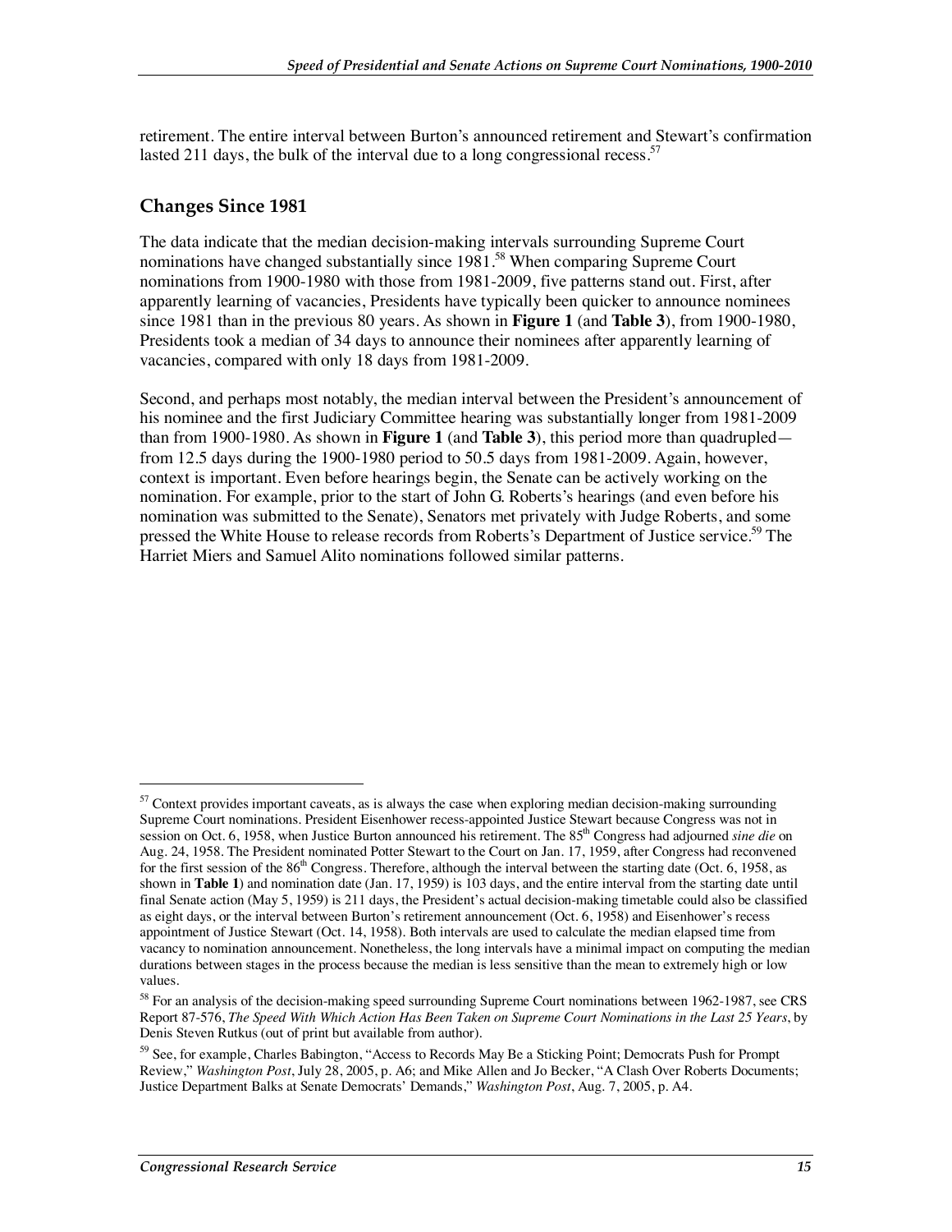retirement. The entire interval between Burton's announced retirement and Stewart's confirmation lasted 211 days, the bulk of the interval due to a long congressional recess.[57]

## Changes Since 1981

The data indicate that the median decision-making intervals surrounding Supreme Court nominations have changed substantially since 1981.[58] When comparing Supreme Court nominations from 1900-1980 with those from 1981-2009, five patterns stand out. First, after apparently learning of vacancies, Presidents have typically been quicker to announce nominees since 1981 than in the previous 80 years. As shown in **Figure 1** (and **Table 3**), from 1900-1980, Presidents took a median of 34 days to announce their nominees after apparently learning of vacancies, compared with only 18 days from 1981-2009.

Second, and perhaps most notably, the median interval between the President's announcement of his nominee and the first Judiciary Committee hearing was substantially longer from 1981-2009 than from 1900-1980. As shown in **Figure 1** (and **Table 3**), this period more than quadrupled—from 12.5 days during the 1900-1980 period to 50.5 days from 1981-2009. Again, however, context is important. Even before hearings begin, the Senate can be actively working on the nomination. For example, prior to the start of John G. Roberts's hearings (and even before his nomination was submitted to the Senate), Senators met privately with Judge Roberts, and some pressed the White House to release records from Roberts's Department of Justice service.[59] The Harriet Miers and Samuel Alito nominations followed similar patterns.

---

[57] Context provides important caveats, as is always the case when exploring median decision-making surrounding Supreme Court nominations. President Eisenhower recess-appointed Justice Stewart because Congress was not in session on Oct. 6, 1958, when Justice Burton announced his retirement. The 85th Congress had adjourned *sine die* on Aug. 24, 1958. The President nominated Potter Stewart to the Court on Jan. 17, 1959, after Congress had reconvened for the first session of the 86th Congress. Therefore, although the interval between the starting date (Oct. 6, 1958, as shown in **Table 1**) and nomination date (Jan. 17, 1959) is 103 days, and the entire interval from the starting date until final Senate action (May 5, 1959) is 211 days, the President's actual decision-making timetable could also be classified as eight days, or the interval between Burton's retirement announcement (Oct. 6, 1958) and Eisenhower's recess appointment of Justice Stewart (Oct. 14, 1958). Both intervals are used to calculate the median elapsed time from vacancy to nomination announcement. Nonetheless, the long intervals have a minimal impact on computing the median durations between stages in the process because the median is less sensitive than the mean to extremely high or low values.

[58] For an analysis of the decision-making speed surrounding Supreme Court nominations between 1962-1987, see CRS Report 87-576, *The Speed With Which Action Has Been Taken on Supreme Court Nominations in the Last 25 Years*, by Denis Steven Rutkus (out of print but available from author).

[59] See, for example, Charles Babington, "Access to Records May Be a Sticking Point; Democrats Push for Prompt Review," *Washington Post*, July 28, 2005, p. A6; and Mike Allen and Jo Becker, "A Clash Over Roberts Documents; Justice Department Balks at Senate Democrats' Demands," *Washington Post*, Aug. 7, 2005, p. A4.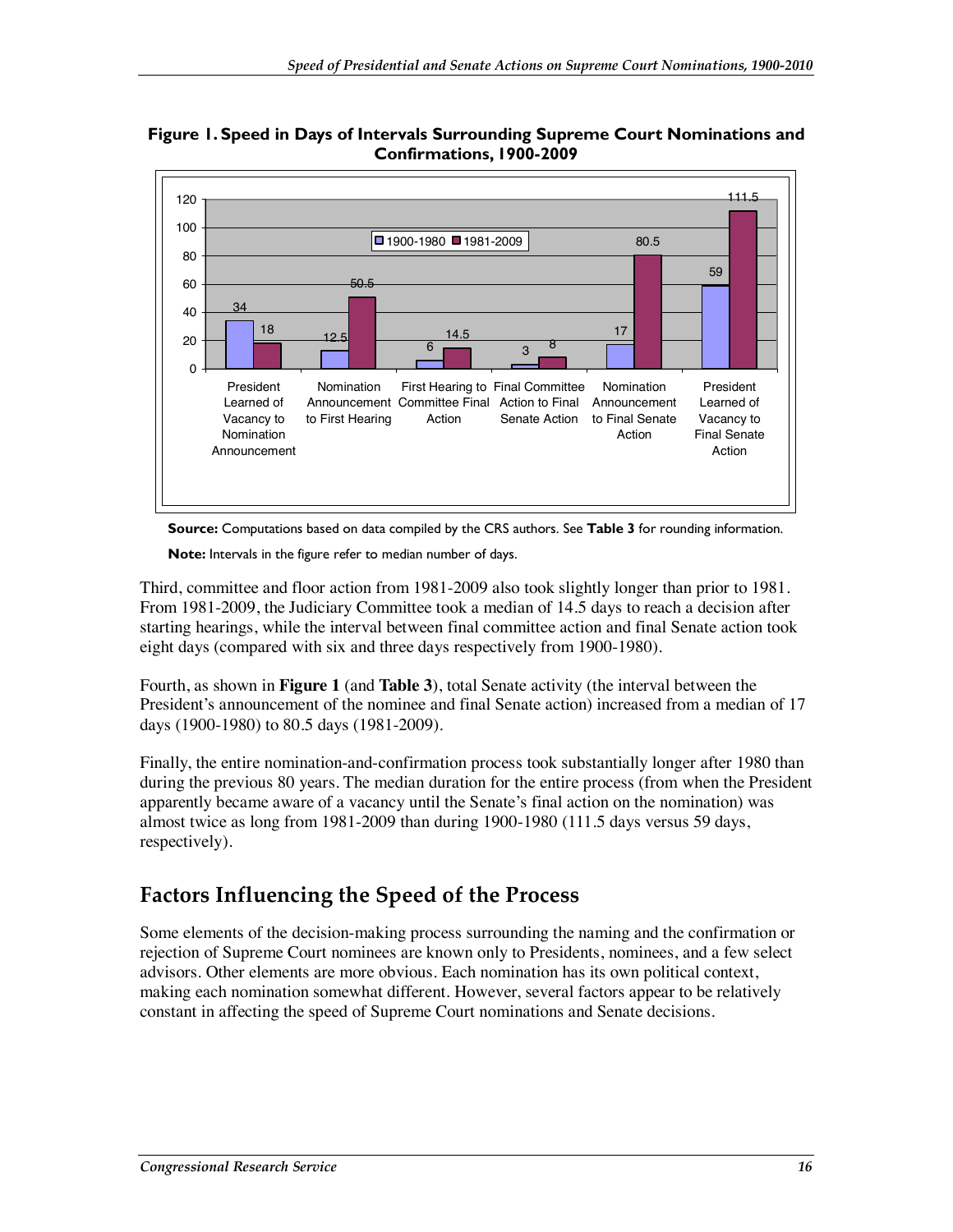**Figure 1. Speed in Days of Intervals Surrounding Supreme Court Nominations and Confirmations, 1900-2009**

| Interval | 1900-1980 | 1981-2009 |
|---|---|---|
| President Learned of Vacancy to Nomination Announcement | 34 | 18 |
| Nomination Announcement to First Hearing | 12.5 | 50.5 |
| First Hearing to Committee Final Action | 6 | 14.5 |
| Final Committee Action to Final Senate Action | 3 | 8 |
| Nomination Announcement to Final Senate Action | 17 | 80.5 |
| President Learned of Vacancy to Final Senate Action | 59 | 111.5 |

**Source:** Computations based on data compiled by the CRS authors. See **Table 3** for rounding information.

**Note:** Intervals in the figure refer to median number of days.

Third, committee and floor action from 1981-2009 also took slightly longer than prior to 1981. From 1981-2009, the Judiciary Committee took a median of 14.5 days to reach a decision after starting hearings, while the interval between final committee action and final Senate action took eight days (compared with six and three days respectively from 1900-1980).

Fourth, as shown in **Figure 1** (and **Table 3**), total Senate activity (the interval between the President's announcement of the nominee and final Senate action) increased from a median of 17 days (1900-1980) to 80.5 days (1981-2009).

Finally, the entire nomination-and-confirmation process took substantially longer after 1980 than during the previous 80 years. The median duration for the entire process (from when the President apparently became aware of a vacancy until the Senate's final action on the nomination) was almost twice as long from 1981-2009 than during 1900-1980 (111.5 days versus 59 days, respectively).

## Factors Influencing the Speed of the Process

Some elements of the decision-making process surrounding the naming and the confirmation or rejection of Supreme Court nominees are known only to Presidents, nominees, and a few select advisors. Other elements are more obvious. Each nomination has its own political context, making each nomination somewhat different. However, several factors appear to be relatively constant in affecting the speed of Supreme Court nominations and Senate decisions.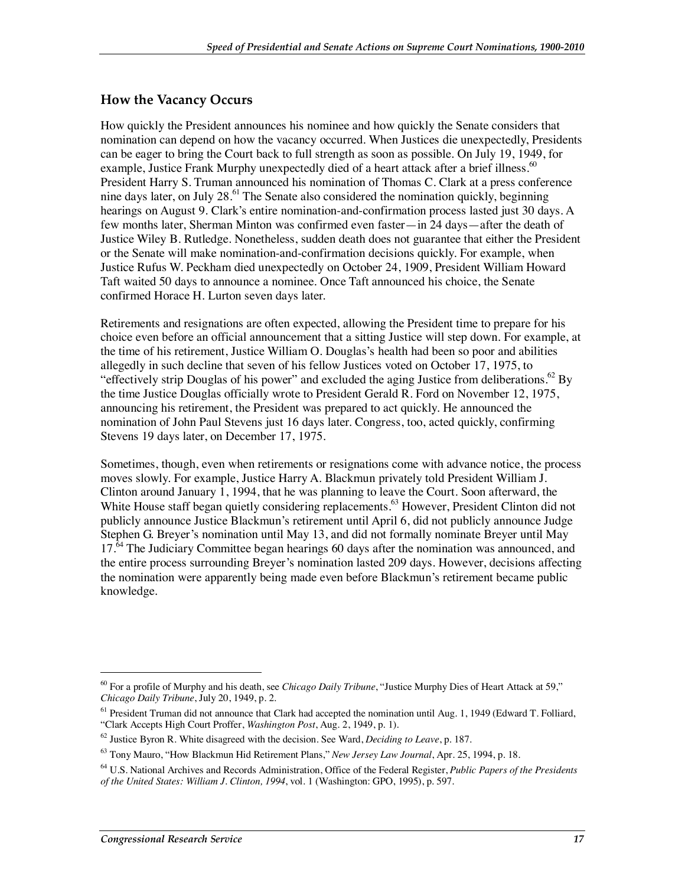## How the Vacancy Occurs

How quickly the President announces his nominee and how quickly the Senate considers that nomination can depend on how the vacancy occurred. When Justices die unexpectedly, Presidents can be eager to bring the Court back to full strength as soon as possible. On July 19, 1949, for example, Justice Frank Murphy unexpectedly died of a heart attack after a brief illness.[60] President Harry S. Truman announced his nomination of Thomas C. Clark at a press conference nine days later, on July 28.[61] The Senate also considered the nomination quickly, beginning hearings on August 9. Clark's entire nomination-and-confirmation process lasted just 30 days. A few months later, Sherman Minton was confirmed even faster—in 24 days—after the death of Justice Wiley B. Rutledge. Nonetheless, sudden death does not guarantee that either the President or the Senate will make nomination-and-confirmation decisions quickly. For example, when Justice Rufus W. Peckham died unexpectedly on October 24, 1909, President William Howard Taft waited 50 days to announce a nominee. Once Taft announced his choice, the Senate confirmed Horace H. Lurton seven days later.

Retirements and resignations are often expected, allowing the President time to prepare for his choice even before an official announcement that a sitting Justice will step down. For example, at the time of his retirement, Justice William O. Douglas's health had been so poor and abilities allegedly in such decline that seven of his fellow Justices voted on October 17, 1975, to "effectively strip Douglas of his power" and excluded the aging Justice from deliberations.[62] By the time Justice Douglas officially wrote to President Gerald R. Ford on November 12, 1975, announcing his retirement, the President was prepared to act quickly. He announced the nomination of John Paul Stevens just 16 days later. Congress, too, acted quickly, confirming Stevens 19 days later, on December 17, 1975.

Sometimes, though, even when retirements or resignations come with advance notice, the process moves slowly. For example, Justice Harry A. Blackmun privately told President William J. Clinton around January 1, 1994, that he was planning to leave the Court. Soon afterward, the White House staff began quietly considering replacements.[63] However, President Clinton did not publicly announce Justice Blackmun's retirement until April 6, did not publicly announce Judge Stephen G. Breyer's nomination until May 13, and did not formally nominate Breyer until May 17.[64] The Judiciary Committee began hearings 60 days after the nomination was announced, and the entire process surrounding Breyer's nomination lasted 209 days. However, decisions affecting the nomination were apparently being made even before Blackmun's retirement became public knowledge.

---

[60] For a profile of Murphy and his death, see *Chicago Daily Tribune*, "Justice Murphy Dies of Heart Attack at 59," *Chicago Daily Tribune*, July 20, 1949, p. 2.

[61] President Truman did not announce that Clark had accepted the nomination until Aug. 1, 1949 (Edward T. Folliard, "Clark Accepts High Court Proffer, *Washington Post*, Aug. 2, 1949, p. 1).

[62] Justice Byron R. White disagreed with the decision. See Ward, *Deciding to Leave*, p. 187.

[63] Tony Mauro, "How Blackmun Hid Retirement Plans," *New Jersey Law Journal*, Apr. 25, 1994, p. 18.

[64] U.S. National Archives and Records Administration, Office of the Federal Register, *Public Papers of the Presidents of the United States: William J. Clinton, 1994*, vol. 1 (Washington: GPO, 1995), p. 597.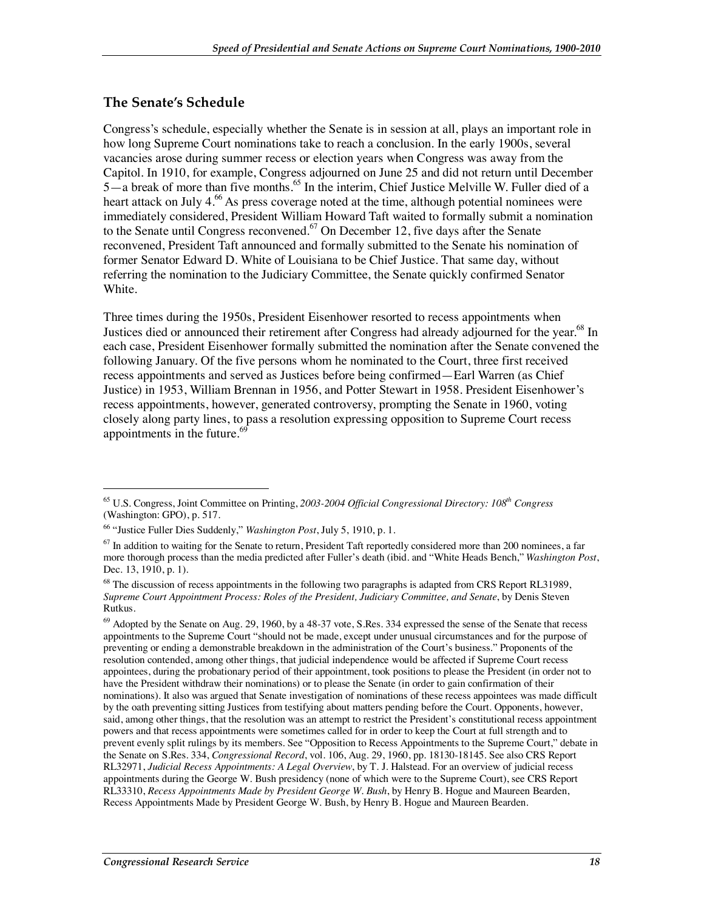## The Senate's Schedule

Congress's schedule, especially whether the Senate is in session at all, plays an important role in how long Supreme Court nominations take to reach a conclusion. In the early 1900s, several vacancies arose during summer recess or election years when Congress was away from the Capitol. In 1910, for example, Congress adjourned on June 25 and did not return until December 5—a break of more than five months.[65] In the interim, Chief Justice Melville W. Fuller died of a heart attack on July 4.[66] As press coverage noted at the time, although potential nominees were immediately considered, President William Howard Taft waited to formally submit a nomination to the Senate until Congress reconvened.[67] On December 12, five days after the Senate reconvened, President Taft announced and formally submitted to the Senate his nomination of former Senator Edward D. White of Louisiana to be Chief Justice. That same day, without referring the nomination to the Judiciary Committee, the Senate quickly confirmed Senator White.

Three times during the 1950s, President Eisenhower resorted to recess appointments when Justices died or announced their retirement after Congress had already adjourned for the year.[68] In each case, President Eisenhower formally submitted the nomination after the Senate convened the following January. Of the five persons whom he nominated to the Court, three first received recess appointments and served as Justices before being confirmed—Earl Warren (as Chief Justice) in 1953, William Brennan in 1956, and Potter Stewart in 1958. President Eisenhower's recess appointments, however, generated controversy, prompting the Senate in 1960, voting closely along party lines, to pass a resolution expressing opposition to Supreme Court recess appointments in the future.[69]

---

[65] U.S. Congress, Joint Committee on Printing, *2003-2004 Official Congressional Directory: 108th Congress* (Washington: GPO), p. 517.

[66] "Justice Fuller Dies Suddenly," *Washington Post*, July 5, 1910, p. 1.

[67] In addition to waiting for the Senate to return, President Taft reportedly considered more than 200 nominees, a far more thorough process than the media predicted after Fuller's death (ibid. and "White Heads Bench," *Washington Post*, Dec. 13, 1910, p. 1).

[68] The discussion of recess appointments in the following two paragraphs is adapted from CRS Report RL31989, *Supreme Court Appointment Process: Roles of the President, Judiciary Committee, and Senate*, by Denis Steven Rutkus.

[69] Adopted by the Senate on Aug. 29, 1960, by a 48-37 vote, S.Res. 334 expressed the sense of the Senate that recess appointments to the Supreme Court "should not be made, except under unusual circumstances and for the purpose of preventing or ending a demonstrable breakdown in the administration of the Court's business." Proponents of the resolution contended, among other things, that judicial independence would be affected if Supreme Court recess appointees, during the probationary period of their appointment, took positions to please the President (in order not to have the President withdraw their nominations) or to please the Senate (in order to gain confirmation of their nominations). It also was argued that Senate investigation of nominations of these recess appointees was made difficult by the oath preventing sitting Justices from testifying about matters pending before the Court. Opponents, however, said, among other things, that the resolution was an attempt to restrict the President's constitutional recess appointment powers and that recess appointments were sometimes called for in order to keep the Court at full strength and to prevent evenly split rulings by its members. See "Opposition to Recess Appointments to the Supreme Court," debate in the Senate on S.Res. 334, *Congressional Record*, vol. 106, Aug. 29, 1960, pp. 18130-18145. See also CRS Report RL32971, *Judicial Recess Appointments: A Legal Overview*, by T. J. Halstead. For an overview of judicial recess appointments during the George W. Bush presidency (none of which were to the Supreme Court), see CRS Report RL33310, *Recess Appointments Made by President George W. Bush*, by Henry B. Hogue and Maureen Bearden, Recess Appointments Made by President George W. Bush, by Henry B. Hogue and Maureen Bearden.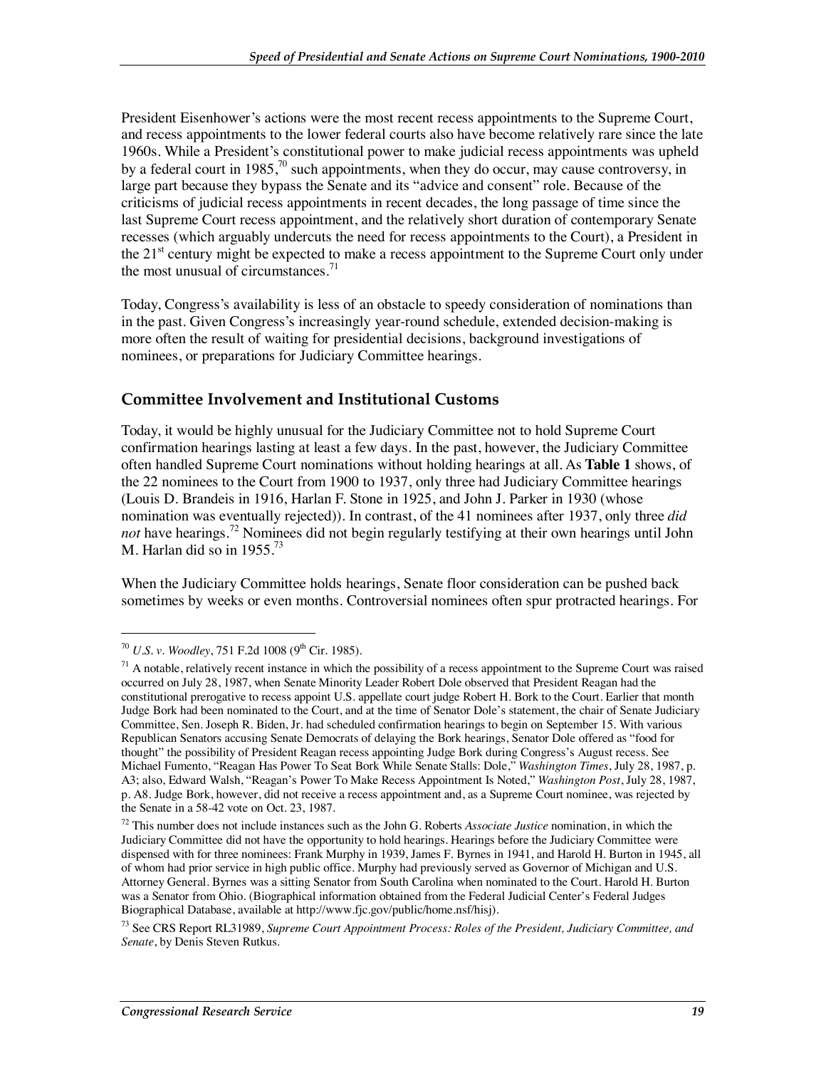President Eisenhower's actions were the most recent recess appointments to the Supreme Court, and recess appointments to the lower federal courts also have become relatively rare since the late 1960s. While a President's constitutional power to make judicial recess appointments was upheld by a federal court in 1985,[70] such appointments, when they do occur, may cause controversy, in large part because they bypass the Senate and its "advice and consent" role. Because of the criticisms of judicial recess appointments in recent decades, the long passage of time since the last Supreme Court recess appointment, and the relatively short duration of contemporary Senate recesses (which arguably undercuts the need for recess appointments to the Court), a President in the 21st century might be expected to make a recess appointment to the Supreme Court only under the most unusual of circumstances.[71]

Today, Congress's availability is less of an obstacle to speedy consideration of nominations than in the past. Given Congress's increasingly year-round schedule, extended decision-making is more often the result of waiting for presidential decisions, background investigations of nominees, or preparations for Judiciary Committee hearings.

## Committee Involvement and Institutional Customs

Today, it would be highly unusual for the Judiciary Committee not to hold Supreme Court confirmation hearings lasting at least a few days. In the past, however, the Judiciary Committee often handled Supreme Court nominations without holding hearings at all. As **Table 1** shows, of the 22 nominees to the Court from 1900 to 1937, only three had Judiciary Committee hearings (Louis D. Brandeis in 1916, Harlan F. Stone in 1925, and John J. Parker in 1930 (whose nomination was eventually rejected)). In contrast, of the 41 nominees after 1937, only three *did not* have hearings.[72] Nominees did not begin regularly testifying at their own hearings until John M. Harlan did so in 1955.[73]

When the Judiciary Committee holds hearings, Senate floor consideration can be pushed back sometimes by weeks or even months. Controversial nominees often spur protracted hearings. For

---

[70] *U.S. v. Woodley*, 751 F.2d 1008 (9th Cir. 1985).

[71] A notable, relatively recent instance in which the possibility of a recess appointment to the Supreme Court was raised occurred on July 28, 1987, when Senate Minority Leader Robert Dole observed that President Reagan had the constitutional prerogative to recess appoint U.S. appellate court judge Robert H. Bork to the Court. Earlier that month Judge Bork had been nominated to the Court, and at the time of Senator Dole's statement, the chair of Senate Judiciary Committee, Sen. Joseph R. Biden, Jr. had scheduled confirmation hearings to begin on September 15. With various Republican Senators accusing Senate Democrats of delaying the Bork hearings, Senator Dole offered as "food for thought" the possibility of President Reagan recess appointing Judge Bork during Congress's August recess. See Michael Fumento, "Reagan Has Power To Seat Bork While Senate Stalls: Dole," *Washington Times*, July 28, 1987, p. A3; also, Edward Walsh, "Reagan's Power To Make Recess Appointment Is Noted," *Washington Post*, July 28, 1987, p. A8. Judge Bork, however, did not receive a recess appointment and, as a Supreme Court nominee, was rejected by the Senate in a 58-42 vote on Oct. 23, 1987.

[72] This number does not include instances such as the John G. Roberts *Associate Justice* nomination, in which the Judiciary Committee did not have the opportunity to hold hearings. Hearings before the Judiciary Committee were dispensed with for three nominees: Frank Murphy in 1939, James F. Byrnes in 1941, and Harold H. Burton in 1945, all of whom had prior service in high public office. Murphy had previously served as Governor of Michigan and U.S. Attorney General. Byrnes was a sitting Senator from South Carolina when nominated to the Court. Harold H. Burton was a Senator from Ohio. (Biographical information obtained from the Federal Judicial Center's Federal Judges Biographical Database, available at http://www.fjc.gov/public/home.nsf/hisj).

[73] See CRS Report RL31989, *Supreme Court Appointment Process: Roles of the President, Judiciary Committee, and Senate*, by Denis Steven Rutkus.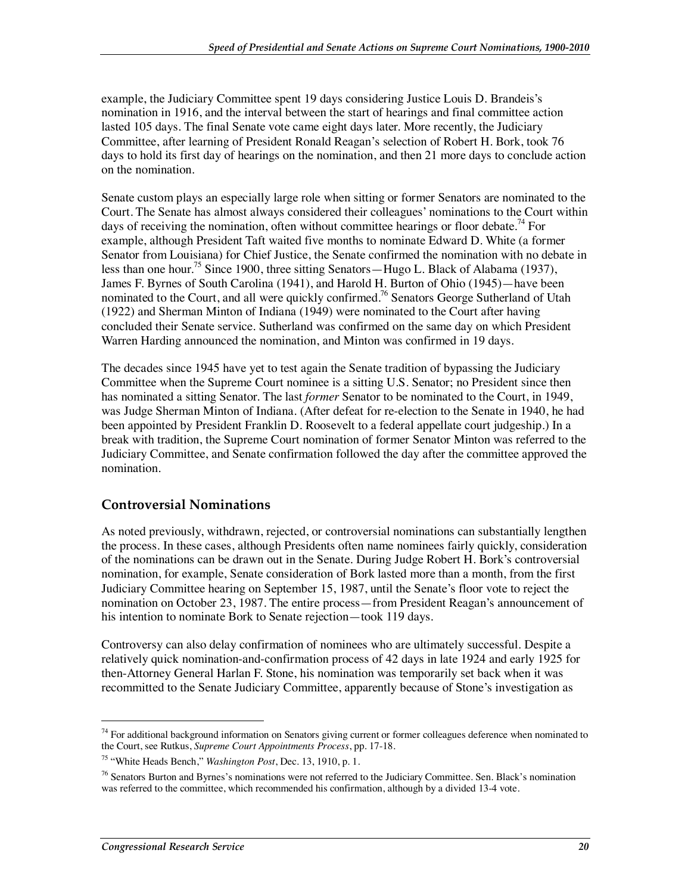example, the Judiciary Committee spent 19 days considering Justice Louis D. Brandeis's nomination in 1916, and the interval between the start of hearings and final committee action lasted 105 days. The final Senate vote came eight days later. More recently, the Judiciary Committee, after learning of President Ronald Reagan's selection of Robert H. Bork, took 76 days to hold its first day of hearings on the nomination, and then 21 more days to conclude action on the nomination.

Senate custom plays an especially large role when sitting or former Senators are nominated to the Court. The Senate has almost always considered their colleagues' nominations to the Court within days of receiving the nomination, often without committee hearings or floor debate.[74] For example, although President Taft waited five months to nominate Edward D. White (a former Senator from Louisiana) for Chief Justice, the Senate confirmed the nomination with no debate in less than one hour.[75] Since 1900, three sitting Senators—Hugo L. Black of Alabama (1937), James F. Byrnes of South Carolina (1941), and Harold H. Burton of Ohio (1945)—have been nominated to the Court, and all were quickly confirmed.[76] Senators George Sutherland of Utah (1922) and Sherman Minton of Indiana (1949) were nominated to the Court after having concluded their Senate service. Sutherland was confirmed on the same day on which President Warren Harding announced the nomination, and Minton was confirmed in 19 days.

The decades since 1945 have yet to test again the Senate tradition of bypassing the Judiciary Committee when the Supreme Court nominee is a sitting U.S. Senator; no President since then has nominated a sitting Senator. The last *former* Senator to be nominated to the Court, in 1949, was Judge Sherman Minton of Indiana. (After defeat for re-election to the Senate in 1940, he had been appointed by President Franklin D. Roosevelt to a federal appellate court judgeship.) In a break with tradition, the Supreme Court nomination of former Senator Minton was referred to the Judiciary Committee, and Senate confirmation followed the day after the committee approved the nomination.

## Controversial Nominations

As noted previously, withdrawn, rejected, or controversial nominations can substantially lengthen the process. In these cases, although Presidents often name nominees fairly quickly, consideration of the nominations can be drawn out in the Senate. During Judge Robert H. Bork's controversial nomination, for example, Senate consideration of Bork lasted more than a month, from the first Judiciary Committee hearing on September 15, 1987, until the Senate's floor vote to reject the nomination on October 23, 1987. The entire process—from President Reagan's announcement of his intention to nominate Bork to Senate rejection—took 119 days.

Controversy can also delay confirmation of nominees who are ultimately successful. Despite a relatively quick nomination-and-confirmation process of 42 days in late 1924 and early 1925 for then-Attorney General Harlan F. Stone, his nomination was temporarily set back when it was recommitted to the Senate Judiciary Committee, apparently because of Stone's investigation as

---

[74] For additional background information on Senators giving current or former colleagues deference when nominated to the Court, see Rutkus, *Supreme Court Appointments Process*, pp. 17-18.

[75] "White Heads Bench," *Washington Post*, Dec. 13, 1910, p. 1.

[76] Senators Burton and Byrnes's nominations were not referred to the Judiciary Committee. Sen. Black's nomination was referred to the committee, which recommended his confirmation, although by a divided 13-4 vote.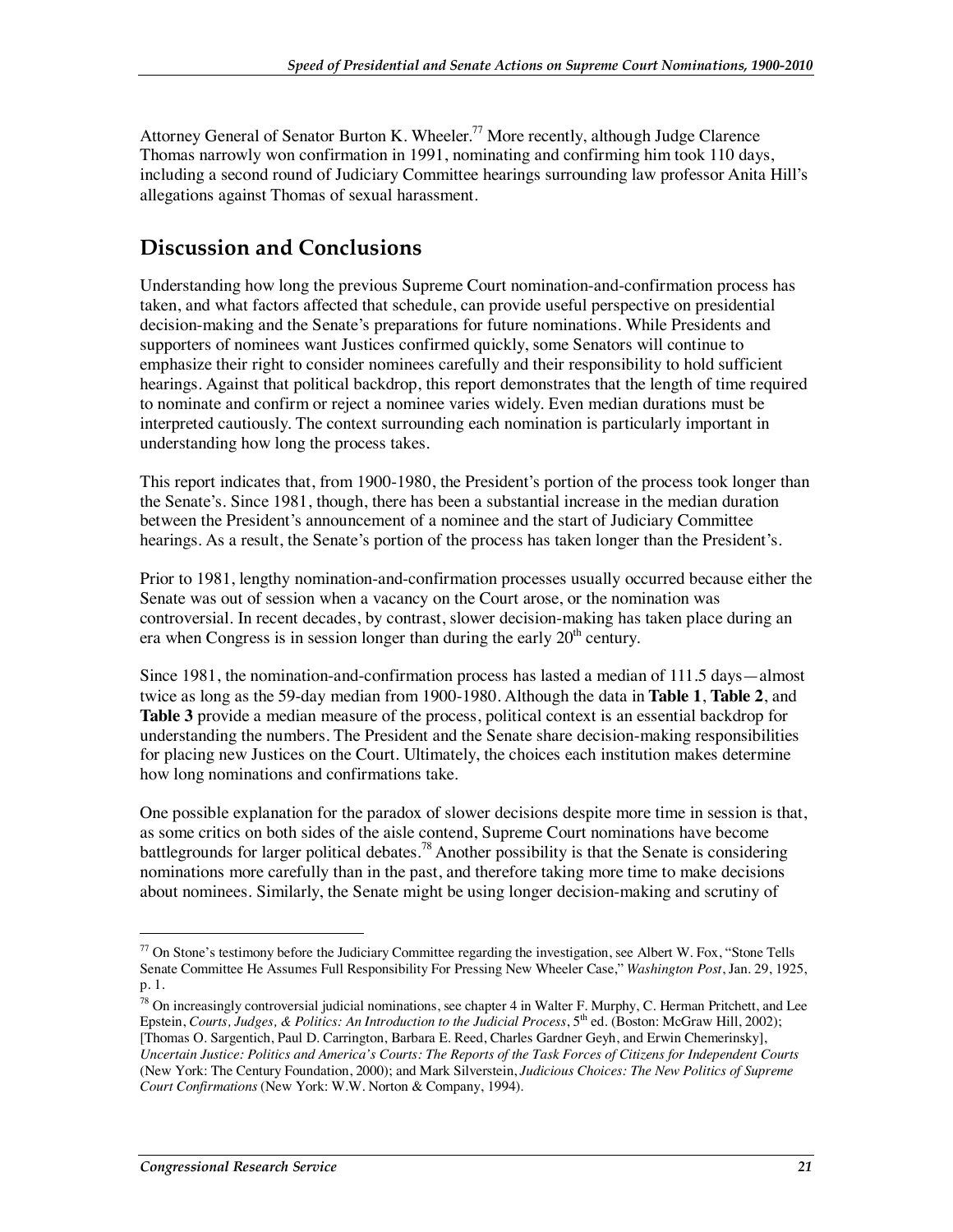Attorney General of Senator Burton K. Wheeler.[77] More recently, although Judge Clarence Thomas narrowly won confirmation in 1991, nominating and confirming him took 110 days, including a second round of Judiciary Committee hearings surrounding law professor Anita Hill's allegations against Thomas of sexual harassment.

## Discussion and Conclusions

Understanding how long the previous Supreme Court nomination-and-confirmation process has taken, and what factors affected that schedule, can provide useful perspective on presidential decision-making and the Senate's preparations for future nominations. While Presidents and supporters of nominees want Justices confirmed quickly, some Senators will continue to emphasize their right to consider nominees carefully and their responsibility to hold sufficient hearings. Against that political backdrop, this report demonstrates that the length of time required to nominate and confirm or reject a nominee varies widely. Even median durations must be interpreted cautiously. The context surrounding each nomination is particularly important in understanding how long the process takes.

This report indicates that, from 1900-1980, the President's portion of the process took longer than the Senate's. Since 1981, though, there has been a substantial increase in the median duration between the President's announcement of a nominee and the start of Judiciary Committee hearings. As a result, the Senate's portion of the process has taken longer than the President's.

Prior to 1981, lengthy nomination-and-confirmation processes usually occurred because either the Senate was out of session when a vacancy on the Court arose, or the nomination was controversial. In recent decades, by contrast, slower decision-making has taken place during an era when Congress is in session longer than during the early 20th century.

Since 1981, the nomination-and-confirmation process has lasted a median of 111.5 days—almost twice as long as the 59-day median from 1900-1980. Although the data in **Table 1**, **Table 2**, and **Table 3** provide a median measure of the process, political context is an essential backdrop for understanding the numbers. The President and the Senate share decision-making responsibilities for placing new Justices on the Court. Ultimately, the choices each institution makes determine how long nominations and confirmations take.

One possible explanation for the paradox of slower decisions despite more time in session is that, as some critics on both sides of the aisle contend, Supreme Court nominations have become battlegrounds for larger political debates.[78] Another possibility is that the Senate is considering nominations more carefully than in the past, and therefore taking more time to make decisions about nominees. Similarly, the Senate might be using longer decision-making and scrutiny of

---

[77] On Stone's testimony before the Judiciary Committee regarding the investigation, see Albert W. Fox, "Stone Tells Senate Committee He Assumes Full Responsibility For Pressing New Wheeler Case," *Washington Post*, Jan. 29, 1925, p. 1.

[78] On increasingly controversial judicial nominations, see chapter 4 in Walter F. Murphy, C. Herman Pritchett, and Lee Epstein, *Courts, Judges, & Politics: An Introduction to the Judicial Process*, 5th ed. (Boston: McGraw Hill, 2002); [Thomas O. Sargentich, Paul D. Carrington, Barbara E. Reed, Charles Gardner Geyh, and Erwin Chemerinsky], *Uncertain Justice: Politics and America's Courts: The Reports of the Task Forces of Citizens for Independent Courts* (New York: The Century Foundation, 2000); and Mark Silverstein, *Judicious Choices: The New Politics of Supreme Court Confirmations* (New York: W.W. Norton & Company, 1994).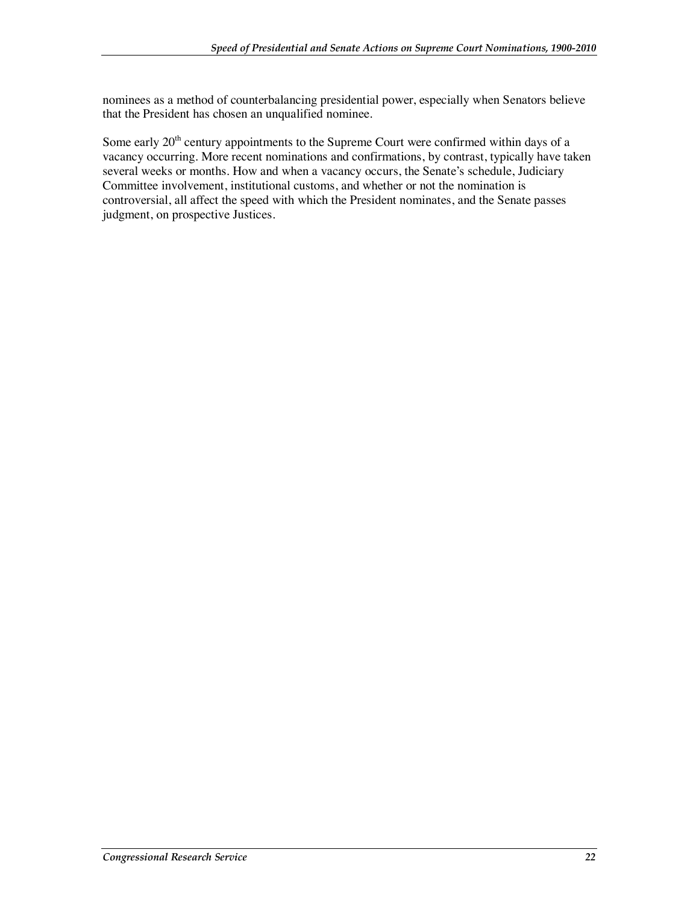nominees as a method of counterbalancing presidential power, especially when Senators believe that the President has chosen an unqualified nominee.

Some early 20th century appointments to the Supreme Court were confirmed within days of a vacancy occurring. More recent nominations and confirmations, by contrast, typically have taken several weeks or months. How and when a vacancy occurs, the Senate's schedule, Judiciary Committee involvement, institutional customs, and whether or not the nomination is controversial, all affect the speed with which the President nominates, and the Senate passes judgment, on prospective Justices.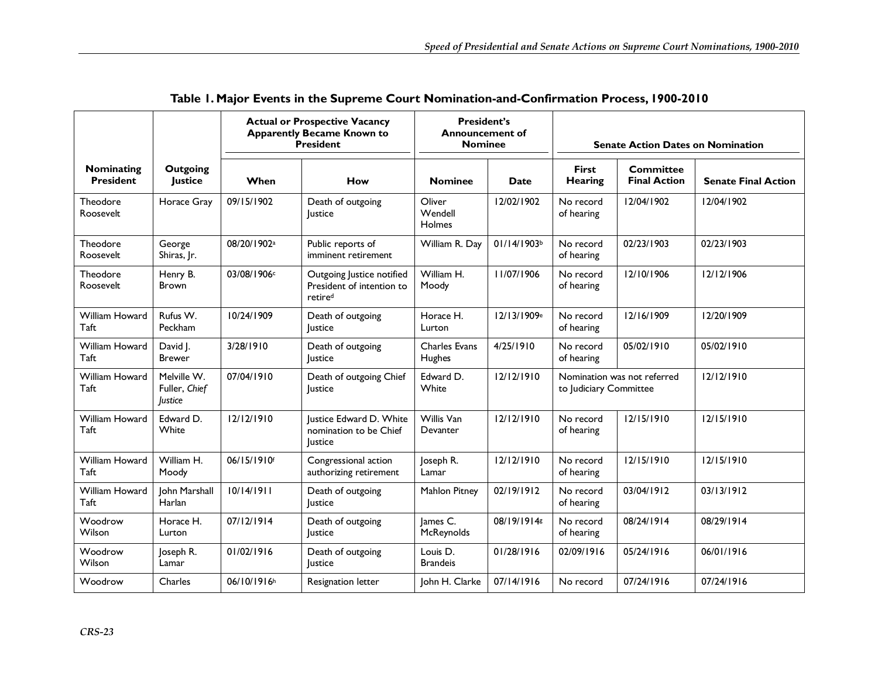**Table 1. Major Events in the Supreme Court Nomination-and-Confirmation Process, 1900-2010**

| Nominating President | Outgoing Justice | Actual or Prospective Vacancy Apparently Became Known to President | | President's Announcement of Nominee | | Senate Action Dates on Nomination | | |
|---|---|---|---|---|---|---|---|---|
| | | When | How | Nominee | Date | First Hearing | Committee Final Action | Senate Final Action |
| Theodore Roosevelt | Horace Gray | 09/15/1902 | Death of outgoing Justice | Oliver Wendell Holmes | 12/02/1902 | No record of hearing | 12/04/1902 | 12/04/1902 |
| Theodore Roosevelt | George Shiras, Jr. | 08/20/1902[a] | Public reports of imminent retirement | William R. Day | 01/14/1903[b] | No record of hearing | 02/23/1903 | 02/23/1903 |
| Theodore Roosevelt | Henry B. Brown | 03/08/1906[c] | Outgoing Justice notified President of intention to retire[d] | William H. Moody | 11/07/1906 | No record of hearing | 12/10/1906 | 12/12/1906 |
| William Howard Taft | Rufus W. Peckham | 10/24/1909 | Death of outgoing Justice | Horace H. Lurton | 12/13/1909[e] | No record of hearing | 12/16/1909 | 12/20/1909 |
| William Howard Taft | David J. Brewer | 3/28/1910 | Death of outgoing Justice | Charles Evans Hughes | 4/25/1910 | No record of hearing | 05/02/1910 | 05/02/1910 |
| William Howard Taft | Melville W. Fuller, *Chief Justice* | 07/04/1910 | Death of outgoing Chief Justice | Edward D. White | 12/12/1910 | Nomination was not referred to Judiciary Committee | | 12/12/1910 |
| William Howard Taft | Edward D. White | 12/12/1910 | Justice Edward D. White nomination to be Chief Justice | Willis Van Devanter | 12/12/1910 | No record of hearing | 12/15/1910 | 12/15/1910 |
| William Howard Taft | William H. Moody | 06/15/1910[f] | Congressional action authorizing retirement | Joseph R. Lamar | 12/12/1910 | No record of hearing | 12/15/1910 | 12/15/1910 |
| William Howard Taft | John Marshall Harlan | 10/14/1911 | Death of outgoing Justice | Mahlon Pitney | 02/19/1912 | No record of hearing | 03/04/1912 | 03/13/1912 |
| Woodrow Wilson | Horace H. Lurton | 07/12/1914 | Death of outgoing Justice | James C. McReynolds | 08/19/1914[g] | No record of hearing | 08/24/1914 | 08/29/1914 |
| Woodrow Wilson | Joseph R. Lamar | 01/02/1916 | Death of outgoing Justice | Louis D. Brandeis | 01/28/1916 | 02/09/1916 | 05/24/1916 | 06/01/1916 |
| Woodrow | Charles | 06/10/1916[h] | Resignation letter | John H. Clarke | 07/14/1916 | No record | 07/24/1916 | 07/24/1916 |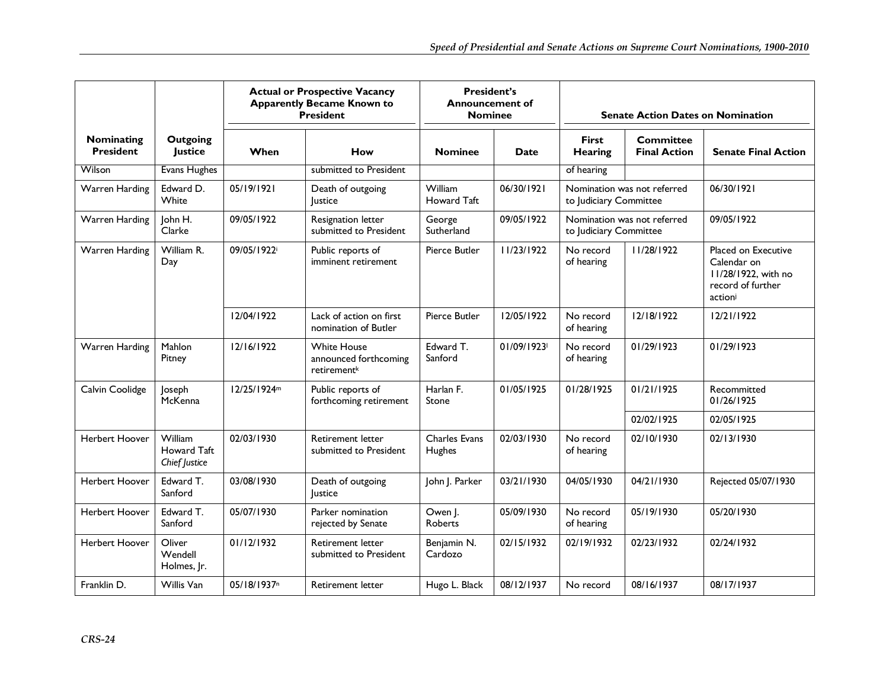| Nominating President | Outgoing Justice | Actual or Prospective Vacancy Apparently Became Known to President | | President's Announcement of Nominee | | Senate Action Dates on Nomination | | |
|---|---|---|---|---|---|---|---|---|
| | | When | How | Nominee | Date | First Hearing | Committee Final Action | Senate Final Action |
| Wilson | Evans Hughes | | submitted to President | | | of hearing | | |
| Warren Harding | Edward D. White | 05/19/1921 | Death of outgoing Justice | William Howard Taft | 06/30/1921 | Nomination was not referred to Judiciary Committee | | 06/30/1921 |
| Warren Harding | John H. Clarke | 09/05/1922 | Resignation letter submitted to President | George Sutherland | 09/05/1922 | Nomination was not referred to Judiciary Committee | | 09/05/1922 |
| Warren Harding | William R. Day | 09/05/1922[i] | Public reports of imminent retirement | Pierce Butler | 11/23/1922 | No record of hearing | 11/28/1922 | Placed on Executive Calendar on 11/28/1922, with no record of further action[j] |
| | | 12/04/1922 | Lack of action on first nomination of Butler | Pierce Butler | 12/05/1922 | No record of hearing | 12/18/1922 | 12/21/1922 |
| Warren Harding | Mahlon Pitney | 12/16/1922 | White House announced forthcoming retirement[k] | Edward T. Sanford | 01/09/1923[l] | No record of hearing | 01/29/1923 | 01/29/1923 |
| Calvin Coolidge | Joseph McKenna | 12/25/1924[m] | Public reports of forthcoming retirement | Harlan F. Stone | 01/05/1925 | 01/28/1925 | 01/21/1925 | Recommitted 01/26/1925 |
| | | | | | | | 02/02/1925 | 02/05/1925 |
| Herbert Hoover | William Howard Taft *Chief Justice* | 02/03/1930 | Retirement letter submitted to President | Charles Evans Hughes | 02/03/1930 | No record of hearing | 02/10/1930 | 02/13/1930 |
| Herbert Hoover | Edward T. Sanford | 03/08/1930 | Death of outgoing Justice | John J. Parker | 03/21/1930 | 04/05/1930 | 04/21/1930 | Rejected 05/07/1930 |
| Herbert Hoover | Edward T. Sanford | 05/07/1930 | Parker nomination rejected by Senate | Owen J. Roberts | 05/09/1930 | No record of hearing | 05/19/1930 | 05/20/1930 |
| Herbert Hoover | Oliver Wendell Holmes, Jr. | 01/12/1932 | Retirement letter submitted to President | Benjamin N. Cardozo | 02/15/1932 | 02/19/1932 | 02/23/1932 | 02/24/1932 |
| Franklin D. | Willis Van | 05/18/1937[n] | Retirement letter | Hugo L. Black | 08/12/1937 | No record | 08/16/1937 | 08/17/1937 |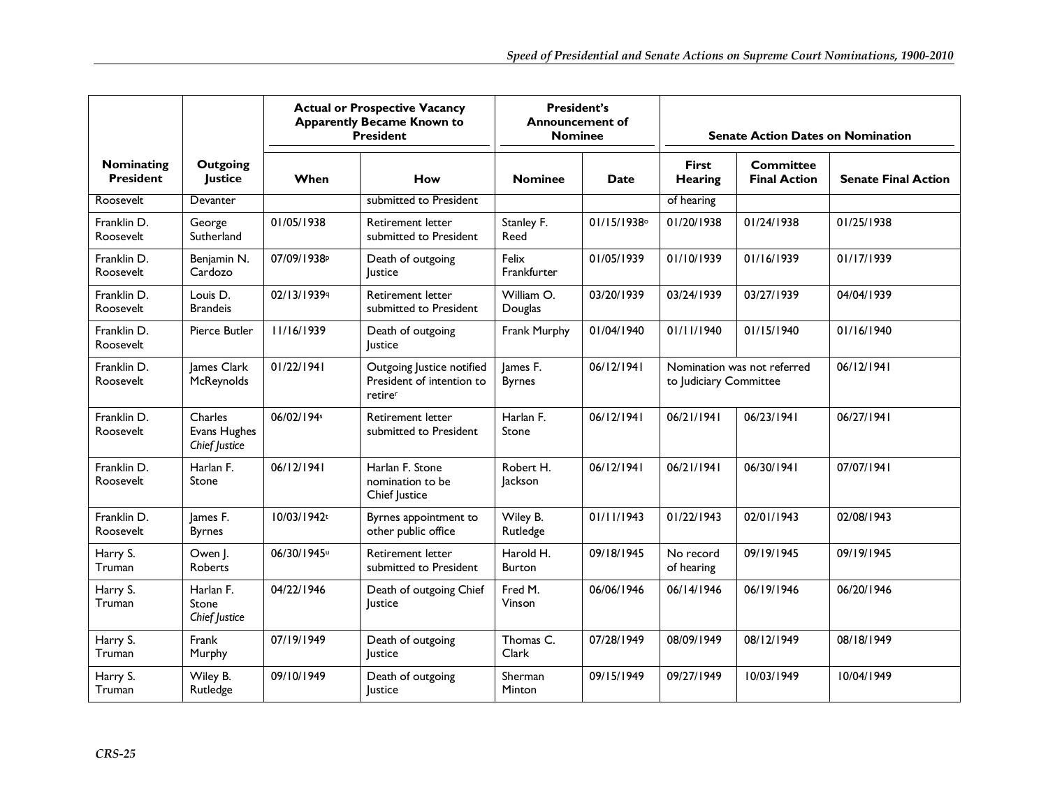| Nominating President | Outgoing Justice | Actual or Prospective Vacancy Apparently Became Known to President | | President's Announcement of Nominee | | Senate Action Dates on Nomination | | |
|---|---|---|---|---|---|---|---|---|
| | | When | How | Nominee | Date | First Hearing | Committee Final Action | Senate Final Action |
| Roosevelt | Devanter | | submitted to President | | | of hearing | | |
| Franklin D. Roosevelt | George Sutherland | 01/05/1938 | Retirement letter submitted to President | Stanley F. Reed | 01/15/1938[o] | 01/20/1938 | 01/24/1938 | 01/25/1938 |
| Franklin D. Roosevelt | Benjamin N. Cardozo | 07/09/1938[p] | Death of outgoing Justice | Felix Frankfurter | 01/05/1939 | 01/10/1939 | 01/16/1939 | 01/17/1939 |
| Franklin D. Roosevelt | Louis D. Brandeis | 02/13/1939[q] | Retirement letter submitted to President | William O. Douglas | 03/20/1939 | 03/24/1939 | 03/27/1939 | 04/04/1939 |
| Franklin D. Roosevelt | Pierce Butler | 11/16/1939 | Death of outgoing Justice | Frank Murphy | 01/04/1940 | 01/11/1940 | 01/15/1940 | 01/16/1940 |
| Franklin D. Roosevelt | James Clark McReynolds | 01/22/1941 | Outgoing Justice notified President of intention to retire[r] | James F. Byrnes | 06/12/1941 | Nomination was not referred to Judiciary Committee | | 06/12/1941 |
| Franklin D. Roosevelt | Charles Evans Hughes *Chief Justice* | 06/02/194[s] | Retirement letter submitted to President | Harlan F. Stone | 06/12/1941 | 06/21/1941 | 06/23/1941 | 06/27/1941 |
| Franklin D. Roosevelt | Harlan F. Stone | 06/12/1941 | Harlan F. Stone nomination to be Chief Justice | Robert H. Jackson | 06/12/1941 | 06/21/1941 | 06/30/1941 | 07/07/1941 |
| Franklin D. Roosevelt | James F. Byrnes | 10/03/1942[t] | Byrnes appointment to other public office | Wiley B. Rutledge | 01/11/1943 | 01/22/1943 | 02/01/1943 | 02/08/1943 |
| Harry S. Truman | Owen J. Roberts | 06/30/1945[u] | Retirement letter submitted to President | Harold H. Burton | 09/18/1945 | No record of hearing | 09/19/1945 | 09/19/1945 |
| Harry S. Truman | Harlan F. Stone *Chief Justice* | 04/22/1946 | Death of outgoing Chief Justice | Fred M. Vinson | 06/06/1946 | 06/14/1946 | 06/19/1946 | 06/20/1946 |
| Harry S. Truman | Frank Murphy | 07/19/1949 | Death of outgoing Justice | Thomas C. Clark | 07/28/1949 | 08/09/1949 | 08/12/1949 | 08/18/1949 |
| Harry S. Truman | Wiley B. Rutledge | 09/10/1949 | Death of outgoing Justice | Sherman Minton | 09/15/1949 | 09/27/1949 | 10/03/1949 | 10/04/1949 |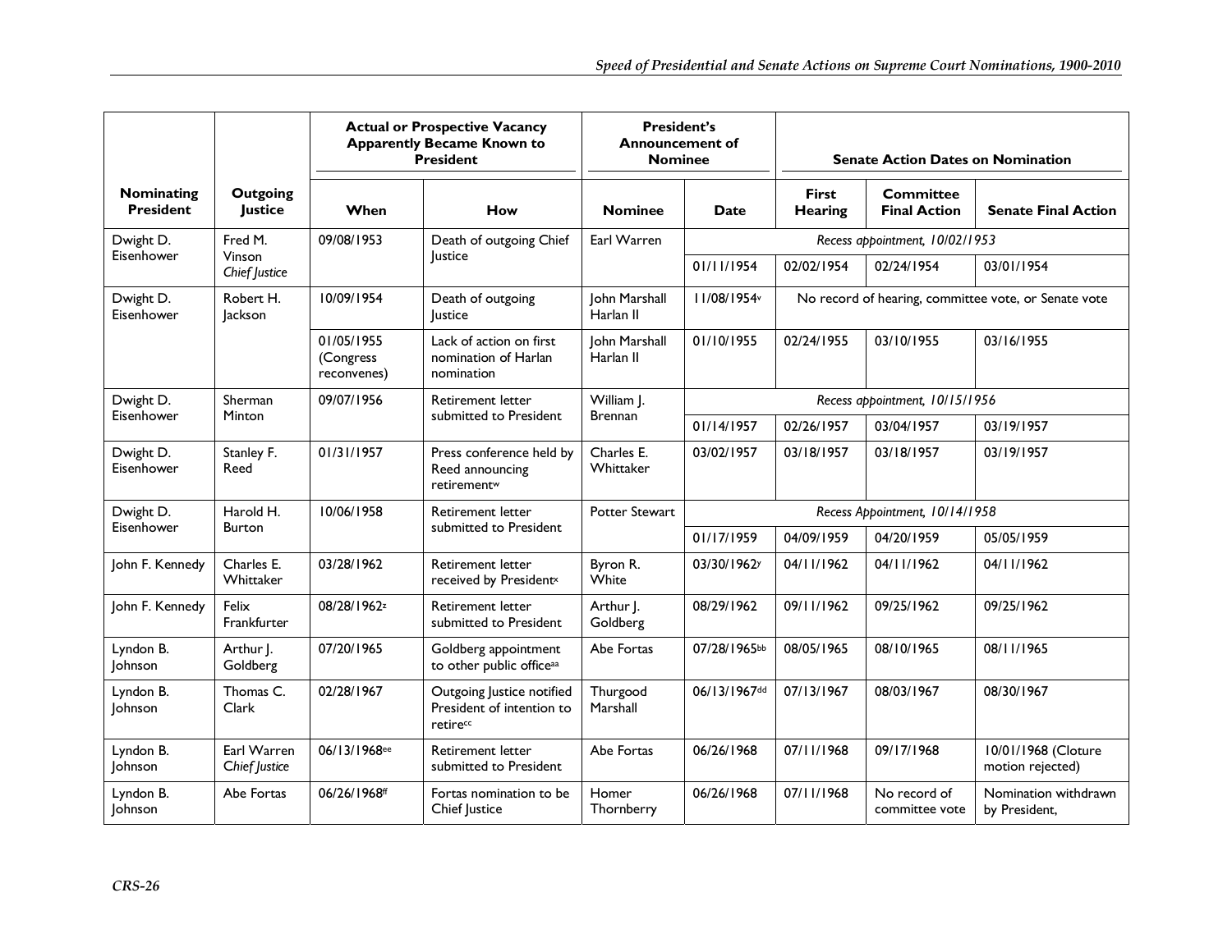| Nominating President | Outgoing Justice | Actual or Prospective Vacancy Apparently Became Known to President | | President's Announcement of Nominee | | Senate Action Dates on Nomination | | |
|---|---|---|---|---|---|---|---|---|
| | | When | How | Nominee | Date | First Hearing | Committee Final Action | Senate Final Action |
| Dwight D. Eisenhower | Fred M. Vinson *Chief Justice* | 09/08/1953 | Death of outgoing Chief Justice | Earl Warren | *Recess appointment, 10/02/1953* | | | |
| | | | | | 01/11/1954 | 02/02/1954 | 02/24/1954 | 03/01/1954 |
| Dwight D. Eisenhower | Robert H. Jackson | 10/09/1954 | Death of outgoing Justice | John Marshall Harlan II | 11/08/1954[v] | No record of hearing, committee vote, or Senate vote | | |
| | | 01/05/1955 (Congress reconvenes) | Lack of action on first nomination of Harlan nomination | John Marshall Harlan II | 01/10/1955 | 02/24/1955 | 03/10/1955 | 03/16/1955 |
| Dwight D. Eisenhower | Sherman Minton | 09/07/1956 | Retirement letter submitted to President | William J. Brennan | *Recess appointment, 10/15/1956* | | | |
| | | | | | 01/14/1957 | 02/26/1957 | 03/04/1957 | 03/19/1957 |
| Dwight D. Eisenhower | Stanley F. Reed | 01/31/1957 | Press conference held by Reed announcing retirement[w] | Charles E. Whittaker | 03/02/1957 | 03/18/1957 | 03/18/1957 | 03/19/1957 |
| Dwight D. Eisenhower | Harold H. Burton | 10/06/1958 | Retirement letter submitted to President | Potter Stewart | *Recess Appointment, 10/14/1958* | | | |
| | | | | | 01/17/1959 | 04/09/1959 | 04/20/1959 | 05/05/1959 |
| John F. Kennedy | Charles E. Whittaker | 03/28/1962 | Retirement letter received by President[x] | Byron R. White | 03/30/1962[y] | 04/11/1962 | 04/11/1962 | 04/11/1962 |
| John F. Kennedy | Felix Frankfurter | 08/28/1962[z] | Retirement letter submitted to President | Arthur J. Goldberg | 08/29/1962 | 09/11/1962 | 09/25/1962 | 09/25/1962 |
| Lyndon B. Johnson | Arthur J. Goldberg | 07/20/1965 | Goldberg appointment to other public office[aa] | Abe Fortas | 07/28/1965[bb] | 08/05/1965 | 08/10/1965 | 08/11/1965 |
| Lyndon B. Johnson | Thomas C. Clark | 02/28/1967 | Outgoing Justice notified President of intention to retire[cc] | Thurgood Marshall | 06/13/1967[dd] | 07/13/1967 | 08/03/1967 | 08/30/1967 |
| Lyndon B. Johnson | Earl Warren *Chief Justice* | 06/13/1968[ee] | Retirement letter submitted to President | Abe Fortas | 06/26/1968 | 07/11/1968 | 09/17/1968 | 10/01/1968 (Cloture motion rejected) |
| Lyndon B. Johnson | Abe Fortas | 06/26/1968[ff] | Fortas nomination to be Chief Justice | Homer Thornberry | 06/26/1968 | 07/11/1968 | No record of committee vote | Nomination withdrawn by President, |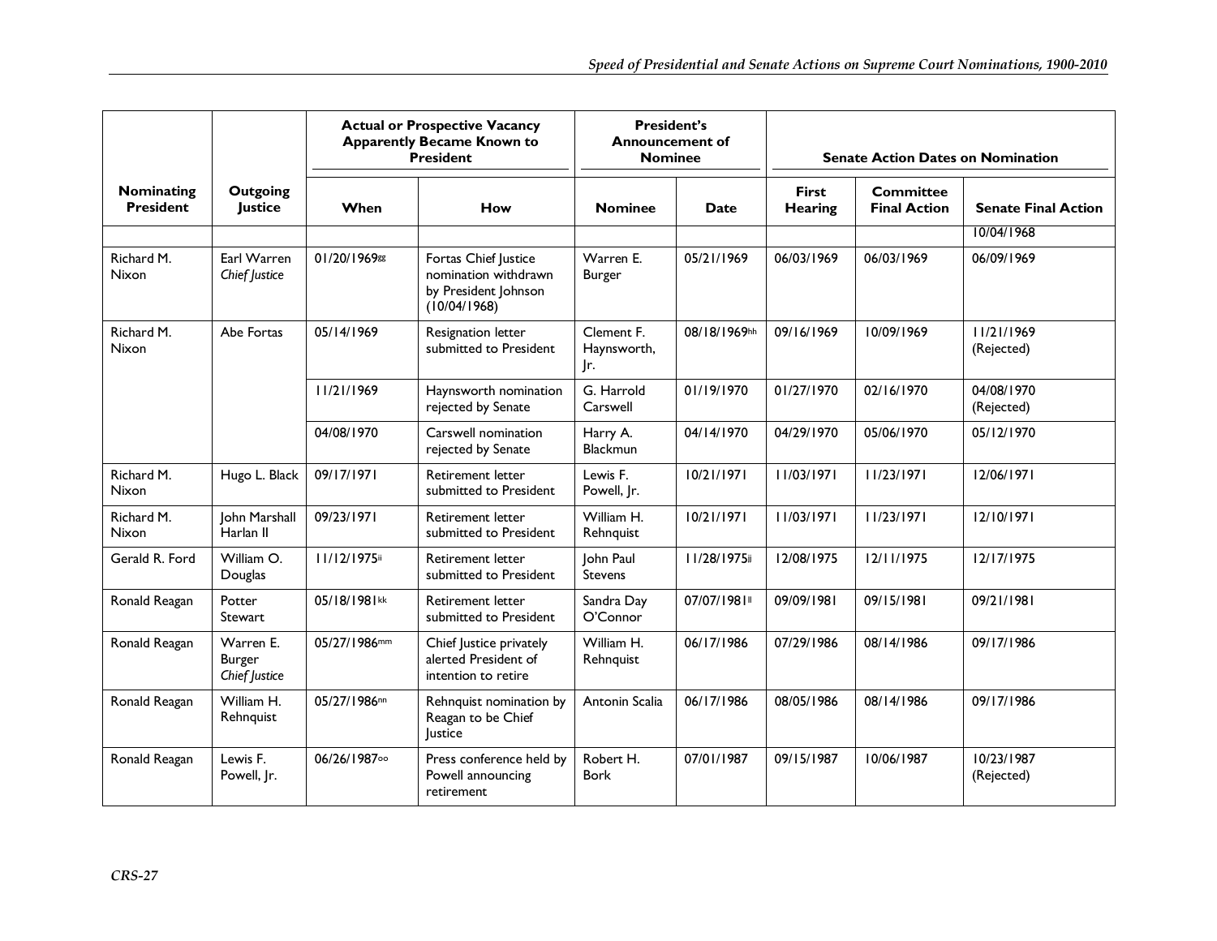| Nominating President | Outgoing Justice | Actual or Prospective Vacancy Apparently Became Known to President | | President's Announcement of Nominee | | Senate Action Dates on Nomination | | |
|---|---|---|---|---|---|---|---|---|
| | | When | How | Nominee | Date | First Hearing | Committee Final Action | Senate Final Action |
| | | | | | | | | 10/04/1968 |
| Richard M. Nixon | Earl Warren *Chief Justice* | 01/20/1969[gg] | Fortas Chief Justice nomination withdrawn by President Johnson (10/04/1968) | Warren E. Burger | 05/21/1969 | 06/03/1969 | 06/03/1969 | 06/09/1969 |
| Richard M. Nixon | Abe Fortas | 05/14/1969 | Resignation letter submitted to President | Clement F. Haynsworth, Jr. | 08/18/1969[hh] | 09/16/1969 | 10/09/1969 | 11/21/1969 (Rejected) |
| | | 11/21/1969 | Haynsworth nomination rejected by Senate | G. Harrold Carswell | 01/19/1970 | 01/27/1970 | 02/16/1970 | 04/08/1970 (Rejected) |
| | | 04/08/1970 | Carswell nomination rejected by Senate | Harry A. Blackmun | 04/14/1970 | 04/29/1970 | 05/06/1970 | 05/12/1970 |
| Richard M. Nixon | Hugo L. Black | 09/17/1971 | Retirement letter submitted to President | Lewis F. Powell, Jr. | 10/21/1971 | 11/03/1971 | 11/23/1971 | 12/06/1971 |
| Richard M. Nixon | John Marshall Harlan II | 09/23/1971 | Retirement letter submitted to President | William H. Rehnquist | 10/21/1971 | 11/03/1971 | 11/23/1971 | 12/10/1971 |
| Gerald R. Ford | William O. Douglas | 11/12/1975[ii] | Retirement letter submitted to President | John Paul Stevens | 11/28/1975[jj] | 12/08/1975 | 12/11/1975 | 12/17/1975 |
| Ronald Reagan | Potter Stewart | 05/18/1981[kk] | Retirement letter submitted to President | Sandra Day O'Connor | 07/07/1981[ll] | 09/09/1981 | 09/15/1981 | 09/21/1981 |
| Ronald Reagan | Warren E. Burger *Chief Justice* | 05/27/1986[mm] | Chief Justice privately alerted President of intention to retire | William H. Rehnquist | 06/17/1986 | 07/29/1986 | 08/14/1986 | 09/17/1986 |
| Ronald Reagan | William H. Rehnquist | 05/27/1986[nn] | Rehnquist nomination by Reagan to be Chief Justice | Antonin Scalia | 06/17/1986 | 08/05/1986 | 08/14/1986 | 09/17/1986 |
| Ronald Reagan | Lewis F. Powell, Jr. | 06/26/1987[oo] | Press conference held by Powell announcing retirement | Robert H. Bork | 07/01/1987 | 09/15/1987 | 10/06/1987 | 10/23/1987 (Rejected) |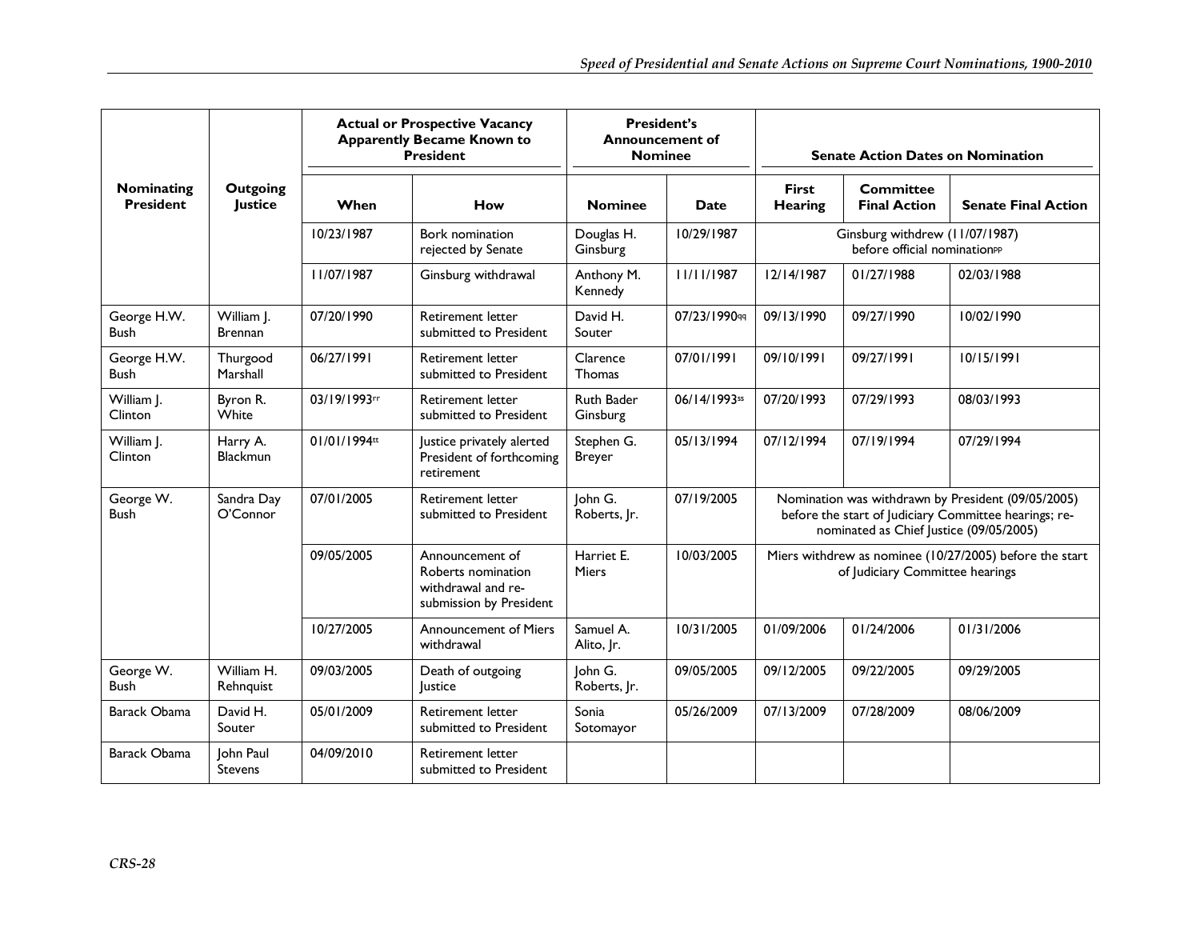| Nominating President | Outgoing Justice | Actual or Prospective Vacancy Apparently Became Known to President | | President's Announcement of Nominee | | Senate Action Dates on Nomination | | |
|---|---|---|---|---|---|---|---|---|
| | | When | How | Nominee | Date | First Hearing | Committee Final Action | Senate Final Action |
| | | 10/23/1987 | Bork nomination rejected by Senate | Douglas H. Ginsburg | 10/29/1987 | Ginsburg withdrew (11/07/1987) before official nomination[pp] | | |
| | | 11/07/1987 | Ginsburg withdrawal | Anthony M. Kennedy | 11/11/1987 | 12/14/1987 | 01/27/1988 | 02/03/1988 |
| George H.W. Bush | William J. Brennan | 07/20/1990 | Retirement letter submitted to President | David H. Souter | 07/23/1990[qq] | 09/13/1990 | 09/27/1990 | 10/02/1990 |
| George H.W. Bush | Thurgood Marshall | 06/27/1991 | Retirement letter submitted to President | Clarence Thomas | 07/01/1991 | 09/10/1991 | 09/27/1991 | 10/15/1991 |
| William J. Clinton | Byron R. White | 03/19/1993[rr] | Retirement letter submitted to President | Ruth Bader Ginsburg | 06/14/1993[ss] | 07/20/1993 | 07/29/1993 | 08/03/1993 |
| William J. Clinton | Harry A. Blackmun | 01/01/1994[tt] | Justice privately alerted President of forthcoming retirement | Stephen G. Breyer | 05/13/1994 | 07/12/1994 | 07/19/1994 | 07/29/1994 |
| George W. Bush | Sandra Day O'Connor | 07/01/2005 | Retirement letter submitted to President | John G. Roberts, Jr. | 07/19/2005 | Nomination was withdrawn by President (09/05/2005) before the start of Judiciary Committee hearings; re-nominated as Chief Justice (09/05/2005) | | |
| | | 09/05/2005 | Announcement of Roberts nomination withdrawal and re-submission by President | Harriet E. Miers | 10/03/2005 | Miers withdrew as nominee (10/27/2005) before the start of Judiciary Committee hearings | | |
| | | 10/27/2005 | Announcement of Miers withdrawal | Samuel A. Alito, Jr. | 10/31/2005 | 01/09/2006 | 01/24/2006 | 01/31/2006 |
| George W. Bush | William H. Rehnquist | 09/03/2005 | Death of outgoing Justice | John G. Roberts, Jr. | 09/05/2005 | 09/12/2005 | 09/22/2005 | 09/29/2005 |
| Barack Obama | David H. Souter | 05/01/2009 | Retirement letter submitted to President | Sonia Sotomayor | 05/26/2009 | 07/13/2009 | 07/28/2009 | 08/06/2009 |
| Barack Obama | John Paul Stevens | 04/09/2010 | Retirement letter submitted to President | | | | | |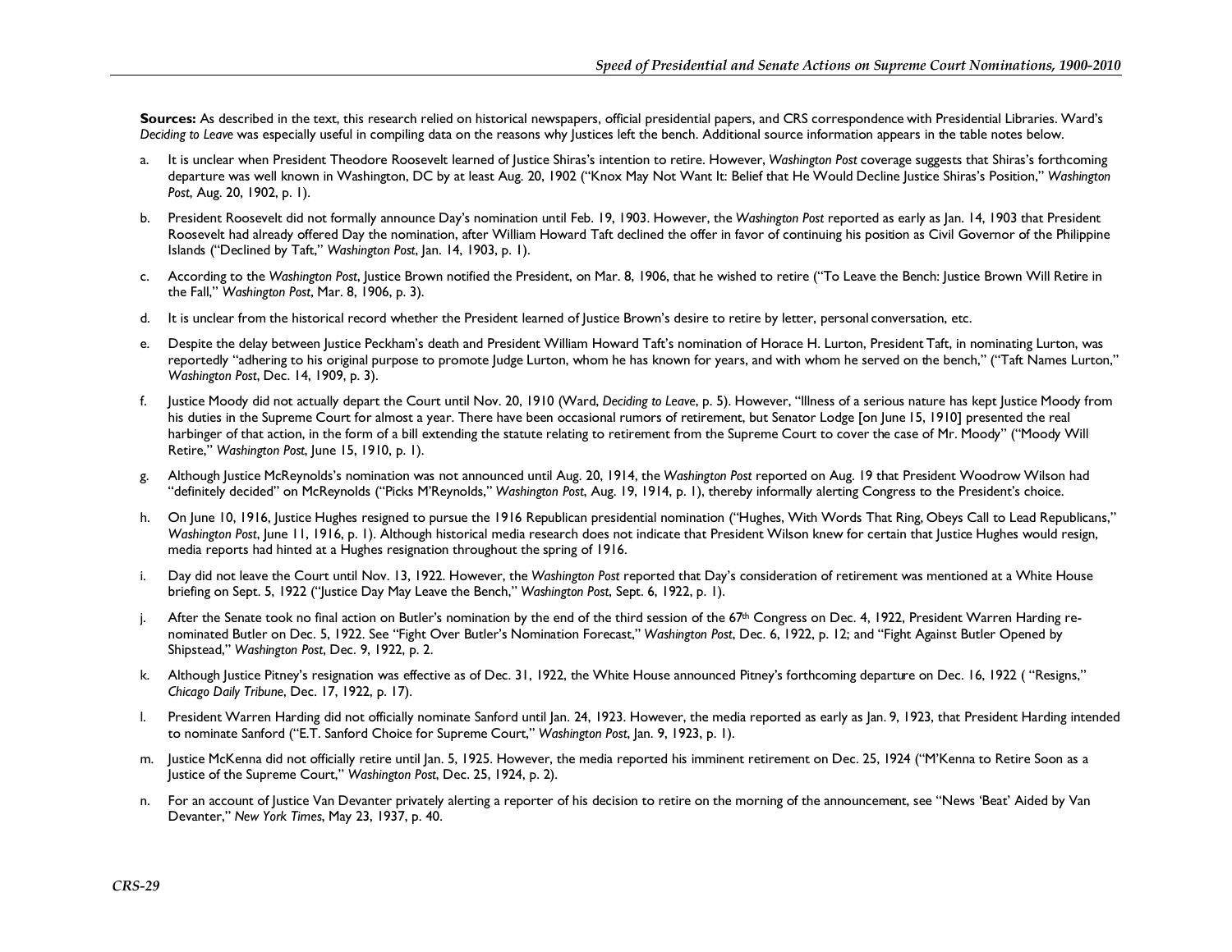**Sources:** As described in the text, this research relied on historical newspapers, official presidential papers, and CRS correspondence with Presidential Libraries. Ward's *Deciding to Leave* was especially useful in compiling data on the reasons why Justices left the bench. Additional source information appears in the table notes below.

a. It is unclear when President Theodore Roosevelt learned of Justice Shiras's intention to retire. However, *Washington Post* coverage suggests that Shiras's forthcoming departure was well known in Washington, DC by at least Aug. 20, 1902 ("Knox May Not Want It: Belief that He Would Decline Justice Shiras's Position," *Washington Post*, Aug. 20, 1902, p. 1).

b. President Roosevelt did not formally announce Day's nomination until Feb. 19, 1903. However, the *Washington Post* reported as early as Jan. 14, 1903 that President Roosevelt had already offered Day the nomination, after William Howard Taft declined the offer in favor of continuing his position as Civil Governor of the Philippine Islands ("Declined by Taft," *Washington Post*, Jan. 14, 1903, p. 1).

c. According to the *Washington Post*, Justice Brown notified the President, on Mar. 8, 1906, that he wished to retire ("To Leave the Bench: Justice Brown Will Retire in the Fall," *Washington Post*, Mar. 8, 1906, p. 3).

d. It is unclear from the historical record whether the President learned of Justice Brown's desire to retire by letter, personal conversation, etc.

e. Despite the delay between Justice Peckham's death and President William Howard Taft's nomination of Horace H. Lurton, President Taft, in nominating Lurton, was reportedly "adhering to his original purpose to promote Judge Lurton, whom he has known for years, and with whom he served on the bench," ("Taft Names Lurton," *Washington Post*, Dec. 14, 1909, p. 3).

f. Justice Moody did not actually depart the Court until Nov. 20, 1910 (Ward, *Deciding to Leave*, p. 5). However, "Illness of a serious nature has kept Justice Moody from his duties in the Supreme Court for almost a year. There have been occasional rumors of retirement, but Senator Lodge [on June 15, 1910] presented the real harbinger of that action, in the form of a bill extending the statute relating to retirement from the Supreme Court to cover the case of Mr. Moody" ("Moody Will Retire," *Washington Post*, June 15, 1910, p. 1).

g. Although Justice McReynolds's nomination was not announced until Aug. 20, 1914, the *Washington Post* reported on Aug. 19 that President Woodrow Wilson had "definitely decided" on McReynolds ("Picks M'Reynolds," *Washington Post*, Aug. 19, 1914, p. 1), thereby informally alerting Congress to the President's choice.

h. On June 10, 1916, Justice Hughes resigned to pursue the 1916 Republican presidential nomination ("Hughes, With Words That Ring, Obeys Call to Lead Republicans," *Washington Post*, June 11, 1916, p. 1). Although historical media research does not indicate that President Wilson knew for certain that Justice Hughes would resign, media reports had hinted at a Hughes resignation throughout the spring of 1916.

i. Day did not leave the Court until Nov. 13, 1922. However, the *Washington Post* reported that Day's consideration of retirement was mentioned at a White House briefing on Sept. 5, 1922 ("Justice Day May Leave the Bench," *Washington Post*, Sept. 6, 1922, p. 1).

j. After the Senate took no final action on Butler's nomination by the end of the third session of the 67th Congress on Dec. 4, 1922, President Warren Harding re-nominated Butler on Dec. 5, 1922. See "Fight Over Butler's Nomination Forecast," *Washington Post*, Dec. 6, 1922, p. 12; and "Fight Against Butler Opened by Shipstead," *Washington Post*, Dec. 9, 1922, p. 2.

k. Although Justice Pitney's resignation was effective as of Dec. 31, 1922, the White House announced Pitney's forthcoming departure on Dec. 16, 1922 ( "Resigns," *Chicago Daily Tribune*, Dec. 17, 1922, p. 17).

l. President Warren Harding did not officially nominate Sanford until Jan. 24, 1923. However, the media reported as early as Jan. 9, 1923, that President Harding intended to nominate Sanford ("E.T. Sanford Choice for Supreme Court," *Washington Post*, Jan. 9, 1923, p. 1).

m. Justice McKenna did not officially retire until Jan. 5, 1925. However, the media reported his imminent retirement on Dec. 25, 1924 ("M'Kenna to Retire Soon as a Justice of the Supreme Court," *Washington Post*, Dec. 25, 1924, p. 2).

n. For an account of Justice Van Devanter privately alerting a reporter of his decision to retire on the morning of the announcement, see "News 'Beat' Aided by Van Devanter," *New York Times*, May 23, 1937, p. 40.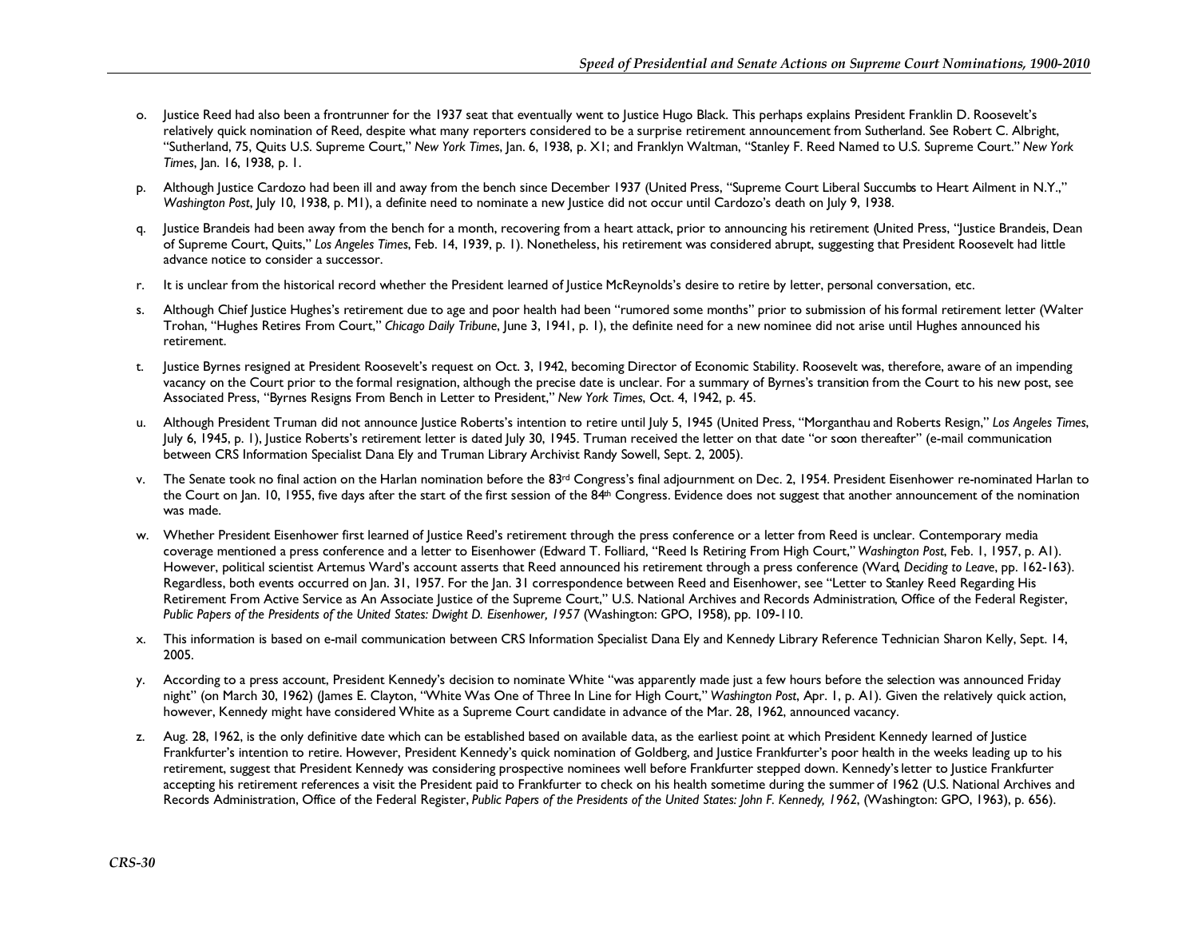o. Justice Reed had also been a frontrunner for the 1937 seat that eventually went to Justice Hugo Black. This perhaps explains President Franklin D. Roosevelt's relatively quick nomination of Reed, despite what many reporters considered to be a surprise retirement announcement from Sutherland. See Robert C. Albright, "Sutherland, 75, Quits U.S. Supreme Court," *New York Times*, Jan. 6, 1938, p. X1; and Franklyn Waltman, "Stanley F. Reed Named to U.S. Supreme Court." *New York Times*, Jan. 16, 1938, p. 1.

p. Although Justice Cardozo had been ill and away from the bench since December 1937 (United Press, "Supreme Court Liberal Succumbs to Heart Ailment in N.Y.," *Washington Post*, July 10, 1938, p. M1), a definite need to nominate a new Justice did not occur until Cardozo's death on July 9, 1938.

q. Justice Brandeis had been away from the bench for a month, recovering from a heart attack, prior to announcing his retirement (United Press, "Justice Brandeis, Dean of Supreme Court, Quits," *Los Angeles Times*, Feb. 14, 1939, p. 1). Nonetheless, his retirement was considered abrupt, suggesting that President Roosevelt had little advance notice to consider a successor.

r. It is unclear from the historical record whether the President learned of Justice McReynolds's desire to retire by letter, personal conversation, etc.

s. Although Chief Justice Hughes's retirement due to age and poor health had been "rumored some months" prior to submission of his formal retirement letter (Walter Trohan, "Hughes Retires From Court," *Chicago Daily Tribune*, June 3, 1941, p. 1), the definite need for a new nominee did not arise until Hughes announced his retirement.

t. Justice Byrnes resigned at President Roosevelt's request on Oct. 3, 1942, becoming Director of Economic Stability. Roosevelt was, therefore, aware of an impending vacancy on the Court prior to the formal resignation, although the precise date is unclear. For a summary of Byrnes's transition from the Court to his new post, see Associated Press, "Byrnes Resigns From Bench in Letter to President," *New York Times*, Oct. 4, 1942, p. 45.

u. Although President Truman did not announce Justice Roberts's intention to retire until July 5, 1945 (United Press, "Morganthau and Roberts Resign," *Los Angeles Times*, July 6, 1945, p. 1), Justice Roberts's retirement letter is dated July 30, 1945. Truman received the letter on that date "or soon thereafter" (e-mail communication between CRS Information Specialist Dana Ely and Truman Library Archivist Randy Sowell, Sept. 2, 2005).

v. The Senate took no final action on the Harlan nomination before the 83rd Congress's final adjournment on Dec. 2, 1954. President Eisenhower re-nominated Harlan to the Court on Jan. 10, 1955, five days after the start of the first session of the 84th Congress. Evidence does not suggest that another announcement of the nomination was made.

w. Whether President Eisenhower first learned of Justice Reed's retirement through the press conference or a letter from Reed is unclear. Contemporary media coverage mentioned a press conference and a letter to Eisenhower (Edward T. Folliard, "Reed Is Retiring From High Court," *Washington Post*, Feb. 1, 1957, p. A1). However, political scientist Artemus Ward's account asserts that Reed announced his retirement through a press conference (Ward, *Deciding to Leave*, pp. 162-163). Regardless, both events occurred on Jan. 31, 1957. For the Jan. 31 correspondence between Reed and Eisenhower, see "Letter to Stanley Reed Regarding His Retirement From Active Service as An Associate Justice of the Supreme Court," U.S. National Archives and Records Administration, Office of the Federal Register, *Public Papers of the Presidents of the United States: Dwight D. Eisenhower, 1957* (Washington: GPO, 1958), pp. 109-110.

x. This information is based on e-mail communication between CRS Information Specialist Dana Ely and Kennedy Library Reference Technician Sharon Kelly, Sept. 14, 2005.

y. According to a press account, President Kennedy's decision to nominate White "was apparently made just a few hours before the selection was announced Friday night" (on March 30, 1962) (James E. Clayton, "White Was One of Three In Line for High Court," *Washington Post*, Apr. 1, p. A1). Given the relatively quick action, however, Kennedy might have considered White as a Supreme Court candidate in advance of the Mar. 28, 1962, announced vacancy.

z. Aug. 28, 1962, is the only definitive date which can be established based on available data, as the earliest point at which President Kennedy learned of Justice Frankfurter's intention to retire. However, President Kennedy's quick nomination of Goldberg, and Justice Frankfurter's poor health in the weeks leading up to his retirement, suggest that President Kennedy was considering prospective nominees well before Frankfurter stepped down. Kennedy's letter to Justice Frankfurter accepting his retirement references a visit the President paid to Frankfurter to check on his health sometime during the summer of 1962 (U.S. National Archives and Records Administration, Office of the Federal Register, *Public Papers of the Presidents of the United States: John F. Kennedy, 1962*, (Washington: GPO, 1963), p. 656).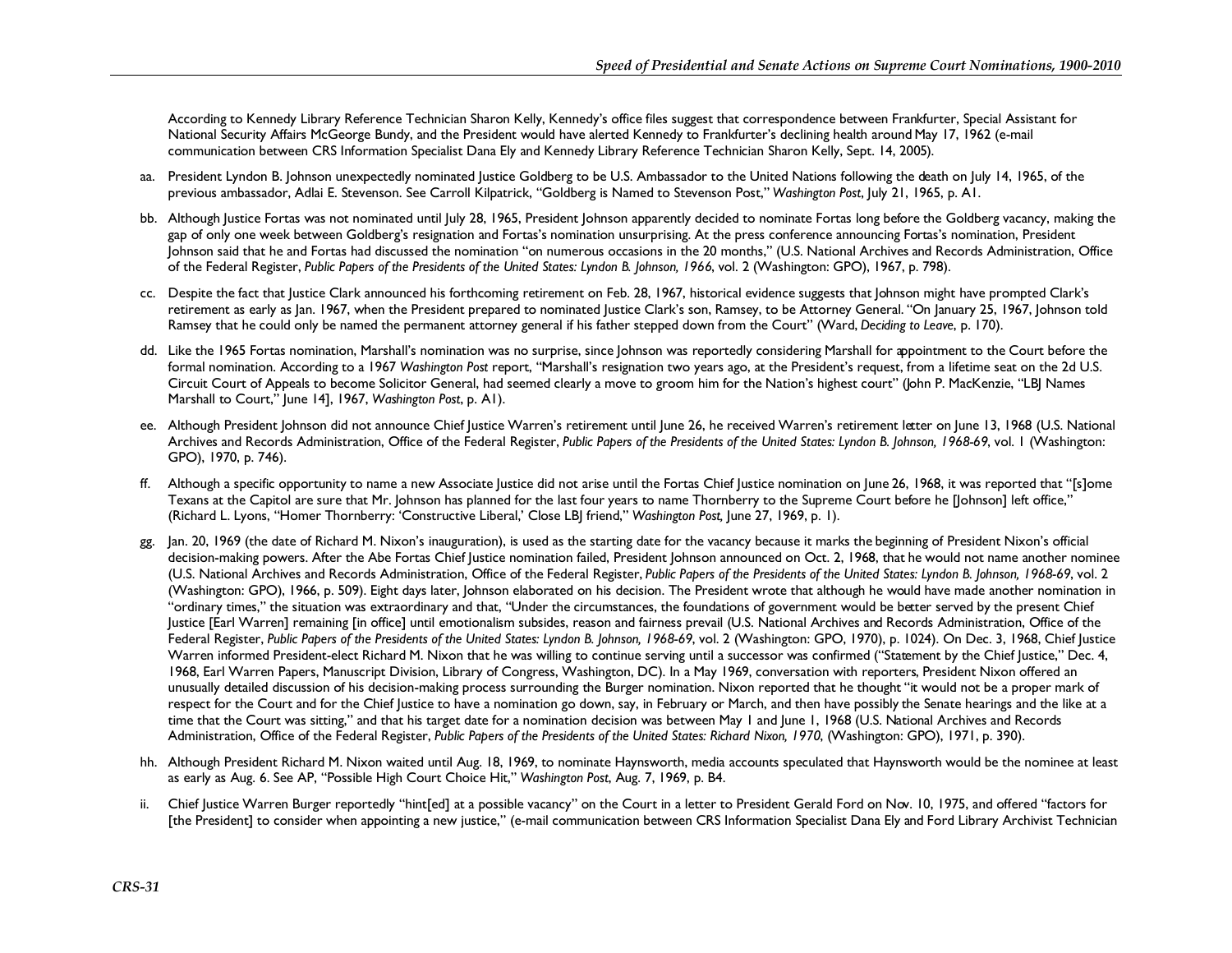According to Kennedy Library Reference Technician Sharon Kelly, Kennedy's office files suggest that correspondence between Frankfurter, Special Assistant for National Security Affairs McGeorge Bundy, and the President would have alerted Kennedy to Frankfurter's declining health around May 17, 1962 (e-mail communication between CRS Information Specialist Dana Ely and Kennedy Library Reference Technician Sharon Kelly, Sept. 14, 2005).

aa. President Lyndon B. Johnson unexpectedly nominated Justice Goldberg to be U.S. Ambassador to the United Nations following the death on July 14, 1965, of the previous ambassador, Adlai E. Stevenson. See Carroll Kilpatrick, "Goldberg is Named to Stevenson Post," *Washington Post*, July 21, 1965, p. A1.

bb. Although Justice Fortas was not nominated until July 28, 1965, President Johnson apparently decided to nominate Fortas long before the Goldberg vacancy, making the gap of only one week between Goldberg's resignation and Fortas's nomination unsurprising. At the press conference announcing Fortas's nomination, President Johnson said that he and Fortas had discussed the nomination "on numerous occasions in the 20 months," (U.S. National Archives and Records Administration, Office of the Federal Register, *Public Papers of the Presidents of the United States: Lyndon B. Johnson, 1966*, vol. 2 (Washington: GPO), 1967, p. 798).

cc. Despite the fact that Justice Clark announced his forthcoming retirement on Feb. 28, 1967, historical evidence suggests that Johnson might have prompted Clark's retirement as early as Jan. 1967, when the President prepared to nominated Justice Clark's son, Ramsey, to be Attorney General. "On January 25, 1967, Johnson told Ramsey that he could only be named the permanent attorney general if his father stepped down from the Court" (Ward, *Deciding to Leave*, p. 170).

dd. Like the 1965 Fortas nomination, Marshall's nomination was no surprise, since Johnson was reportedly considering Marshall for appointment to the Court before the formal nomination. According to a 1967 *Washington Post* report, "Marshall's resignation two years ago, at the President's request, from a lifetime seat on the 2d U.S. Circuit Court of Appeals to become Solicitor General, had seemed clearly a move to groom him for the Nation's highest court" (John P. MacKenzie, "LBJ Names Marshall to Court," June 14], 1967, *Washington Post*, p. A1).

ee. Although President Johnson did not announce Chief Justice Warren's retirement until June 26, he received Warren's retirement letter on June 13, 1968 (U.S. National Archives and Records Administration, Office of the Federal Register, *Public Papers of the Presidents of the United States: Lyndon B. Johnson, 1968-69*, vol. 1 (Washington: GPO), 1970, p. 746).

ff. Although a specific opportunity to name a new Associate Justice did not arise until the Fortas Chief Justice nomination on June 26, 1968, it was reported that "[s]ome Texans at the Capitol are sure that Mr. Johnson has planned for the last four years to name Thornberry to the Supreme Court before he [Johnson] left office," (Richard L. Lyons, "Homer Thornberry: 'Constructive Liberal,' Close LBJ friend," *Washington Post,* June 27, 1969, p. 1).

gg. Jan. 20, 1969 (the date of Richard M. Nixon's inauguration), is used as the starting date for the vacancy because it marks the beginning of President Nixon's official decision-making powers. After the Abe Fortas Chief Justice nomination failed, President Johnson announced on Oct. 2, 1968, that he would not name another nominee (U.S. National Archives and Records Administration, Office of the Federal Register, *Public Papers of the Presidents of the United States: Lyndon B. Johnson, 1968-69*, vol. 2 (Washington: GPO), 1966, p. 509). Eight days later, Johnson elaborated on his decision. The President wrote that although he would have made another nomination in "ordinary times," the situation was extraordinary and that, "Under the circumstances, the foundations of government would be better served by the present Chief Justice [Earl Warren] remaining [in office] until emotionalism subsides, reason and fairness prevail (U.S. National Archives and Records Administration, Office of the Federal Register, *Public Papers of the Presidents of the United States: Lyndon B. Johnson, 1968-69*, vol. 2 (Washington: GPO, 1970), p. 1024). On Dec. 3, 1968, Chief Justice Warren informed President-elect Richard M. Nixon that he was willing to continue serving until a successor was confirmed ("Statement by the Chief Justice," Dec. 4, 1968, Earl Warren Papers, Manuscript Division, Library of Congress, Washington, DC). In a May 1969, conversation with reporters, President Nixon offered an unusually detailed discussion of his decision-making process surrounding the Burger nomination. Nixon reported that he thought "it would not be a proper mark of respect for the Court and for the Chief Justice to have a nomination go down, say, in February or March, and then have possibly the Senate hearings and the like at a time that the Court was sitting," and that his target date for a nomination decision was between May 1 and June 1, 1968 (U.S. National Archives and Records Administration, Office of the Federal Register, *Public Papers of the Presidents of the United States: Richard Nixon, 1970*, (Washington: GPO), 1971, p. 390).

hh. Although President Richard M. Nixon waited until Aug. 18, 1969, to nominate Haynsworth, media accounts speculated that Haynsworth would be the nominee at least as early as Aug. 6. See AP, "Possible High Court Choice Hit," *Washington Post*, Aug. 7, 1969, p. B4.

ii. Chief Justice Warren Burger reportedly "hint[ed] at a possible vacancy" on the Court in a letter to President Gerald Ford on Nov. 10, 1975, and offered "factors for [the President] to consider when appointing a new justice," (e-mail communication between CRS Information Specialist Dana Ely and Ford Library Archivist Technician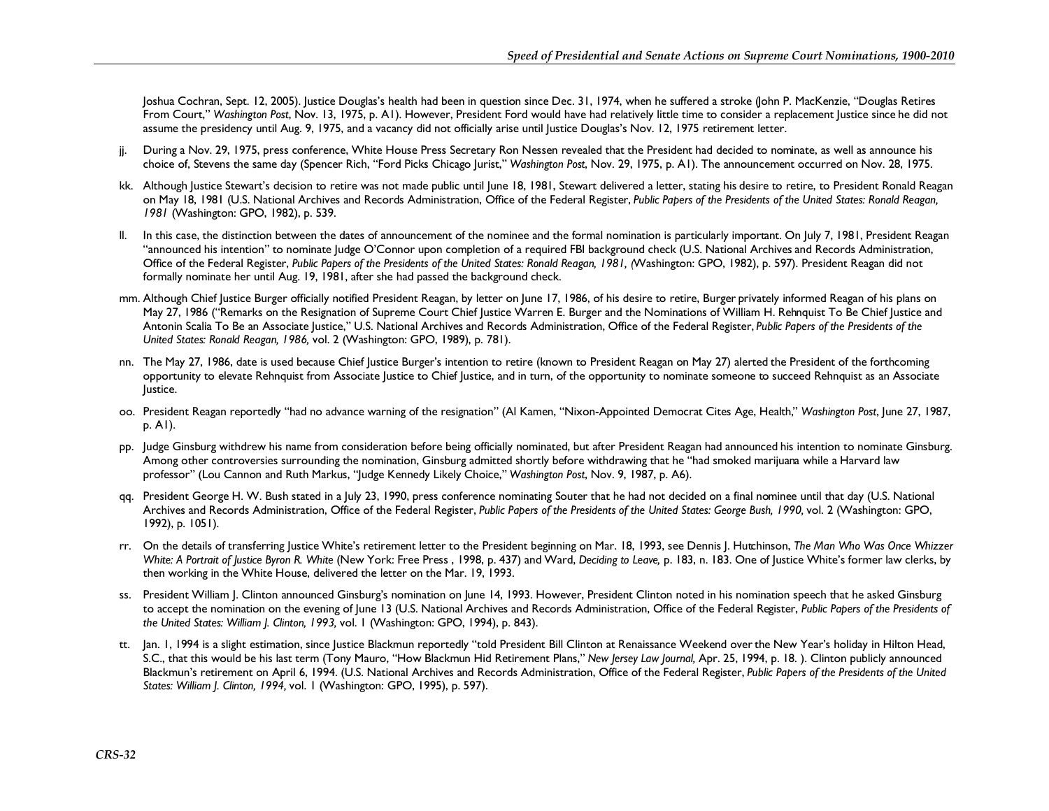Joshua Cochran, Sept. 12, 2005). Justice Douglas's health had been in question since Dec. 31, 1974, when he suffered a stroke (John P. MacKenzie, "Douglas Retires From Court," *Washington Post*, Nov. 13, 1975, p. A1). However, President Ford would have had relatively little time to consider a replacement Justice since he did not assume the presidency until Aug. 9, 1975, and a vacancy did not officially arise until Justice Douglas's Nov. 12, 1975 retirement letter.

jj. During a Nov. 29, 1975, press conference, White House Press Secretary Ron Nessen revealed that the President had decided to nominate, as well as announce his choice of, Stevens the same day (Spencer Rich, "Ford Picks Chicago Jurist," *Washington Post*, Nov. 29, 1975, p. A1). The announcement occurred on Nov. 28, 1975.

kk. Although Justice Stewart's decision to retire was not made public until June 18, 1981, Stewart delivered a letter, stating his desire to retire, to President Ronald Reagan on May 18, 1981 (U.S. National Archives and Records Administration, Office of the Federal Register, *Public Papers of the Presidents of the United States: Ronald Reagan, 1981* (Washington: GPO, 1982), p. 539.

ll. In this case, the distinction between the dates of announcement of the nominee and the formal nomination is particularly important. On July 7, 1981, President Reagan "announced his intention" to nominate Judge O'Connor upon completion of a required FBI background check (U.S. National Archives and Records Administration, Office of the Federal Register, *Public Papers of the Presidents of the United States: Ronald Reagan, 1981, (*Washington: GPO, 1982), p. 597). President Reagan did not formally nominate her until Aug. 19, 1981, after she had passed the background check.

mm. Although Chief Justice Burger officially notified President Reagan, by letter on June 17, 1986, of his desire to retire, Burger privately informed Reagan of his plans on May 27, 1986 ("Remarks on the Resignation of Supreme Court Chief Justice Warren E. Burger and the Nominations of William H. Rehnquist To Be Chief Justice and Antonin Scalia To Be an Associate Justice," U.S. National Archives and Records Administration, Office of the Federal Register, *Public Papers of the Presidents of the United States: Ronald Reagan, 1986,* vol. 2 (Washington: GPO, 1989), p. 781).

nn. The May 27, 1986, date is used because Chief Justice Burger's intention to retire (known to President Reagan on May 27) alerted the President of the forthcoming opportunity to elevate Rehnquist from Associate Justice to Chief Justice, and in turn, of the opportunity to nominate someone to succeed Rehnquist as an Associate Justice.

oo. President Reagan reportedly "had no advance warning of the resignation" (Al Kamen, "Nixon-Appointed Democrat Cites Age, Health," *Washington Post*, June 27, 1987, p. A1).

pp. Judge Ginsburg withdrew his name from consideration before being officially nominated, but after President Reagan had announced his intention to nominate Ginsburg. Among other controversies surrounding the nomination, Ginsburg admitted shortly before withdrawing that he "had smoked marijuana while a Harvard law professor" (Lou Cannon and Ruth Markus, "Judge Kennedy Likely Choice," *Washington Post*, Nov. 9, 1987, p. A6).

qq. President George H. W. Bush stated in a July 23, 1990, press conference nominating Souter that he had not decided on a final nominee until that day (U.S. National Archives and Records Administration, Office of the Federal Register, *Public Papers of the Presidents of the United States: George Bush, 1990,* vol. 2 (Washington: GPO, 1992), p. 1051).

rr. On the details of transferring Justice White's retirement letter to the President beginning on Mar. 18, 1993, see Dennis J. Hutchinson, *The Man Who Was Once Whizzer White: A Portrait of Justice Byron R. White* (New York: Free Press , 1998, p. 437) and Ward, *Deciding to Leave,* p. 183, n. 183. One of Justice White's former law clerks, by then working in the White House, delivered the letter on the Mar. 19, 1993.

ss. President William J. Clinton announced Ginsburg's nomination on June 14, 1993. However, President Clinton noted in his nomination speech that he asked Ginsburg to accept the nomination on the evening of June 13 (U.S. National Archives and Records Administration, Office of the Federal Register, *Public Papers of the Presidents of the United States: William J. Clinton, 1993,* vol. 1 (Washington: GPO, 1994), p. 843).

tt. Jan. 1, 1994 is a slight estimation, since Justice Blackmun reportedly "told President Bill Clinton at Renaissance Weekend over the New Year's holiday in Hilton Head, S.C., that this would be his last term (Tony Mauro, "How Blackmun Hid Retirement Plans," *New Jersey Law Journal,* Apr. 25, 1994, p. 18. ). Clinton publicly announced Blackmun's retirement on April 6, 1994. (U.S. National Archives and Records Administration, Office of the Federal Register, *Public Papers of the Presidents of the United States: William J. Clinton, 1994,* vol. 1 (Washington: GPO, 1995), p. 597).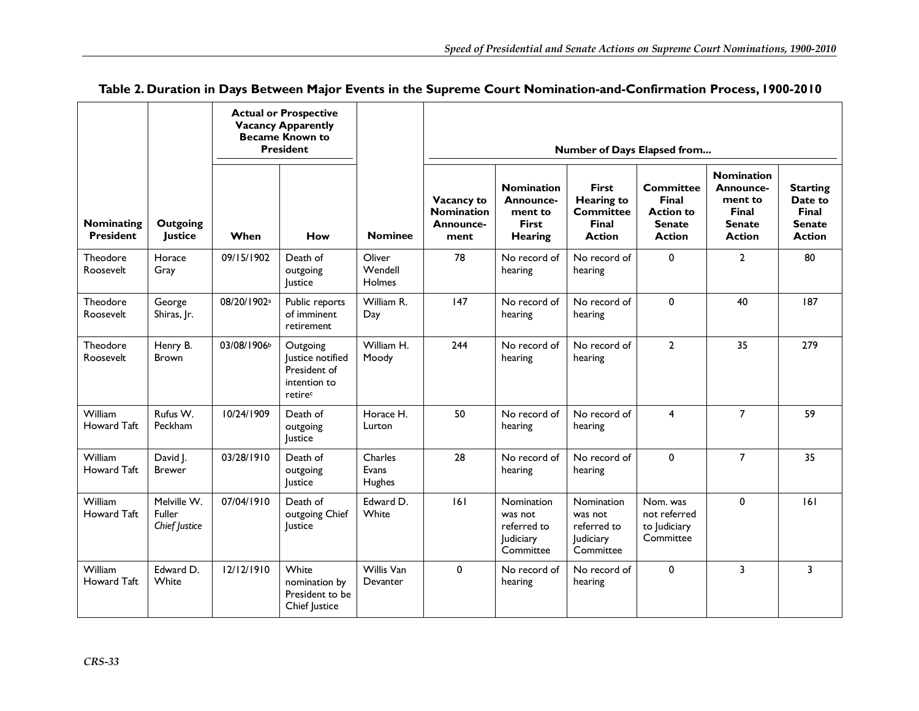**Table 2. Duration in Days Between Major Events in the Supreme Court Nomination-and-Confirmation Process, 1900-2010**

| | | Actual or Prospective Vacancy Apparently Became Known to President | | | Number of Days Elapsed from... | | | | | |
|---|---|---|---|---|---|---|---|---|---|---|
| Nominating President | Outgoing Justice | When | How | Nominee | Vacancy to Nomination Announcement | Nomination Announcement to First Hearing | First Hearing to Committee Final Action | Committee Final Action to Senate Action | Nomination Announcement to Final Senate Action | Starting Date to Final Senate Action |
| Theodore Roosevelt | Horace Gray | 09/15/1902 | Death of outgoing Justice | Oliver Wendell Holmes | 78 | No record of hearing | No record of hearing | 0 | 2 | 80 |
| Theodore Roosevelt | George Shiras, Jr. | 08/20/1902[a] | Public reports of imminent retirement | William R. Day | 147 | No record of hearing | No record of hearing | 0 | 40 | 187 |
| Theodore Roosevelt | Henry B. Brown | 03/08/1906[b] | Outgoing Justice notified President of intention to retire[c] | William H. Moody | 244 | No record of hearing | No record of hearing | 2 | 35 | 279 |
| William Howard Taft | Rufus W. Peckham | 10/24/1909 | Death of outgoing Justice | Horace H. Lurton | 50 | No record of hearing | No record of hearing | 4 | 7 | 59 |
| William Howard Taft | David J. Brewer | 03/28/1910 | Death of outgoing Justice | Charles Evans Hughes | 28 | No record of hearing | No record of hearing | 0 | 7 | 35 |
| William Howard Taft | Melville W. Fuller *Chief Justice* | 07/04/1910 | Death of outgoing Chief Justice | Edward D. White | 161 | Nomination was not referred to Judiciary Committee | Nomination was not referred to Judiciary Committee | Nom. was not referred to Judiciary Committee | 0 | 161 |
| William Howard Taft | Edward D. White | 12/12/1910 | White nomination by President to be Chief Justice | Willis Van Devanter | 0 | No record of hearing | No record of hearing | 0 | 3 | 3 |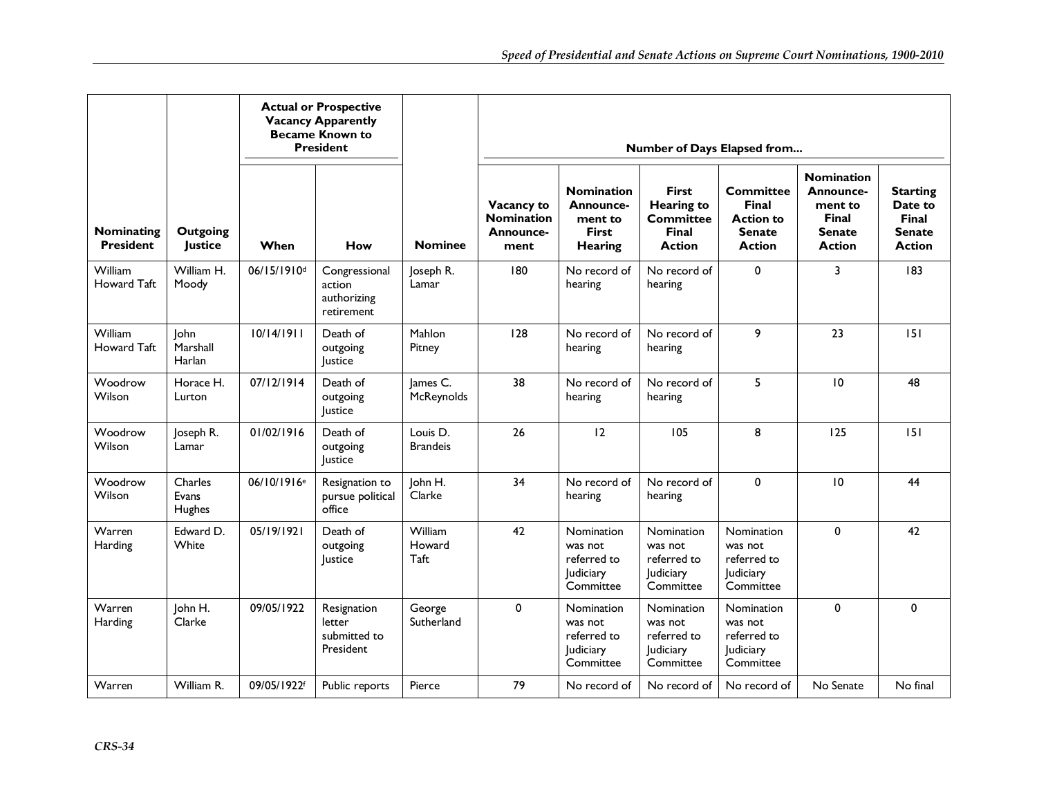| Nominating President | Outgoing Justice | Actual or Prospective Vacancy Apparently Became Known to President | | Nominee | Number of Days Elapsed from... | | | | | |
|---|---|---|---|---|---|---|---|---|---|---|
| | | When | How | | Vacancy to Nomination Announce-ment | Nomination Announce-ment to First Hearing | First Hearing to Committee Final Action | Committee Final Action to Senate Action | Nomination Announce-ment to Final Senate Action | Starting Date to Final Senate Action |
| William Howard Taft | William H. Moody | 06/15/1910[d] | Congressional action authorizing retirement | Joseph R. Lamar | 180 | No record of hearing | No record of hearing | 0 | 3 | 183 |
| William Howard Taft | John Marshall Harlan | 10/14/1911 | Death of outgoing Justice | Mahlon Pitney | 128 | No record of hearing | No record of hearing | 9 | 23 | 151 |
| Woodrow Wilson | Horace H. Lurton | 07/12/1914 | Death of outgoing Justice | James C. McReynolds | 38 | No record of hearing | No record of hearing | 5 | 10 | 48 |
| Woodrow Wilson | Joseph R. Lamar | 01/02/1916 | Death of outgoing Justice | Louis D. Brandeis | 26 | 12 | 105 | 8 | 125 | 151 |
| Woodrow Wilson | Charles Evans Hughes | 06/10/1916[e] | Resignation to pursue political office | John H. Clarke | 34 | No record of hearing | No record of hearing | 0 | 10 | 44 |
| Warren Harding | Edward D. White | 05/19/1921 | Death of outgoing Justice | William Howard Taft | 42 | Nomination was not referred to Judiciary Committee | Nomination was not referred to Judiciary Committee | Nomination was not referred to Judiciary Committee | 0 | 42 |
| Warren Harding | John H. Clarke | 09/05/1922 | Resignation letter submitted to President | George Sutherland | 0 | Nomination was not referred to Judiciary Committee | Nomination was not referred to Judiciary Committee | Nomination was not referred to Judiciary Committee | 0 | 0 |
| Warren | William R. | 09/05/1922[f] | Public reports | Pierce | 79 | No record of | No record of | No record of | No Senate | No final |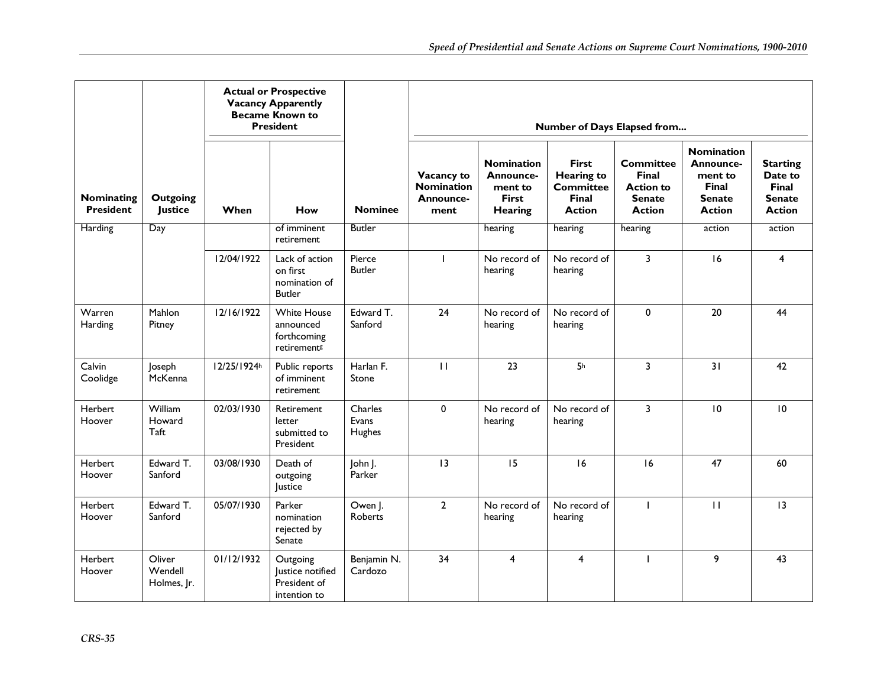| Nominating President | Outgoing Justice | Actual or Prospective Vacancy Apparently Became Known to President | | Nominee | Number of Days Elapsed from... | | | | | |
|---|---|---|---|---|---|---|---|---|---|---|
| | | When | How | | Vacancy to Nomination Announce-ment | Nomination Announce-ment to First Hearing | First Hearing to Committee Final Action | Committee Final Action to Senate Action | Nomination Announce-ment to Final Senate Action | Starting Date to Final Senate Action |
| Harding | Day | | of imminent retirement | Butler | | hearing | hearing | hearing | action | action |
| | | 12/04/1922 | Lack of action on first nomination of Butler | Pierce Butler | 1 | No record of hearing | No record of hearing | 3 | 16 | 4 |
| Warren Harding | Mahlon Pitney | 12/16/1922 | White House announced forthcoming retirement[g] | Edward T. Sanford | 24 | No record of hearing | No record of hearing | 0 | 20 | 44 |
| Calvin Coolidge | Joseph McKenna | 12/25/1924[h] | Public reports of imminent retirement | Harlan F. Stone | 11 | 23 | 5[h] | 3 | 31 | 42 |
| Herbert Hoover | William Howard Taft | 02/03/1930 | Retirement letter submitted to President | Charles Evans Hughes | 0 | No record of hearing | No record of hearing | 3 | 10 | 10 |
| Herbert Hoover | Edward T. Sanford | 03/08/1930 | Death of outgoing Justice | John J. Parker | 13 | 15 | 16 | 16 | 47 | 60 |
| Herbert Hoover | Edward T. Sanford | 05/07/1930 | Parker nomination rejected by Senate | Owen J. Roberts | 2 | No record of hearing | No record of hearing | 1 | 11 | 13 |
| Herbert Hoover | Oliver Wendell Holmes, Jr. | 01/12/1932 | Outgoing Justice notified President of intention to | Benjamin N. Cardozo | 34 | 4 | 4 | 1 | 9 | 43 |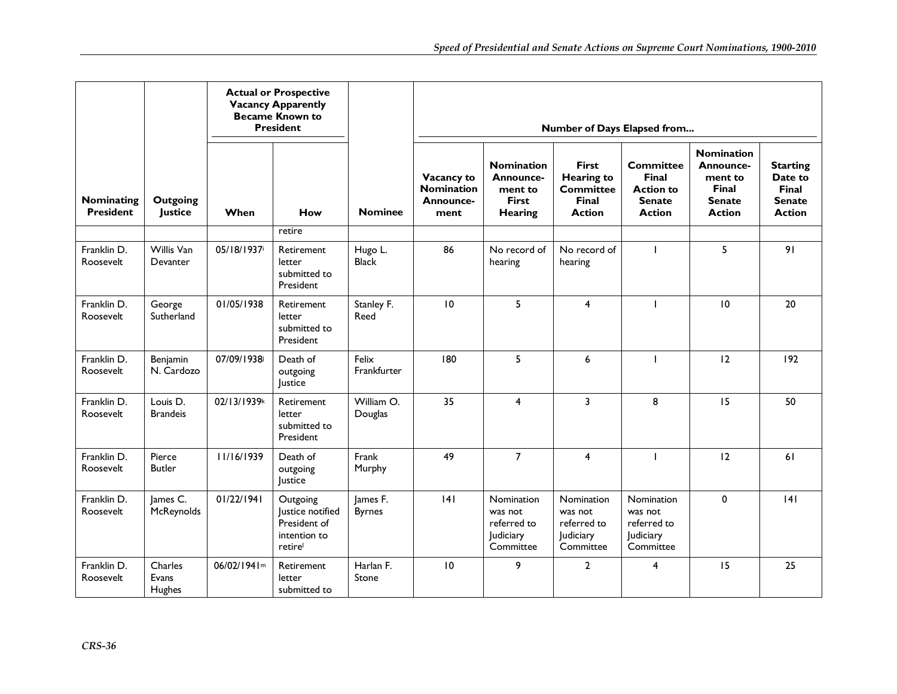| Nominating President | Outgoing Justice | Actual or Prospective Vacancy Apparently Became Known to President | | Nominee | Number of Days Elapsed from... | | | | | |
|---|---|---|---|---|---|---|---|---|---|---|
| | | When | How | | Vacancy to Nomination Announce-ment | Nomination Announce-ment to First Hearing | First Hearing to Committee Final Action | Committee Final Action to Senate Action | Nomination Announce-ment to Final Senate Action | Starting Date to Final Senate Action |
| | | | retire | | | | | | | |
| Franklin D. Roosevelt | Willis Van Devanter | 05/18/1937[i] | Retirement letter submitted to President | Hugo L. Black | 86 | No record of hearing | No record of hearing | 1 | 5 | 91 |
| Franklin D. Roosevelt | George Sutherland | 01/05/1938 | Retirement letter submitted to President | Stanley F. Reed | 10 | 5 | 4 | 1 | 10 | 20 |
| Franklin D. Roosevelt | Benjamin N. Cardozo | 07/09/1938[j] | Death of outgoing Justice | Felix Frankfurter | 180 | 5 | 6 | 1 | 12 | 192 |
| Franklin D. Roosevelt | Louis D. Brandeis | 02/13/1939[k] | Retirement letter submitted to President | William O. Douglas | 35 | 4 | 3 | 8 | 15 | 50 |
| Franklin D. Roosevelt | Pierce Butler | 11/16/1939 | Death of outgoing Justice | Frank Murphy | 49 | 7 | 4 | 1 | 12 | 61 |
| Franklin D. Roosevelt | James C. McReynolds | 01/22/1941 | Outgoing Justice notified President of intention to retire[l] | James F. Byrnes | 141 | Nomination was not referred to Judiciary Committee | Nomination was not referred to Judiciary Committee | Nomination was not referred to Judiciary Committee | 0 | 141 |
| Franklin D. Roosevelt | Charles Evans Hughes | 06/02/1941[m] | Retirement letter submitted to | Harlan F. Stone | 10 | 9 | 2 | 4 | 15 | 25 |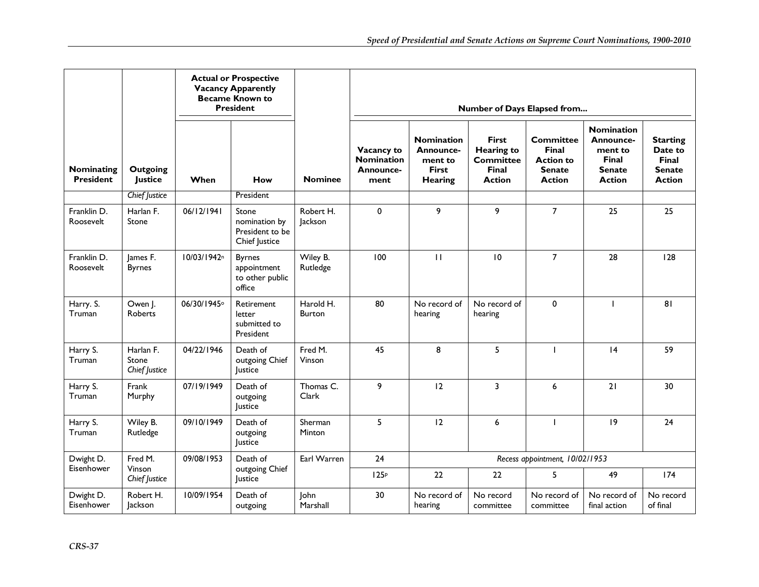| Nominating President | Outgoing Justice | Actual or Prospective Vacancy Apparently Became Known to President | | Nominee | Number of Days Elapsed from... | | | | | |
|---|---|---|---|---|---|---|---|---|---|---|
| | | When | How | | Vacancy to Nomination Announcement | Nomination Announcement to First Hearing | First Hearing to Committee Final Action | Committee Final Action to Senate Action | Nomination Announcement to Final Senate Action | Starting Date to Final Senate Action |
| | *Chief Justice* | | President | | | | | | | |
| Franklin D. Roosevelt | Harlan F. Stone | 06/12/1941 | Stone nomination by President to be Chief Justice | Robert H. Jackson | 0 | 9 | 9 | 7 | 25 | 25 |
| Franklin D. Roosevelt | James F. Byrnes | 10/03/1942[n] | Byrnes appointment to other public office | Wiley B. Rutledge | 100 | 11 | 10 | 7 | 28 | 128 |
| Harry. S. Truman | Owen J. Roberts | 06/30/1945[o] | Retirement letter submitted to President | Harold H. Burton | 80 | No record of hearing | No record of hearing | 0 | 1 | 81 |
| Harry S. Truman | Harlan F. Stone *Chief Justice* | 04/22/1946 | Death of outgoing Chief Justice | Fred M. Vinson | 45 | 8 | 5 | 1 | 14 | 59 |
| Harry S. Truman | Frank Murphy | 07/19/1949 | Death of outgoing Justice | Thomas C. Clark | 9 | 12 | 3 | 6 | 21 | 30 |
| Harry S. Truman | Wiley B. Rutledge | 09/10/1949 | Death of outgoing Justice | Sherman Minton | 5 | 12 | 6 | 1 | 19 | 24 |
| Dwight D. Eisenhower | Fred M. Vinson *Chief Justice* | 09/08/1953 | Death of outgoing Chief Justice | Earl Warren | 24 | *Recess appointment, 10/02/1953* | | | | |
| | | | | | 125[p] | 22 | 22 | 5 | 49 | 174 |
| Dwight D. Eisenhower | Robert H. Jackson | 10/09/1954 | Death of outgoing | John Marshall | 30 | No record of hearing | No record committee | No record of committee | No record of final action | No record of final |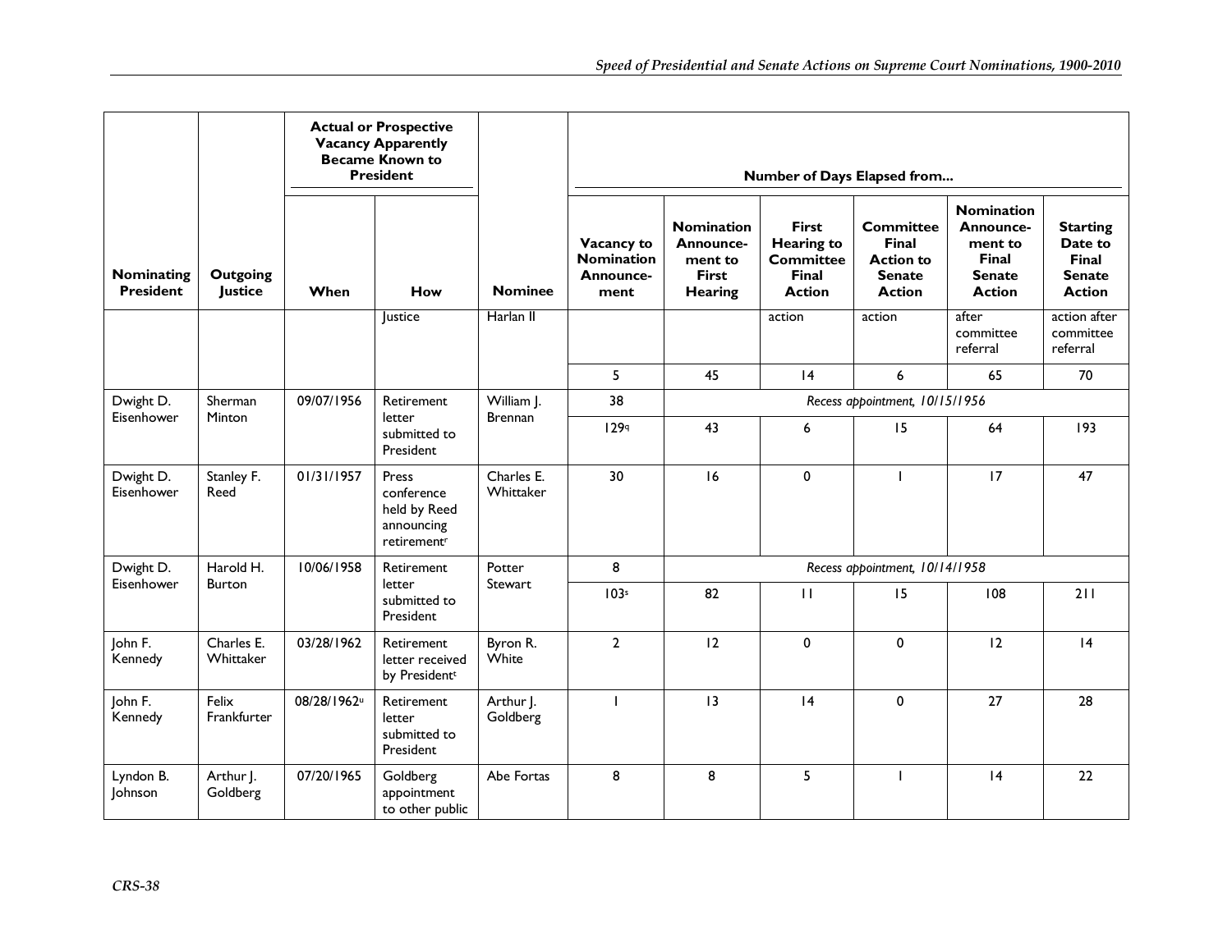| Nominating President | Outgoing Justice | Actual or Prospective Vacancy Apparently Became Known to President | | Nominee | Number of Days Elapsed from... | | | | | |
|---|---|---|---|---|---|---|---|---|---|---|
| | | When | How | | Vacancy to Nomination Announce-ment | Nomination Announce-ment to First Hearing | First Hearing to Committee Final Action | Committee Final Action to Senate Action | Nomination Announce-ment to Final Senate Action | Starting Date to Final Senate Action |
| | | | Justice | Harlan II | | | action | action | after committee referral | action after committee referral |
| | | | | | 5 | 45 | 14 | 6 | 65 | 70 |
| Dwight D. Eisenhower | Sherman Minton | 09/07/1956 | Retirement letter submitted to President | William J. Brennan | 38 | *Recess appointment, 10/15/1956* | | | | |
| | | | | | 129[q] | 43 | 6 | 15 | 64 | 193 |
| Dwight D. Eisenhower | Stanley F. Reed | 01/31/1957 | Press conference held by Reed announcing retirement[r] | Charles E. Whittaker | 30 | 16 | 0 | 1 | 17 | 47 |
| Dwight D. Eisenhower | Harold H. Burton | 10/06/1958 | Retirement letter submitted to President | Potter Stewart | 8 | *Recess appointment, 10/14/1958* | | | | |
| | | | | | 103[s] | 82 | 11 | 15 | 108 | 211 |
| John F. Kennedy | Charles E. Whittaker | 03/28/1962 | Retirement letter received by President[t] | Byron R. White | 2 | 12 | 0 | 0 | 12 | 14 |
| John F. Kennedy | Felix Frankfurter | 08/28/1962[u] | Retirement letter submitted to President | Arthur J. Goldberg | 1 | 13 | 14 | 0 | 27 | 28 |
| Lyndon B. Johnson | Arthur J. Goldberg | 07/20/1965 | Goldberg appointment to other public | Abe Fortas | 8 | 8 | 5 | 1 | 14 | 22 |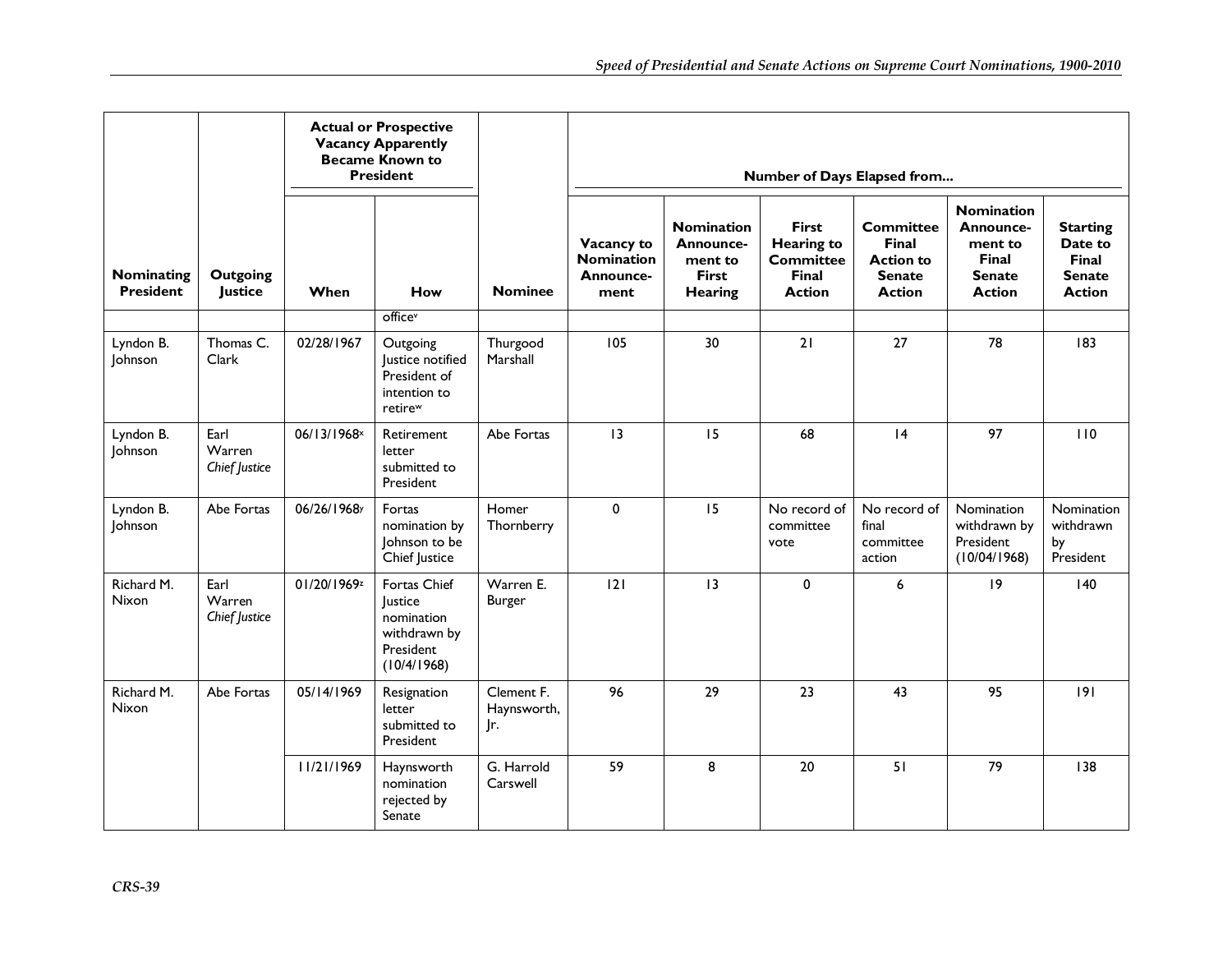| Nominating President | Outgoing Justice | Actual or Prospective Vacancy Apparently Became Known to President | | Nominee | Number of Days Elapsed from... | | | | | |
|---|---|---|---|---|---|---|---|---|---|---|
| | | When | How | | Vacancy to Nomination Announce-ment | Nomination Announce-ment to First Hearing | First Hearing to Committee Final Action | Committee Final Action to Senate Action | Nomination Announce-ment to Final Senate Action | Starting Date to Final Senate Action |
| | | | office[v] | | | | | | | |
| Lyndon B. Johnson | Thomas C. Clark | 02/28/1967 | Outgoing Justice notified President of intention to retire[w] | Thurgood Marshall | 105 | 30 | 21 | 27 | 78 | 183 |
| Lyndon B. Johnson | Earl Warren *Chief Justice* | 06/13/1968[x] | Retirement letter submitted to President | Abe Fortas | 13 | 15 | 68 | 14 | 97 | 110 |
| Lyndon B. Johnson | Abe Fortas | 06/26/1968[y] | Fortas nomination by Johnson to be Chief Justice | Homer Thornberry | 0 | 15 | No record of committee vote | No record of final committee action | Nomination withdrawn by President (10/04/1968) | Nomination withdrawn by President |
| Richard M. Nixon | Earl Warren *Chief Justice* | 01/20/1969[z] | Fortas Chief Justice nomination withdrawn by President (10/4/1968) | Warren E. Burger | 121 | 13 | 0 | 6 | 19 | 140 |
| Richard M. Nixon | Abe Fortas | 05/14/1969 | Resignation letter submitted to President | Clement F. Haynsworth, Jr. | 96 | 29 | 23 | 43 | 95 | 191 |
| | | 11/21/1969 | Haynsworth nomination rejected by Senate | G. Harrold Carswell | 59 | 8 | 20 | 51 | 79 | 138 |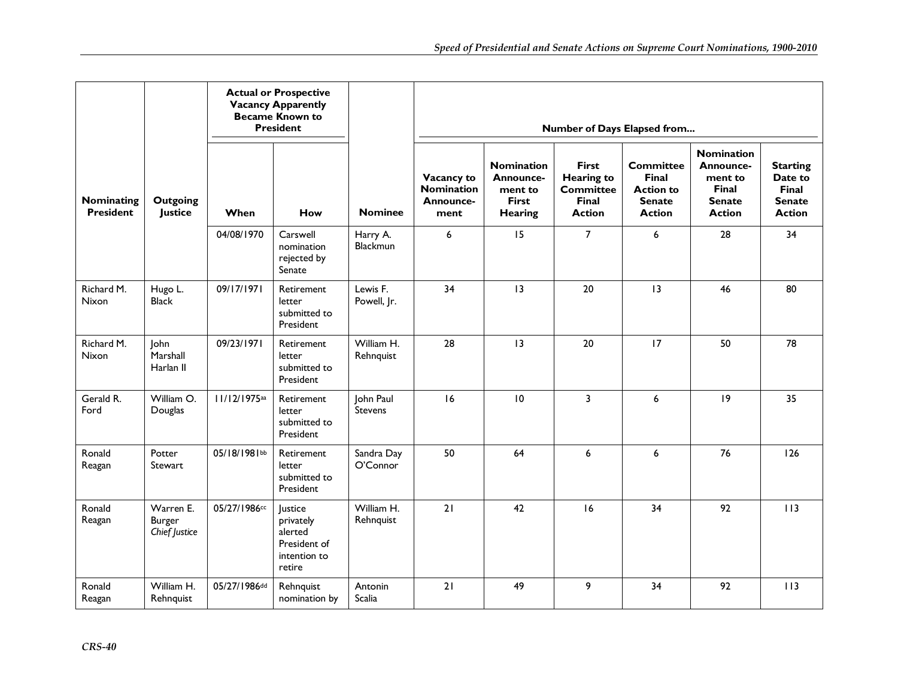| Nominating President | Outgoing Justice | Actual or Prospective Vacancy Apparently Became Known to President | | Nominee | Number of Days Elapsed from... | | | | | |
|---|---|---|---|---|---|---|---|---|---|---|
| | | When | How | | Vacancy to Nomination Announce-ment | Nomination Announce-ment to First Hearing | First Hearing to Committee Final Action | Committee Final Action to Senate Action | Nomination Announce-ment to Final Senate Action | Starting Date to Final Senate Action |
| | | 04/08/1970 | Carswell nomination rejected by Senate | Harry A. Blackmun | 6 | 15 | 7 | 6 | 28 | 34 |
| Richard M. Nixon | Hugo L. Black | 09/17/1971 | Retirement letter submitted to President | Lewis F. Powell, Jr. | 34 | 13 | 20 | 13 | 46 | 80 |
| Richard M. Nixon | John Marshall Harlan II | 09/23/1971 | Retirement letter submitted to President | William H. Rehnquist | 28 | 13 | 20 | 17 | 50 | 78 |
| Gerald R. Ford | William O. Douglas | 11/12/1975[aa] | Retirement letter submitted to President | John Paul Stevens | 16 | 10 | 3 | 6 | 19 | 35 |
| Ronald Reagan | Potter Stewart | 05/18/1981[bb] | Retirement letter submitted to President | Sandra Day O'Connor | 50 | 64 | 6 | 6 | 76 | 126 |
| Ronald Reagan | Warren E. Burger *Chief Justice* | 05/27/1986[cc] | Justice privately alerted President of intention to retire | William H. Rehnquist | 21 | 42 | 16 | 34 | 92 | 113 |
| Ronald Reagan | William H. Rehnquist | 05/27/1986[dd] | Rehnquist nomination by | Antonin Scalia | 21 | 49 | 9 | 34 | 92 | 113 |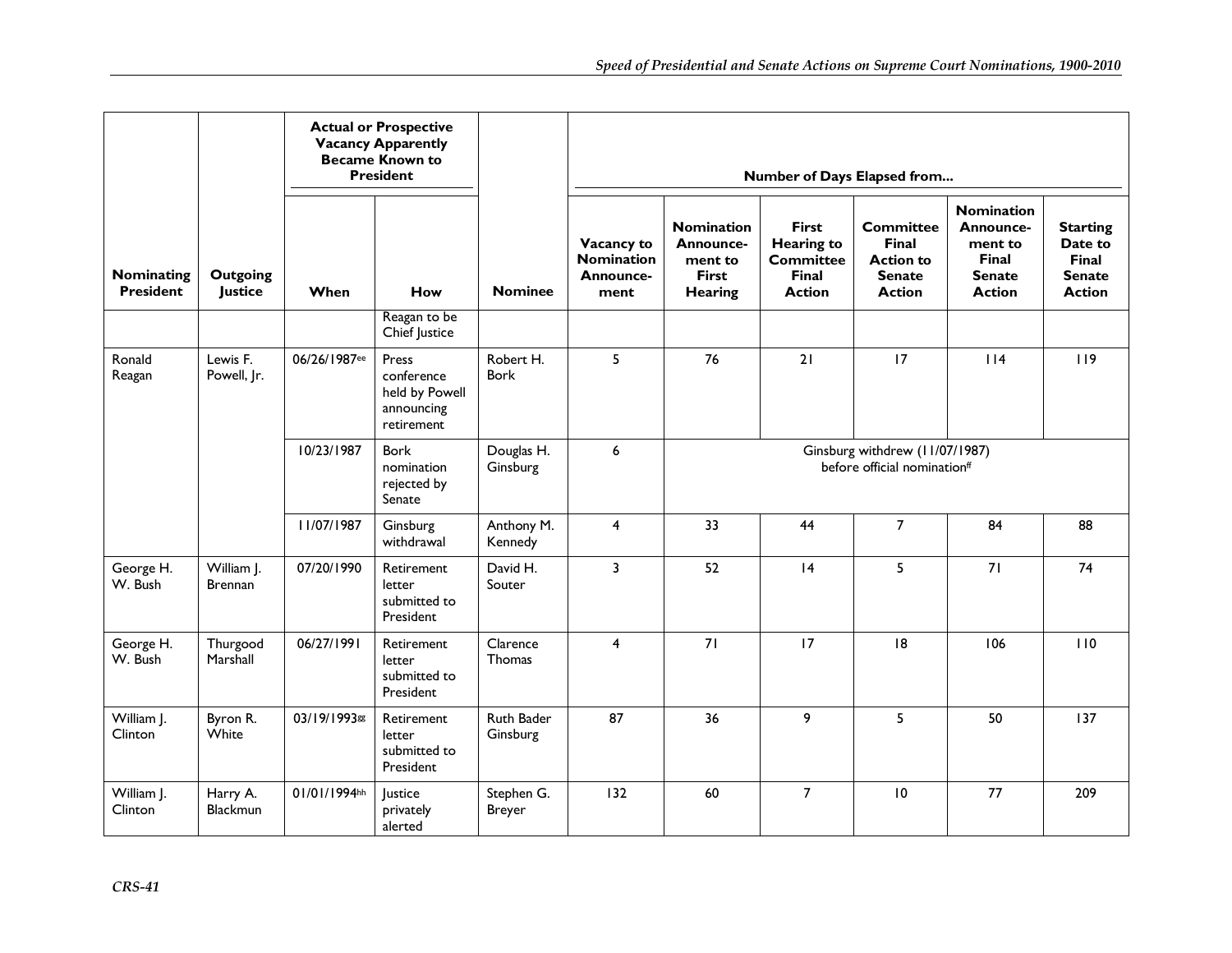| Nominating President | Outgoing Justice | Actual or Prospective Vacancy Apparently Became Known to President | | Nominee | Number of Days Elapsed from... | | | | | |
|---|---|---|---|---|---|---|---|---|---|---|
| | | When | How | | Vacancy to Nomination Announce-ment | Nomination Announce-ment to First Hearing | First Hearing to Committee Final Action | Committee Final Action to Senate Action | Nomination Announce-ment to Final Senate Action | Starting Date to Final Senate Action |
| | | | Reagan to be Chief Justice | | | | | | | |
| Ronald Reagan | Lewis F. Powell, Jr. | 06/26/1987[ee] | Press conference held by Powell announcing retirement | Robert H. Bork | 5 | 76 | 21 | 17 | 114 | 119 |
| | | 10/23/1987 | Bork nomination rejected by Senate | Douglas H. Ginsburg | 6 | Ginsburg withdrew (11/07/1987) before official nomination[ff] | | | | |
| | | 11/07/1987 | Ginsburg withdrawal | Anthony M. Kennedy | 4 | 33 | 44 | 7 | 84 | 88 |
| George H. W. Bush | William J. Brennan | 07/20/1990 | Retirement letter submitted to President | David H. Souter | 3 | 52 | 14 | 5 | 71 | 74 |
| George H. W. Bush | Thurgood Marshall | 06/27/1991 | Retirement letter submitted to President | Clarence Thomas | 4 | 71 | 17 | 18 | 106 | 110 |
| William J. Clinton | Byron R. White | 03/19/1993[gg] | Retirement letter submitted to President | Ruth Bader Ginsburg | 87 | 36 | 9 | 5 | 50 | 137 |
| William J. Clinton | Harry A. Blackmun | 01/01/1994[hh] | Justice privately alerted | Stephen G. Breyer | 132 | 60 | 7 | 10 | 77 | 209 |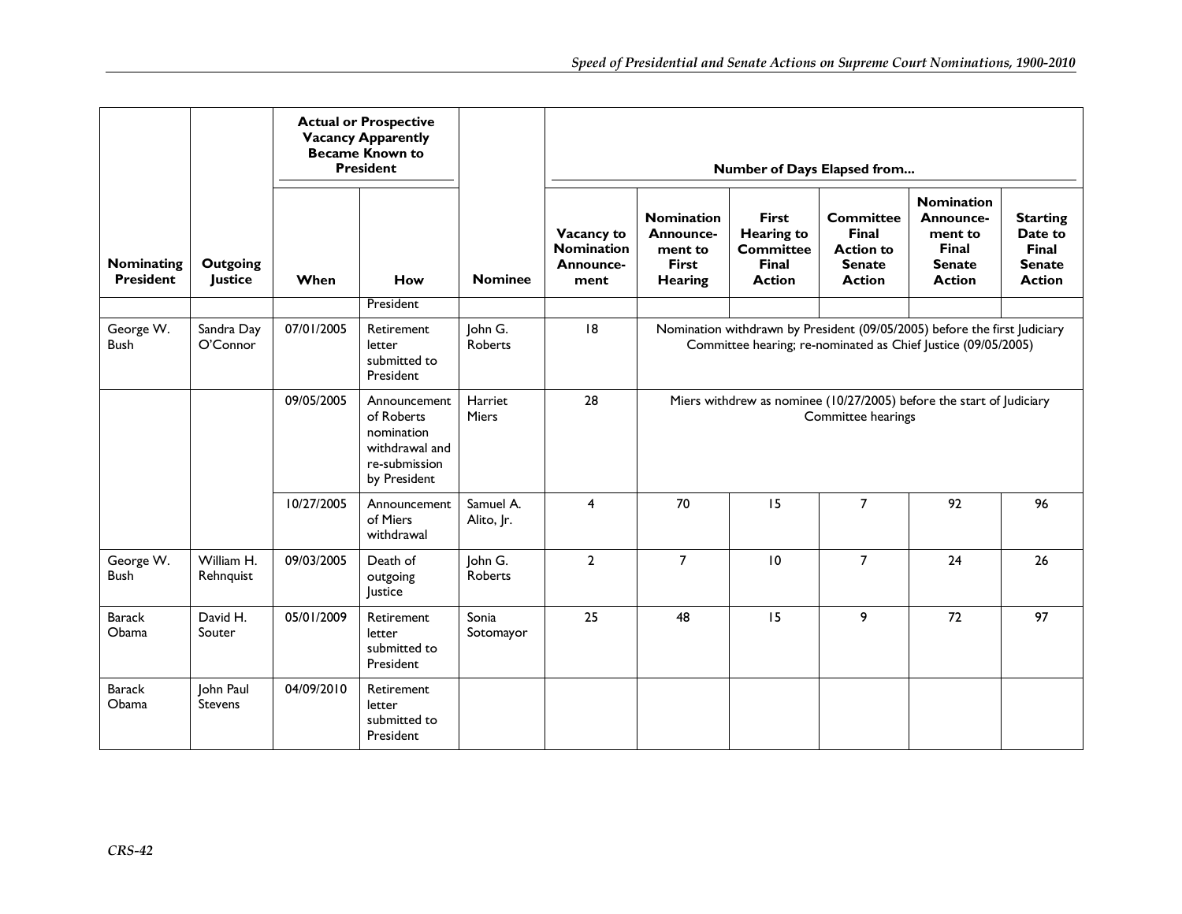| Nominating President | Outgoing Justice | Actual or Prospective Vacancy Apparently Became Known to President | | Nominee | Number of Days Elapsed from... | | | | | |
|---|---|---|---|---|---|---|---|---|---|---|
| | | When | How | | Vacancy to Nomination Announce-ment | Nomination Announce-ment to First Hearing | First Hearing to Committee Final Action | Committee Final Action to Senate Action | Nomination Announce-ment to Final Senate Action | Starting Date to Final Senate Action |
| | | | President | | | | | | | |
| George W. Bush | Sandra Day O'Connor | 07/01/2005 | Retirement letter submitted to President | John G. Roberts | 18 | Nomination withdrawn by President (09/05/2005) before the first Judiciary Committee hearing; re-nominated as Chief Justice (09/05/2005) | | | | |
| | | 09/05/2005 | Announcement of Roberts nomination withdrawal and re-submission by President | Harriet Miers | 28 | Miers withdrew as nominee (10/27/2005) before the start of Judiciary Committee hearings | | | | |
| | | 10/27/2005 | Announcement of Miers withdrawal | Samuel A. Alito, Jr. | 4 | 70 | 15 | 7 | 92 | 96 |
| George W. Bush | William H. Rehnquist | 09/03/2005 | Death of outgoing Justice | John G. Roberts | 2 | 7 | 10 | 7 | 24 | 26 |
| Barack Obama | David H. Souter | 05/01/2009 | Retirement letter submitted to President | Sonia Sotomayor | 25 | 48 | 15 | 9 | 72 | 97 |
| Barack Obama | John Paul Stevens | 04/09/2010 | Retirement letter submitted to President | | | | | | | |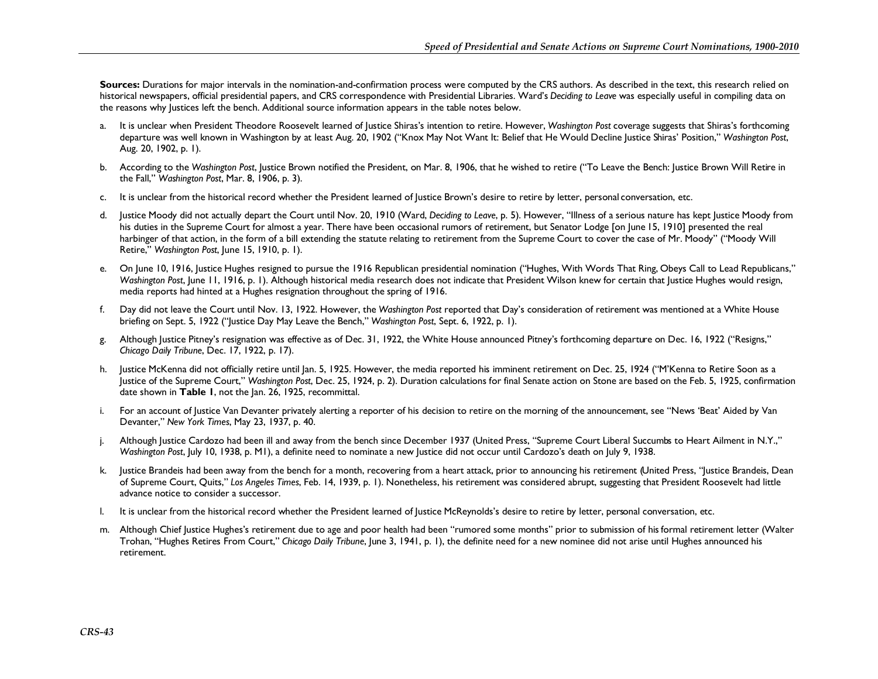**Sources:** Durations for major intervals in the nomination-and-confirmation process were computed by the CRS authors. As described in the text, this research relied on historical newspapers, official presidential papers, and CRS correspondence with Presidential Libraries. Ward's *Deciding to Leave* was especially useful in compiling data on the reasons why Justices left the bench. Additional source information appears in the table notes below.

a. It is unclear when President Theodore Roosevelt learned of Justice Shiras's intention to retire. However, *Washington Post* coverage suggests that Shiras's forthcoming departure was well known in Washington by at least Aug. 20, 1902 ("Knox May Not Want It: Belief that He Would Decline Justice Shiras' Position," *Washington Post*, Aug. 20, 1902, p. 1).

b. According to the *Washington Post*, Justice Brown notified the President, on Mar. 8, 1906, that he wished to retire ("To Leave the Bench: Justice Brown Will Retire in the Fall," *Washington Post*, Mar. 8, 1906, p. 3).

c. It is unclear from the historical record whether the President learned of Justice Brown's desire to retire by letter, personal conversation, etc.

d. Justice Moody did not actually depart the Court until Nov. 20, 1910 (Ward, *Deciding to Leave*, p. 5). However, "Illness of a serious nature has kept Justice Moody from his duties in the Supreme Court for almost a year. There have been occasional rumors of retirement, but Senator Lodge [on June 15, 1910] presented the real harbinger of that action, in the form of a bill extending the statute relating to retirement from the Supreme Court to cover the case of Mr. Moody" ("Moody Will Retire," *Washington Post*, June 15, 1910, p. 1).

e. On June 10, 1916, Justice Hughes resigned to pursue the 1916 Republican presidential nomination ("Hughes, With Words That Ring, Obeys Call to Lead Republicans," *Washington Post*, June 11, 1916, p. 1). Although historical media research does not indicate that President Wilson knew for certain that Justice Hughes would resign, media reports had hinted at a Hughes resignation throughout the spring of 1916.

f. Day did not leave the Court until Nov. 13, 1922. However, the *Washington Post* reported that Day's consideration of retirement was mentioned at a White House briefing on Sept. 5, 1922 ("Justice Day May Leave the Bench," *Washington Post*, Sept. 6, 1922, p. 1).

g. Although Justice Pitney's resignation was effective as of Dec. 31, 1922, the White House announced Pitney's forthcoming departure on Dec. 16, 1922 ("Resigns," *Chicago Daily Tribune*, Dec. 17, 1922, p. 17).

h. Justice McKenna did not officially retire until Jan. 5, 1925. However, the media reported his imminent retirement on Dec. 25, 1924 ("M'Kenna to Retire Soon as a Justice of the Supreme Court," *Washington Post*, Dec. 25, 1924, p. 2). Duration calculations for final Senate action on Stone are based on the Feb. 5, 1925, confirmation date shown in **Table 1**, not the Jan. 26, 1925, recommittal.

i. For an account of Justice Van Devanter privately alerting a reporter of his decision to retire on the morning of the announcement, see "News 'Beat' Aided by Van Devanter," *New York Times*, May 23, 1937, p. 40.

j. Although Justice Cardozo had been ill and away from the bench since December 1937 (United Press, "Supreme Court Liberal Succumbs to Heart Ailment in N.Y.," *Washington Post*, July 10, 1938, p. M1), a definite need to nominate a new Justice did not occur until Cardozo's death on July 9, 1938.

k. Justice Brandeis had been away from the bench for a month, recovering from a heart attack, prior to announcing his retirement (United Press, "Justice Brandeis, Dean of Supreme Court, Quits," *Los Angeles Times*, Feb. 14, 1939, p. 1). Nonetheless, his retirement was considered abrupt, suggesting that President Roosevelt had little advance notice to consider a successor.

l. It is unclear from the historical record whether the President learned of Justice McReynolds's desire to retire by letter, personal conversation, etc.

m. Although Chief Justice Hughes's retirement due to age and poor health had been "rumored some months" prior to submission of his formal retirement letter (Walter Trohan, "Hughes Retires From Court," *Chicago Daily Tribune*, June 3, 1941, p. 1), the definite need for a new nominee did not arise until Hughes announced his retirement.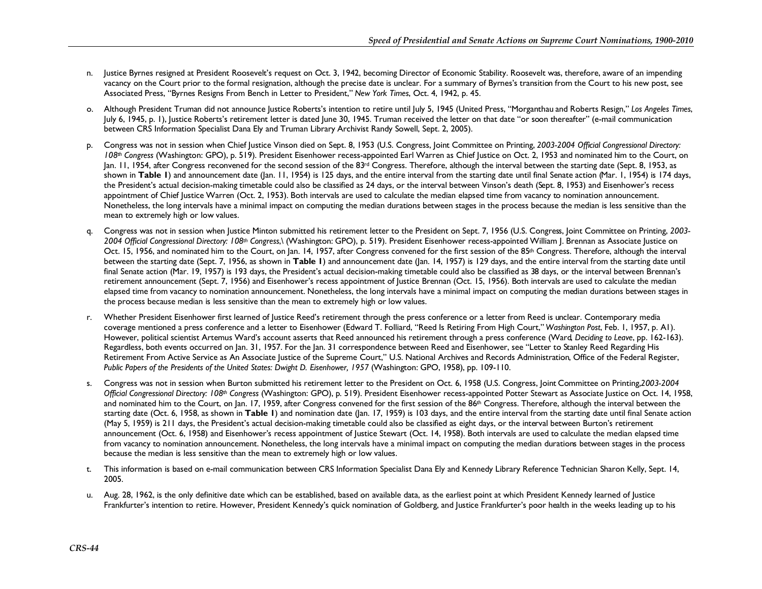n. Justice Byrnes resigned at President Roosevelt's request on Oct. 3, 1942, becoming Director of Economic Stability. Roosevelt was, therefore, aware of an impending vacancy on the Court prior to the formal resignation, although the precise date is unclear. For a summary of Byrnes's transition from the Court to his new post, see Associated Press, "Byrnes Resigns From Bench in Letter to President," *New York Times*, Oct. 4, 1942, p. 45.

o. Although President Truman did not announce Justice Roberts's intention to retire until July 5, 1945 (United Press, "Morganthau and Roberts Resign," *Los Angeles Times*, July 6, 1945, p. 1), Justice Roberts's retirement letter is dated June 30, 1945. Truman received the letter on that date "or soon thereafter" (e-mail communication between CRS Information Specialist Dana Ely and Truman Library Archivist Randy Sowell, Sept. 2, 2005).

p. Congress was not in session when Chief Justice Vinson died on Sept. 8, 1953 (U.S. Congress, Joint Committee on Printing, *2003-2004 Official Congressional Directory: 108th Congress* (Washington: GPO), p. 519). President Eisenhower recess-appointed Earl Warren as Chief Justice on Oct. 2, 1953 and nominated him to the Court, on Jan. 11, 1954, after Congress reconvened for the second session of the 83rd Congress. Therefore, although the interval between the starting date (Sept. 8, 1953, as shown in **Table 1**) and announcement date (Jan. 11, 1954) is 125 days, and the entire interval from the starting date until final Senate action (Mar. 1, 1954) is 174 days, the President's actual decision-making timetable could also be classified as 24 days, or the interval between Vinson's death (Sept. 8, 1953) and Eisenhower's recess appointment of Chief Justice Warren (Oct. 2, 1953). Both intervals are used to calculate the median elapsed time from vacancy to nomination announcement. Nonetheless, the long intervals have a minimal impact on computing the median durations between stages in the process because the median is less sensitive than the mean to extremely high or low values.

q. Congress was not in session when Justice Minton submitted his retirement letter to the President on Sept. 7, 1956 (U.S. Congress, Joint Committee on Printing, *2003-2004 Official Congressional Directory: 108th Congress*,\ (Washington: GPO), p. 519). President Eisenhower recess-appointed William J. Brennan as Associate Justice on Oct. 15, 1956, and nominated him to the Court, on Jan. 14, 1957, after Congress convened for the first session of the 85th Congress. Therefore, although the interval between the starting date (Sept. 7, 1956, as shown in **Table 1**) and announcement date (Jan. 14, 1957) is 129 days, and the entire interval from the starting date until final Senate action (Mar. 19, 1957) is 193 days, the President's actual decision-making timetable could also be classified as 38 days, or the interval between Brennan's retirement announcement (Sept. 7, 1956) and Eisenhower's recess appointment of Justice Brennan (Oct. 15, 1956). Both intervals are used to calculate the median elapsed time from vacancy to nomination announcement. Nonetheless, the long intervals have a minimal impact on computing the median durations between stages in the process because median is less sensitive than the mean to extremely high or low values.

r. Whether President Eisenhower first learned of Justice Reed's retirement through the press conference or a letter from Reed is unclear. Contemporary media coverage mentioned a press conference and a letter to Eisenhower (Edward T. Folliard, "Reed Is Retiring From High Court," *Washington Post*, Feb. 1, 1957, p. A1). However, political scientist Artemus Ward's account asserts that Reed announced his retirement through a press conference (Ward, *Deciding to Leave*, pp. 162-163). Regardless, both events occurred on Jan. 31, 1957. For the Jan. 31 correspondence between Reed and Eisenhower, see "Letter to Stanley Reed Regarding His Retirement From Active Service as An Associate Justice of the Supreme Court," U.S. National Archives and Records Administration, Office of the Federal Register, *Public Papers of the Presidents of the United States: Dwight D. Eisenhower, 1957* (Washington: GPO, 1958), pp. 109-110.

s. Congress was not in session when Burton submitted his retirement letter to the President on Oct. 6, 1958 (U.S. Congress, Joint Committee on Printing, *2003-2004 Official Congressional Directory: 108th Congress* (Washington: GPO), p. 519). President Eisenhower recess-appointed Potter Stewart as Associate Justice on Oct. 14, 1958, and nominated him to the Court, on Jan. 17, 1959, after Congress convened for the first session of the 86th Congress. Therefore, although the interval between the starting date (Oct. 6, 1958, as shown in **Table 1**) and nomination date (Jan. 17, 1959) is 103 days, and the entire interval from the starting date until final Senate action (May 5, 1959) is 211 days, the President's actual decision-making timetable could also be classified as eight days, or the interval between Burton's retirement announcement (Oct. 6, 1958) and Eisenhower's recess appointment of Justice Stewart (Oct. 14, 1958). Both intervals are used to calculate the median elapsed time from vacancy to nomination announcement. Nonetheless, the long intervals have a minimal impact on computing the median durations between stages in the process because the median is less sensitive than the mean to extremely high or low values.

t. This information is based on e-mail communication between CRS Information Specialist Dana Ely and Kennedy Library Reference Technician Sharon Kelly, Sept. 14, 2005.

u. Aug. 28, 1962, is the only definitive date which can be established, based on available data, as the earliest point at which President Kennedy learned of Justice Frankfurter's intention to retire. However, President Kennedy's quick nomination of Goldberg, and Justice Frankfurter's poor health in the weeks leading up to his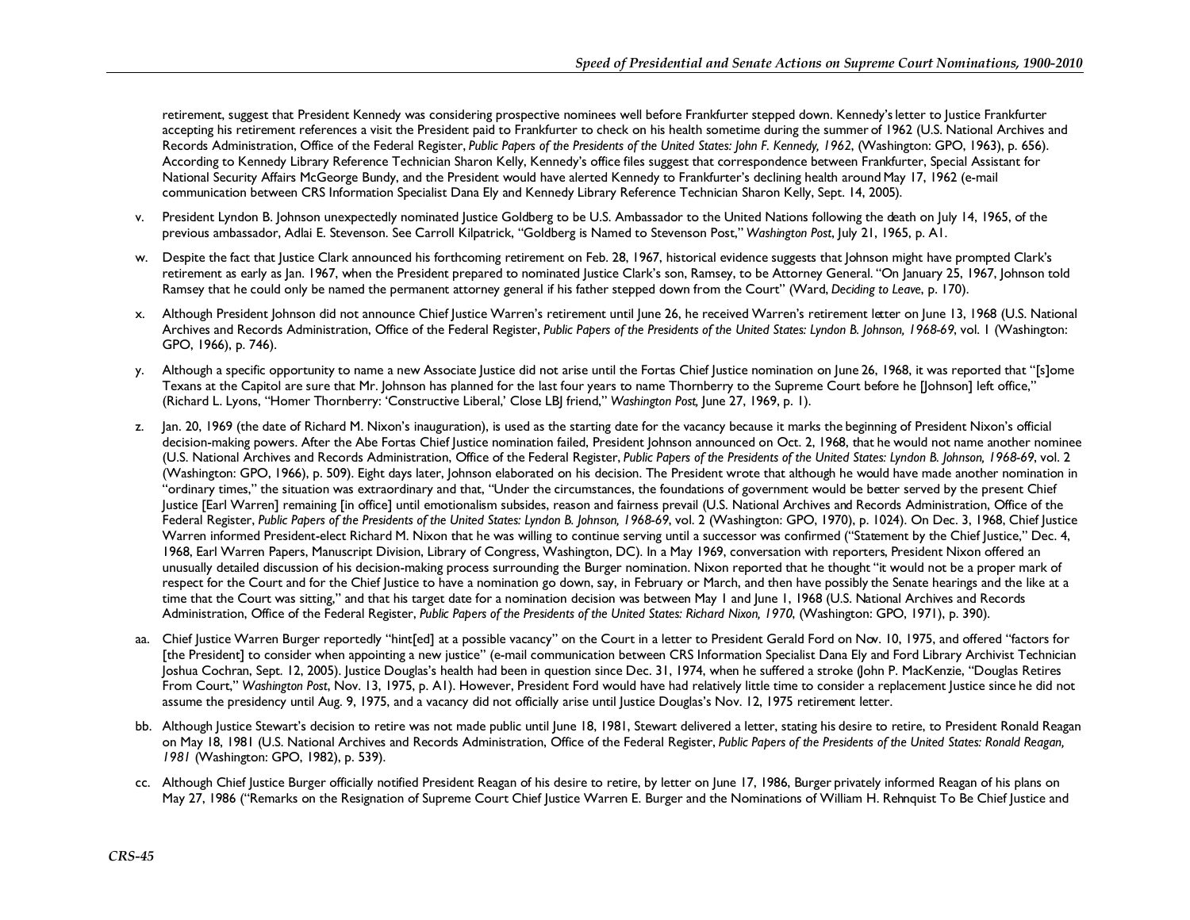retirement, suggest that President Kennedy was considering prospective nominees well before Frankfurter stepped down. Kennedy's letter to Justice Frankfurter accepting his retirement references a visit the President paid to Frankfurter to check on his health sometime during the summer of 1962 (U.S. National Archives and Records Administration, Office of the Federal Register, *Public Papers of the Presidents of the United States: John F. Kennedy, 1962*, (Washington: GPO, 1963), p. 656). According to Kennedy Library Reference Technician Sharon Kelly, Kennedy's office files suggest that correspondence between Frankfurter, Special Assistant for National Security Affairs McGeorge Bundy, and the President would have alerted Kennedy to Frankfurter's declining health around May 17, 1962 (e-mail communication between CRS Information Specialist Dana Ely and Kennedy Library Reference Technician Sharon Kelly, Sept. 14, 2005).

v. President Lyndon B. Johnson unexpectedly nominated Justice Goldberg to be U.S. Ambassador to the United Nations following the death on July 14, 1965, of the previous ambassador, Adlai E. Stevenson. See Carroll Kilpatrick, "Goldberg is Named to Stevenson Post," *Washington Post*, July 21, 1965, p. A1.

w. Despite the fact that Justice Clark announced his forthcoming retirement on Feb. 28, 1967, historical evidence suggests that Johnson might have prompted Clark's retirement as early as Jan. 1967, when the President prepared to nominated Justice Clark's son, Ramsey, to be Attorney General. "On January 25, 1967, Johnson told Ramsey that he could only be named the permanent attorney general if his father stepped down from the Court" (Ward, *Deciding to Leave*, p. 170).

x. Although President Johnson did not announce Chief Justice Warren's retirement until June 26, he received Warren's retirement letter on June 13, 1968 (U.S. National Archives and Records Administration, Office of the Federal Register, *Public Papers of the Presidents of the United States: Lyndon B. Johnson, 1968-69*, vol. 1 (Washington: GPO, 1966), p. 746).

y. Although a specific opportunity to name a new Associate Justice did not arise until the Fortas Chief Justice nomination on June 26, 1968, it was reported that "[s]ome Texans at the Capitol are sure that Mr. Johnson has planned for the last four years to name Thornberry to the Supreme Court before he [Johnson] left office," (Richard L. Lyons, "Homer Thornberry: 'Constructive Liberal,' Close LBJ friend," *Washington Post,* June 27, 1969, p. 1).

z. Jan. 20, 1969 (the date of Richard M. Nixon's inauguration), is used as the starting date for the vacancy because it marks the beginning of President Nixon's official decision-making powers. After the Abe Fortas Chief Justice nomination failed, President Johnson announced on Oct. 2, 1968, that he would not name another nominee (U.S. National Archives and Records Administration, Office of the Federal Register, *Public Papers of the Presidents of the United States: Lyndon B. Johnson, 1968-69*, vol. 2 (Washington: GPO, 1966), p. 509). Eight days later, Johnson elaborated on his decision. The President wrote that although he would have made another nomination in "ordinary times," the situation was extraordinary and that, "Under the circumstances, the foundations of government would be better served by the present Chief Justice [Earl Warren] remaining [in office] until emotionalism subsides, reason and fairness prevail (U.S. National Archives and Records Administration, Office of the Federal Register, *Public Papers of the Presidents of the United States: Lyndon B. Johnson, 1968-69*, vol. 2 (Washington: GPO, 1970), p. 1024). On Dec. 3, 1968, Chief Justice Warren informed President-elect Richard M. Nixon that he was willing to continue serving until a successor was confirmed ("Statement by the Chief Justice," Dec. 4, 1968, Earl Warren Papers, Manuscript Division, Library of Congress, Washington, DC). In a May 1969, conversation with reporters, President Nixon offered an unusually detailed discussion of his decision-making process surrounding the Burger nomination. Nixon reported that he thought "it would not be a proper mark of respect for the Court and for the Chief Justice to have a nomination go down, say, in February or March, and then have possibly the Senate hearings and the like at a time that the Court was sitting," and that his target date for a nomination decision was between May 1 and June 1, 1968 (U.S. National Archives and Records Administration, Office of the Federal Register, *Public Papers of the Presidents of the United States: Richard Nixon, 1970*, (Washington: GPO, 1971), p. 390).

aa. Chief Justice Warren Burger reportedly "hint[ed] at a possible vacancy" on the Court in a letter to President Gerald Ford on Nov. 10, 1975, and offered "factors for [the President] to consider when appointing a new justice" (e-mail communication between CRS Information Specialist Dana Ely and Ford Library Archivist Technician Joshua Cochran, Sept. 12, 2005). Justice Douglas's health had been in question since Dec. 31, 1974, when he suffered a stroke (John P. MacKenzie, "Douglas Retires From Court," *Washington Post*, Nov. 13, 1975, p. A1). However, President Ford would have had relatively little time to consider a replacement Justice since he did not assume the presidency until Aug. 9, 1975, and a vacancy did not officially arise until Justice Douglas's Nov. 12, 1975 retirement letter.

bb. Although Justice Stewart's decision to retire was not made public until June 18, 1981, Stewart delivered a letter, stating his desire to retire, to President Ronald Reagan on May 18, 1981 (U.S. National Archives and Records Administration, Office of the Federal Register, *Public Papers of the Presidents of the United States: Ronald Reagan, 1981* (Washington: GPO, 1982), p. 539).

cc. Although Chief Justice Burger officially notified President Reagan of his desire to retire, by letter on June 17, 1986, Burger privately informed Reagan of his plans on May 27, 1986 ("Remarks on the Resignation of Supreme Court Chief Justice Warren E. Burger and the Nominations of William H. Rehnquist To Be Chief Justice and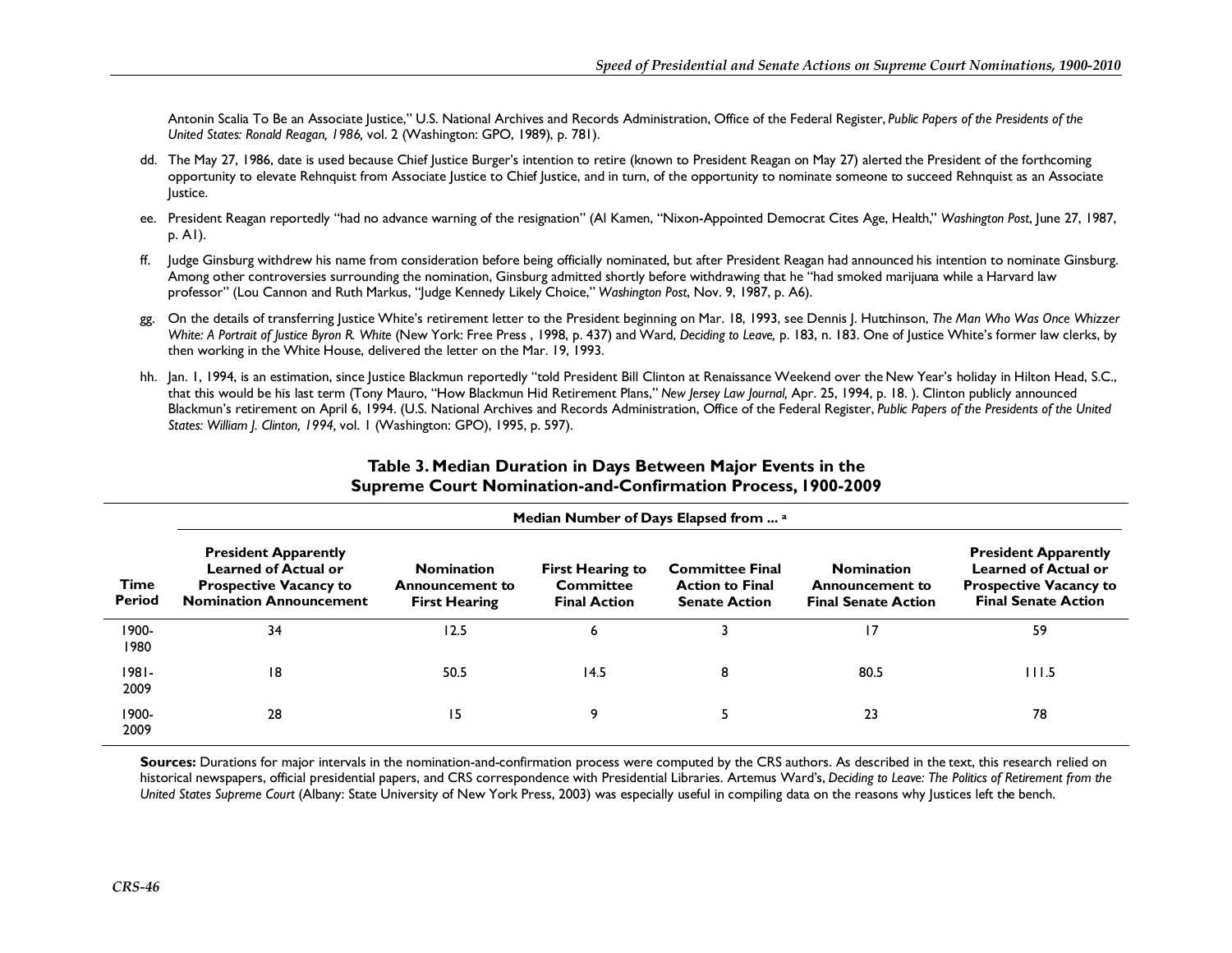Antonin Scalia To Be an Associate Justice," U.S. National Archives and Records Administration, Office of the Federal Register, *Public Papers of the Presidents of the United States: Ronald Reagan, 1986,* vol. 2 (Washington: GPO, 1989), p. 781).

dd. The May 27, 1986, date is used because Chief Justice Burger's intention to retire (known to President Reagan on May 27) alerted the President of the forthcoming opportunity to elevate Rehnquist from Associate Justice to Chief Justice, and in turn, of the opportunity to nominate someone to succeed Rehnquist as an Associate Justice.

ee. President Reagan reportedly "had no advance warning of the resignation" (Al Kamen, "Nixon-Appointed Democrat Cites Age, Health," *Washington Post*, June 27, 1987, p. A1).

ff. Judge Ginsburg withdrew his name from consideration before being officially nominated, but after President Reagan had announced his intention to nominate Ginsburg. Among other controversies surrounding the nomination, Ginsburg admitted shortly before withdrawing that he "had smoked marijuana while a Harvard law professor" (Lou Cannon and Ruth Markus, "Judge Kennedy Likely Choice," *Washington Post*, Nov. 9, 1987, p. A6).

gg. On the details of transferring Justice White's retirement letter to the President beginning on Mar. 18, 1993, see Dennis J. Hutchinson, *The Man Who Was Once Whizzer White: A Portrait of Justice Byron R. White* (New York: Free Press , 1998, p. 437) and Ward, *Deciding to Leave,* p. 183, n. 183. One of Justice White's former law clerks, by then working in the White House, delivered the letter on the Mar. 19, 1993.

hh. Jan. 1, 1994, is an estimation, since Justice Blackmun reportedly "told President Bill Clinton at Renaissance Weekend over the New Year's holiday in Hilton Head, S.C., that this would be his last term (Tony Mauro, "How Blackmun Hid Retirement Plans," *New Jersey Law Journal,* Apr. 25, 1994, p. 18. ). Clinton publicly announced Blackmun's retirement on April 6, 1994. (U.S. National Archives and Records Administration, Office of the Federal Register, *Public Papers of the Presidents of the United States: William J. Clinton, 1994,* vol. 1 (Washington: GPO), 1995, p. 597).

**Table 3. Median Duration in Days Between Major Events in the Supreme Court Nomination-and-Confirmation Process, 1900-2009**

| | Median Number of Days Elapsed from ... [a] | | | | | |
|---|---|---|---|---|---|---|
| **Time Period** | **President Apparently Learned of Actual or Prospective Vacancy to Nomination Announcement** | **Nomination Announcement to First Hearing** | **First Hearing to Committee Final Action** | **Committee Final Action to Final Senate Action** | **Nomination Announcement to Final Senate Action** | **President Apparently Learned of Actual or Prospective Vacancy to Final Senate Action** |
| 1900-1980 | 34 | 12.5 | 6 | 3 | 17 | 59 |
| 1981-2009 | 18 | 50.5 | 14.5 | 8 | 80.5 | 111.5 |
| 1900-2009 | 28 | 15 | 9 | 5 | 23 | 78 |

**Sources:** Durations for major intervals in the nomination-and-confirmation process were computed by the CRS authors. As described in the text, this research relied on historical newspapers, official presidential papers, and CRS correspondence with Presidential Libraries. Artemus Ward's, *Deciding to Leave: The Politics of Retirement from the United States Supreme Court* (Albany: State University of New York Press, 2003) was especially useful in compiling data on the reasons why Justices left the bench.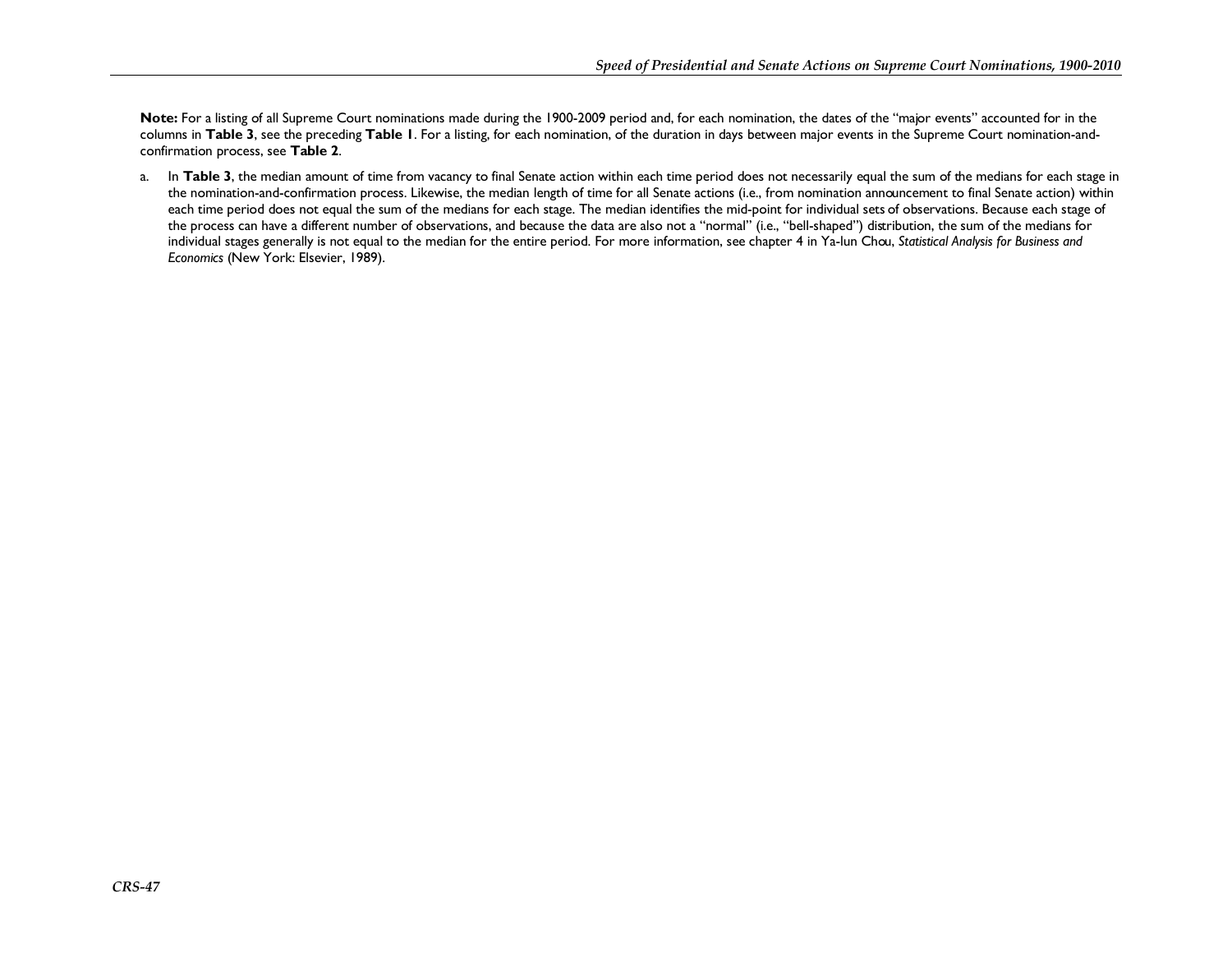**Note:** For a listing of all Supreme Court nominations made during the 1900-2009 period and, for each nomination, the dates of the "major events" accounted for in the columns in **Table 3**, see the preceding **Table 1**. For a listing, for each nomination, of the duration in days between major events in the Supreme Court nomination-and-confirmation process, see **Table 2**.

a. In **Table 3**, the median amount of time from vacancy to final Senate action within each time period does not necessarily equal the sum of the medians for each stage in the nomination-and-confirmation process. Likewise, the median length of time for all Senate actions (i.e., from nomination announcement to final Senate action) within each time period does not equal the sum of the medians for each stage. The median identifies the mid-point for individual sets of observations. Because each stage of the process can have a different number of observations, and because the data are also not a "normal" (i.e., "bell-shaped") distribution, the sum of the medians for individual stages generally is not equal to the median for the entire period. For more information, see chapter 4 in Ya-lun Chou, *Statistical Analysis for Business and Economics* (New York: Elsevier, 1989).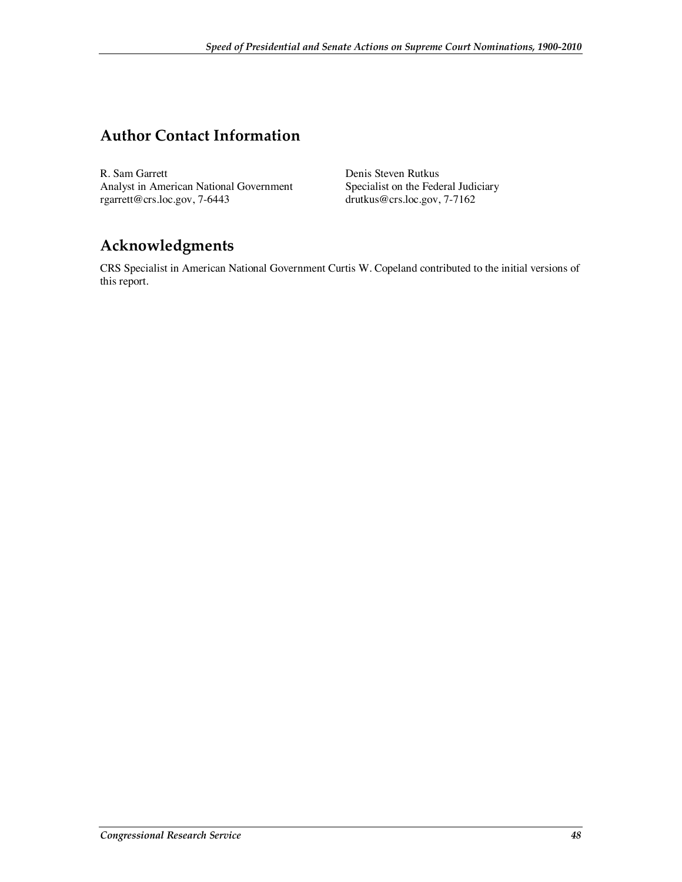## Author Contact Information

R. Sam Garrett
Analyst in American National Government
rgarrett@crs.loc.gov, 7-6443

Denis Steven Rutkus
Specialist on the Federal Judiciary
drutkus@crs.loc.gov, 7-7162

## Acknowledgments

CRS Specialist in American National Government Curtis W. Copeland contributed to the initial versions of this report.